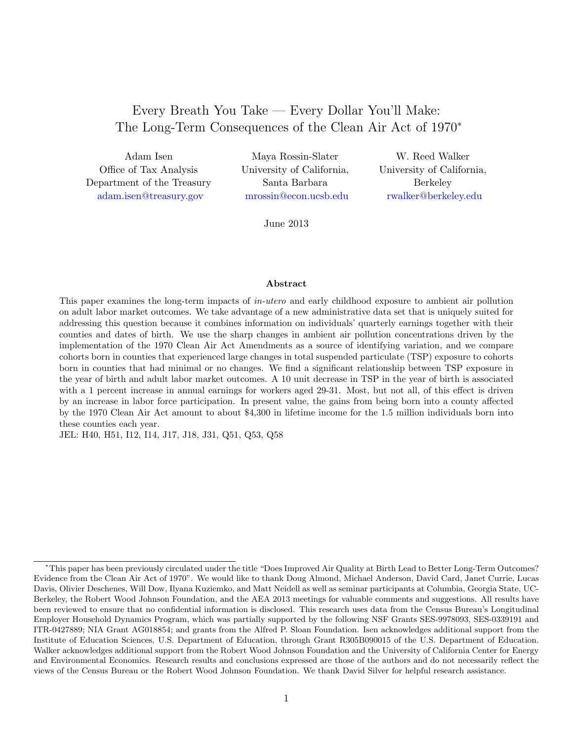# Every Breath You Take — Every Dollar You'll Make: The Long-Term Consequences of the Clean Air Act of 1970*

Adam Isen
Office of Tax Analysis
Department of the Treasury
adam.isen@treasury.gov

Maya Rossin-Slater
University of California, Santa Barbara
mrossin@econ.ucsb.edu

W. Reed Walker
University of California, Berkeley
rwalker@berkeley.edu

June 2013

### Abstract

This paper examines the long-term impacts of *in-utero* and early childhood exposure to ambient air pollution on adult labor market outcomes. We take advantage of a new administrative data set that is uniquely suited for addressing this question because it combines information on individuals' quarterly earnings together with their counties and dates of birth. We use the sharp changes in ambient air pollution concentrations driven by the implementation of the 1970 Clean Air Act Amendments as a source of identifying variation, and we compare cohorts born in counties that experienced large changes in total suspended particulate (TSP) exposure to cohorts born in counties that had minimal or no changes. We find a significant relationship between TSP exposure in the year of birth and adult labor market outcomes. A 10 unit decrease in TSP in the year of birth is associated with a 1 percent increase in annual earnings for workers aged 29-31. Most, but not all, of this effect is driven by an increase in labor force participation. In present value, the gains from being born into a county affected by the 1970 Clean Air Act amount to about $4,300 in lifetime income for the 1.5 million individuals born into these counties each year.

JEL: H40, H51, I12, I14, J17, J18, J31, Q51, Q53, Q58

*This paper has been previously circulated under the title "Does Improved Air Quality at Birth Lead to Better Long-Term Outcomes? Evidence from the Clean Air Act of 1970". We would like to thank Doug Almond, Michael Anderson, David Card, Janet Currie, Lucas Davis, Olivier Deschenes, Will Dow, Ilyana Kuziemko, and Matt Neidell as well as seminar participants at Columbia, Georgia State, UC-Berkeley, the Robert Wood Johnson Foundation, and the AEA 2013 meetings for valuable comments and suggestions. All results have been reviewed to ensure that no confidential information is disclosed. This research uses data from the Census Bureau's Longitudinal Employer Household Dynamics Program, which was partially supported by the following NSF Grants SES-9978093, SES-0339191 and ITR-0427889; NIA Grant AG018854; and grants from the Alfred P. Sloan Foundation. Isen acknowledges additional support from the Institute of Education Sciences, U.S. Department of Education, through Grant R305B090015 of the U.S. Department of Education. Walker acknowledges additional support from the Robert Wood Johnson Foundation and the University of California Center for Energy and Environmental Economics. Research results and conclusions expressed are those of the authors and do not necessarily reflect the views of the Census Bureau or the Robert Wood Johnson Foundation. We thank David Silver for helpful research assistance.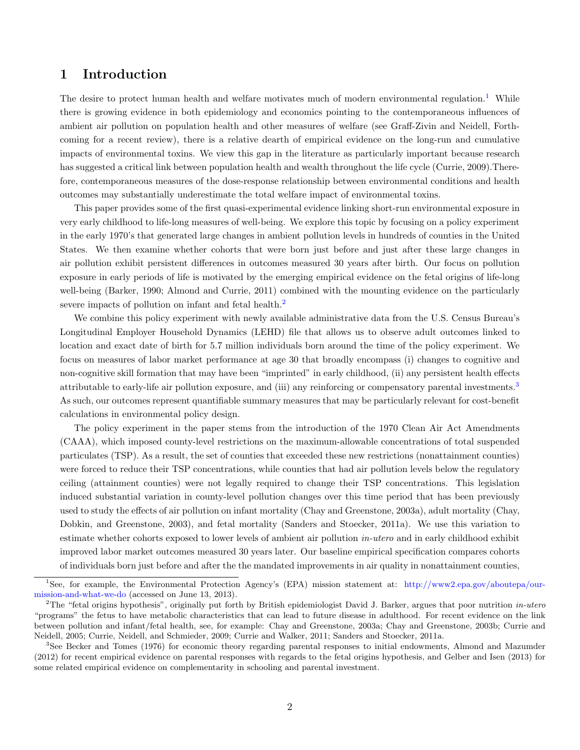# 1 Introduction

The desire to protect human health and welfare motivates much of modern environmental regulation.[1] While there is growing evidence in both epidemiology and economics pointing to the contemporaneous influences of ambient air pollution on population health and other measures of welfare (see Graff-Zivin and Neidell, Forthcoming for a recent review), there is a relative dearth of empirical evidence on the long-run and cumulative impacts of environmental toxins. We view this gap in the literature as particularly important because research has suggested a critical link between population health and wealth throughout the life cycle (Currie, 2009).Therefore, contemporaneous measures of the dose-response relationship between environmental conditions and health outcomes may substantially underestimate the total welfare impact of environmental toxins.

This paper provides some of the first quasi-experimental evidence linking short-run environmental exposure in very early childhood to life-long measures of well-being. We explore this topic by focusing on a policy experiment in the early 1970's that generated large changes in ambient pollution levels in hundreds of counties in the United States. We then examine whether cohorts that were born just before and just after these large changes in air pollution exhibit persistent differences in outcomes measured 30 years after birth. Our focus on pollution exposure in early periods of life is motivated by the emerging empirical evidence on the fetal origins of life-long well-being (Barker, 1990; Almond and Currie, 2011) combined with the mounting evidence on the particularly severe impacts of pollution on infant and fetal health.[2]

We combine this policy experiment with newly available administrative data from the U.S. Census Bureau's Longitudinal Employer Household Dynamics (LEHD) file that allows us to observe adult outcomes linked to location and exact date of birth for 5.7 million individuals born around the time of the policy experiment. We focus on measures of labor market performance at age 30 that broadly encompass (i) changes to cognitive and non-cognitive skill formation that may have been "imprinted" in early childhood, (ii) any persistent health effects attributable to early-life air pollution exposure, and (iii) any reinforcing or compensatory parental investments.[3] As such, our outcomes represent quantifiable summary measures that may be particularly relevant for cost-benefit calculations in environmental policy design.

The policy experiment in the paper stems from the introduction of the 1970 Clean Air Act Amendments (CAAA), which imposed county-level restrictions on the maximum-allowable concentrations of total suspended particulates (TSP). As a result, the set of counties that exceeded these new restrictions (nonattainment counties) were forced to reduce their TSP concentrations, while counties that had air pollution levels below the regulatory ceiling (attainment counties) were not legally required to change their TSP concentrations. This legislation induced substantial variation in county-level pollution changes over this time period that has been previously used to study the effects of air pollution on infant mortality (Chay and Greenstone, 2003a), adult mortality (Chay, Dobkin, and Greenstone, 2003), and fetal mortality (Sanders and Stoecker, 2011a). We use this variation to estimate whether cohorts exposed to lower levels of ambient air pollution *in-utero* and in early childhood exhibit improved labor market outcomes measured 30 years later. Our baseline empirical specification compares cohorts of individuals born just before and after the the mandated improvements in air quality in nonattainment counties,

---

[1] See, for example, the Environmental Protection Agency's (EPA) mission statement at: http://www2.epa.gov/aboutepa/our-mission-and-what-we-do (accessed on June 13, 2013).

[2] The "fetal origins hypothesis", originally put forth by British epidemiologist David J. Barker, argues that poor nutrition *in-utero* "programs" the fetus to have metabolic characteristics that can lead to future disease in adulthood. For recent evidence on the link between pollution and infant/fetal health, see, for example: Chay and Greenstone, 2003a; Chay and Greenstone, 2003b; Currie and Neidell, 2005; Currie, Neidell, and Schmieder, 2009; Currie and Walker, 2011; Sanders and Stoecker, 2011a.

[3] See Becker and Tomes (1976) for economic theory regarding parental responses to initial endowments, Almond and Mazumder (2012) for recent empirical evidence on parental responses with regards to the fetal origins hypothesis, and Gelber and Isen (2013) for some related empirical evidence on complementarity in schooling and parental investment.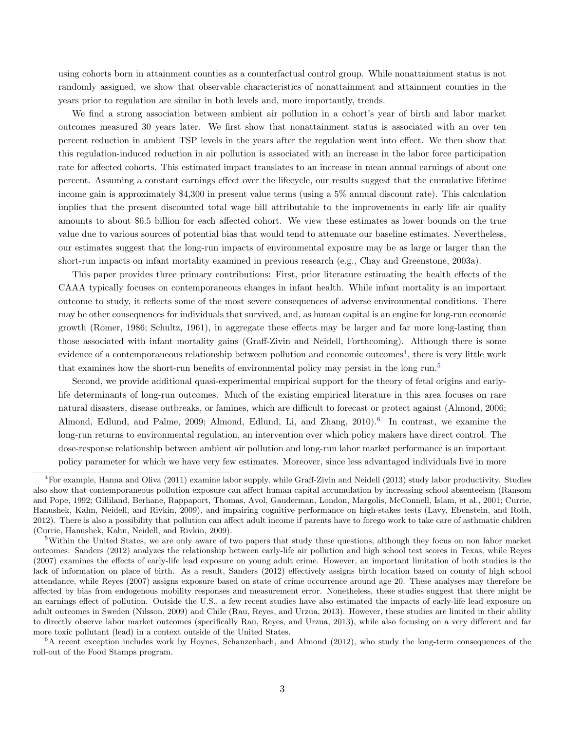using cohorts born in attainment counties as a counterfactual control group. While nonattainment status is not randomly assigned, we show that observable characteristics of nonattainment and attainment counties in the years prior to regulation are similar in both levels and, more importantly, trends.

We find a strong association between ambient air pollution in a cohort's year of birth and labor market outcomes measured 30 years later. We first show that nonattainment status is associated with an over ten percent reduction in ambient TSP levels in the years after the regulation went into effect. We then show that this regulation-induced reduction in air pollution is associated with an increase in the labor force participation rate for affected cohorts. This estimated impact translates to an increase in mean annual earnings of about one percent. Assuming a constant earnings effect over the lifecycle, our results suggest that the cumulative lifetime income gain is approximately $4,300 in present value terms (using a 5% annual discount rate). This calculation implies that the present discounted total wage bill attributable to the improvements in early life air quality amounts to about $6.5 billion for each affected cohort. We view these estimates as lower bounds on the true value due to various sources of potential bias that would tend to attenuate our baseline estimates. Nevertheless, our estimates suggest that the long-run impacts of environmental exposure may be as large or larger than the short-run impacts on infant mortality examined in previous research (e.g., Chay and Greenstone, 2003a).

This paper provides three primary contributions: First, prior literature estimating the health effects of the CAAA typically focuses on contemporaneous changes in infant health. While infant mortality is an important outcome to study, it reflects some of the most severe consequences of adverse environmental conditions. There may be other consequences for individuals that survived, and, as human capital is an engine for long-run economic growth (Romer, 1986; Schultz, 1961), in aggregate these effects may be larger and far more long-lasting than those associated with infant mortality gains (Graff-Zivin and Neidell, Forthcoming). Although there is some evidence of a contemporaneous relationship between pollution and economic outcomes[4], there is very little work that examines how the short-run benefits of environmental policy may persist in the long run.[5]

Second, we provide additional quasi-experimental empirical support for the theory of fetal origins and early-life determinants of long-run outcomes. Much of the existing empirical literature in this area focuses on rare natural disasters, disease outbreaks, or famines, which are difficult to forecast or protect against (Almond, 2006; Almond, Edlund, and Palme, 2009; Almond, Edlund, Li, and Zhang, 2010).[6] In contrast, we examine the long-run returns to environmental regulation, an intervention over which policy makers have direct control. The dose-response relationship between ambient air pollution and long-run labor market performance is an important policy parameter for which we have very few estimates. Moreover, since less advantaged individuals live in more

---

[4]For example, Hanna and Oliva (2011) examine labor supply, while Graff-Zivin and Neidell (2013) study labor productivity. Studies also show that contemporaneous pollution exposure can affect human capital accumulation by increasing school absenteeism (Ransom and Pope, 1992; Gilliland, Berhane, Rappaport, Thomas, Avol, Gauderman, London, Margolis, McConnell, Islam, et al., 2001; Currie, Hanushek, Kahn, Neidell, and Rivkin, 2009), and impairing cognitive performance on high-stakes tests (Lavy, Ebenstein, and Roth, 2012). There is also a possibility that pollution can affect adult income if parents have to forego work to take care of asthmatic children (Currie, Hanushek, Kahn, Neidell, and Rivkin, 2009).

[5]Within the United States, we are only aware of two papers that study these questions, although they focus on non labor market outcomes. Sanders (2012) analyzes the relationship between early-life air pollution and high school test scores in Texas, while Reyes (2007) examines the effects of early-life lead exposure on young adult crime. However, an important limitation of both studies is the lack of information on place of birth. As a result, Sanders (2012) effectively assigns birth location based on county of high school attendance, while Reyes (2007) assigns exposure based on state of crime occurrence around age 20. These analyses may therefore be affected by bias from endogenous mobility responses and measurement error. Nonetheless, these studies suggest that there might be an earnings effect of pollution. Outside the U.S., a few recent studies have also estimated the impacts of early-life lead exposure on adult outcomes in Sweden (Nilsson, 2009) and Chile (Rau, Reyes, and Urzua, 2013). However, these studies are limited in their ability to directly observe labor market outcomes (specifically Rau, Reyes, and Urzua, 2013), while also focusing on a very different and far more toxic pollutant (lead) in a context outside of the United States.

[6]A recent exception includes work by Hoynes, Schanzenbach, and Almond (2012), who study the long-term consequences of the roll-out of the Food Stamps program.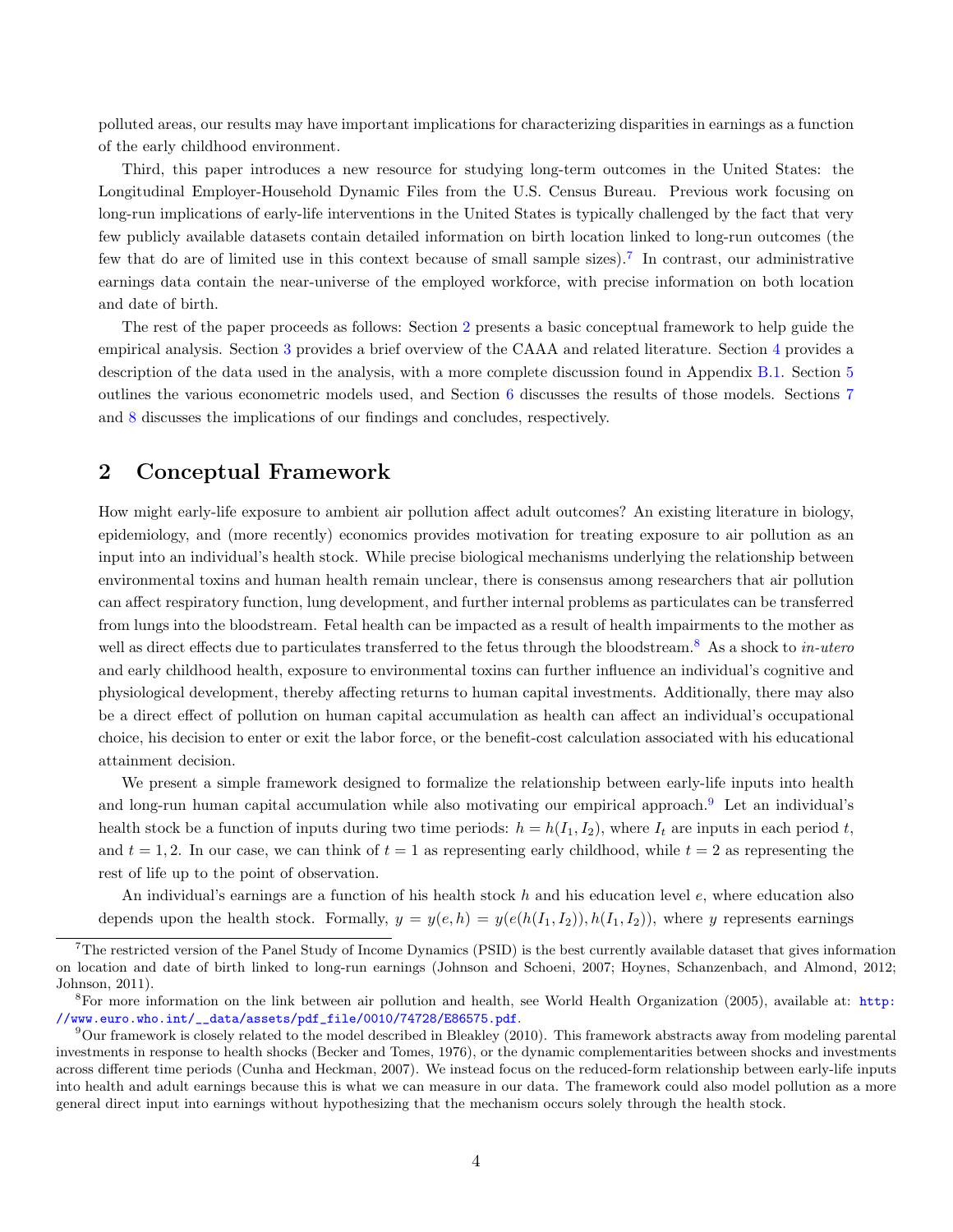polluted areas, our results may have important implications for characterizing disparities in earnings as a function of the early childhood environment.

Third, this paper introduces a new resource for studying long-term outcomes in the United States: the Longitudinal Employer-Household Dynamic Files from the U.S. Census Bureau. Previous work focusing on long-run implications of early-life interventions in the United States is typically challenged by the fact that very few publicly available datasets contain detailed information on birth location linked to long-run outcomes (the few that do are of limited use in this context because of small sample sizes).[7] In contrast, our administrative earnings data contain the near-universe of the employed workforce, with precise information on both location and date of birth.

The rest of the paper proceeds as follows: Section 2 presents a basic conceptual framework to help guide the empirical analysis. Section 3 provides a brief overview of the CAAA and related literature. Section 4 provides a description of the data used in the analysis, with a more complete discussion found in Appendix B.1. Section 5 outlines the various econometric models used, and Section 6 discusses the results of those models. Sections 7 and 8 discusses the implications of our findings and concludes, respectively.

## 2 Conceptual Framework

How might early-life exposure to ambient air pollution affect adult outcomes? An existing literature in biology, epidemiology, and (more recently) economics provides motivation for treating exposure to air pollution as an input into an individual's health stock. While precise biological mechanisms underlying the relationship between environmental toxins and human health remain unclear, there is consensus among researchers that air pollution can affect respiratory function, lung development, and further internal problems as particulates can be transferred from lungs into the bloodstream. Fetal health can be impacted as a result of health impairments to the mother as well as direct effects due to particulates transferred to the fetus through the bloodstream.[8] As a shock to *in-utero* and early childhood health, exposure to environmental toxins can further influence an individual's cognitive and physiological development, thereby affecting returns to human capital investments. Additionally, there may also be a direct effect of pollution on human capital accumulation as health can affect an individual's occupational choice, his decision to enter or exit the labor force, or the benefit-cost calculation associated with his educational attainment decision.

We present a simple framework designed to formalize the relationship between early-life inputs into health and long-run human capital accumulation while also motivating our empirical approach.[9] Let an individual's health stock be a function of inputs during two time periods: $h = h(I_1, I_2)$, where $I_t$ are inputs in each period $t$, and $t = 1, 2$. In our case, we can think of $t = 1$ as representing early childhood, while $t = 2$ as representing the rest of life up to the point of observation.

An individual's earnings are a function of his health stock $h$ and his education level $e$, where education also depends upon the health stock. Formally, $y = y(e, h) = y(e(h(I_1, I_2)), h(I_1, I_2))$, where $y$ represents earnings

[7] The restricted version of the Panel Study of Income Dynamics (PSID) is the best currently available dataset that gives information on location and date of birth linked to long-run earnings (Johnson and Schoeni, 2007; Hoynes, Schanzenbach, and Almond, 2012; Johnson, 2011).

[8] For more information on the link between air pollution and health, see World Health Organization (2005), available at: http://www.euro.who.int/__data/assets/pdf_file/0010/74728/E86575.pdf.

[9] Our framework is closely related to the model described in Bleakley (2010). This framework abstracts away from modeling parental investments in response to health shocks (Becker and Tomes, 1976), or the dynamic complementarities between shocks and investments across different time periods (Cunha and Heckman, 2007). We instead focus on the reduced-form relationship between early-life inputs into health and adult earnings because this is what we can measure in our data. The framework could also model pollution as a more general direct input into earnings without hypothesizing that the mechanism occurs solely through the health stock.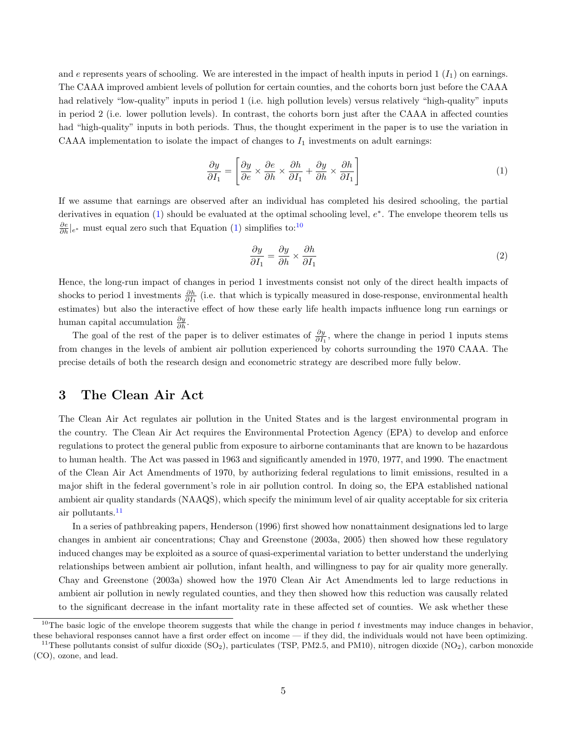and $e$ represents years of schooling. We are interested in the impact of health inputs in period 1 ($I_1$) on earnings. The CAAA improved ambient levels of pollution for certain counties, and the cohorts born just before the CAAA had relatively "low-quality" inputs in period 1 (i.e. high pollution levels) versus relatively "high-quality" inputs in period 2 (i.e. lower pollution levels). In contrast, the cohorts born just after the CAAA in affected counties had "high-quality" inputs in both periods. Thus, the thought experiment in the paper is to use the variation in CAAA implementation to isolate the impact of changes to $I_1$ investments on adult earnings:

$$\frac{\partial y}{\partial I_1} = \left[ \frac{\partial y}{\partial e} \times \frac{\partial e}{\partial h} \times \frac{\partial h}{\partial I_1} + \frac{\partial y}{\partial h} \times \frac{\partial h}{\partial I_1} \right] \tag{1}$$

If we assume that earnings are observed after an individual has completed his desired schooling, the partial derivatives in equation (1) should be evaluated at the optimal schooling level, $e^*$. The envelope theorem tells us $\frac{\partial e}{\partial h}|_{e^*}$ must equal zero such that Equation (1) simplifies to:[10]

$$\frac{\partial y}{\partial I_1} = \frac{\partial y}{\partial h} \times \frac{\partial h}{\partial I_1} \tag{2}$$

Hence, the long-run impact of changes in period 1 investments consist not only of the direct health impacts of shocks to period 1 investments $\frac{\partial h}{\partial I_1}$ (i.e. that which is typically measured in dose-response, environmental health estimates) but also the interactive effect of how these early life health impacts influence long run earnings or human capital accumulation $\frac{\partial y}{\partial h}$.

The goal of the rest of the paper is to deliver estimates of $\frac{\partial y}{\partial I_1}$, where the change in period 1 inputs stems from changes in the levels of ambient air pollution experienced by cohorts surrounding the 1970 CAAA. The precise details of both the research design and econometric strategy are described more fully below.

## 3 The Clean Air Act

The Clean Air Act regulates air pollution in the United States and is the largest environmental program in the country. The Clean Air Act requires the Environmental Protection Agency (EPA) to develop and enforce regulations to protect the general public from exposure to airborne contaminants that are known to be hazardous to human health. The Act was passed in 1963 and significantly amended in 1970, 1977, and 1990. The enactment of the Clean Air Act Amendments of 1970, by authorizing federal regulations to limit emissions, resulted in a major shift in the federal government's role in air pollution control. In doing so, the EPA established national ambient air quality standards (NAAQS), which specify the minimum level of air quality acceptable for six criteria air pollutants.[11]

In a series of pathbreaking papers, Henderson (1996) first showed how nonattainment designations led to large changes in ambient air concentrations; Chay and Greenstone (2003a, 2005) then showed how these regulatory induced changes may be exploited as a source of quasi-experimental variation to better understand the underlying relationships between ambient air pollution, infant health, and willingness to pay for air quality more generally. Chay and Greenstone (2003a) showed how the 1970 Clean Air Act Amendments led to large reductions in ambient air pollution in newly regulated counties, and they then showed how this reduction was causally related to the significant decrease in the infant mortality rate in these affected set of counties. We ask whether these

[10] The basic logic of the envelope theorem suggests that while the change in period $t$ investments may induce changes in behavior, these behavioral responses cannot have a first order effect on income — if they did, the individuals would not have been optimizing.

[11] These pollutants consist of sulfur dioxide ($SO_2$), particulates (TSP, PM2.5, and PM10), nitrogen dioxide ($NO_2$), carbon monoxide (CO), ozone, and lead.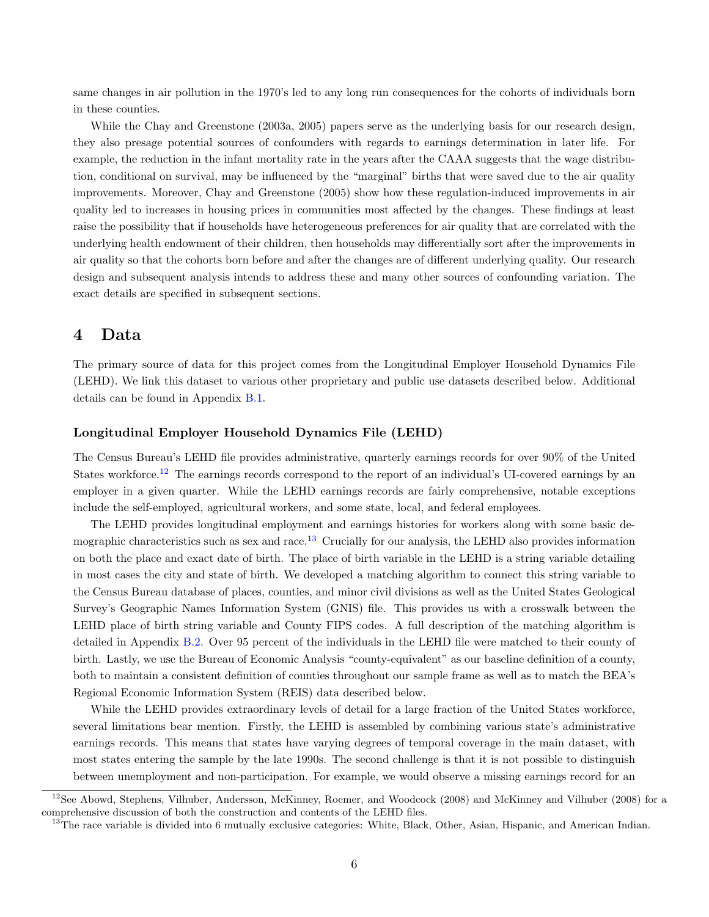same changes in air pollution in the 1970's led to any long run consequences for the cohorts of individuals born in these counties.

While the Chay and Greenstone (2003a, 2005) papers serve as the underlying basis for our research design, they also presage potential sources of confounders with regards to earnings determination in later life. For example, the reduction in the infant mortality rate in the years after the CAAA suggests that the wage distribution, conditional on survival, may be influenced by the "marginal" births that were saved due to the air quality improvements. Moreover, Chay and Greenstone (2005) show how these regulation-induced improvements in air quality led to increases in housing prices in communities most affected by the changes. These findings at least raise the possibility that if households have heterogeneous preferences for air quality that are correlated with the underlying health endowment of their children, then households may differentially sort after the improvements in air quality so that the cohorts born before and after the changes are of different underlying quality. Our research design and subsequent analysis intends to address these and many other sources of confounding variation. The exact details are specified in subsequent sections.

# 4 Data

The primary source of data for this project comes from the Longitudinal Employer Household Dynamics File (LEHD). We link this dataset to various other proprietary and public use datasets described below. Additional details can be found in Appendix B.1.

### Longitudinal Employer Household Dynamics File (LEHD)

The Census Bureau's LEHD file provides administrative, quarterly earnings records for over 90% of the United States workforce.[12] The earnings records correspond to the report of an individual's UI-covered earnings by an employer in a given quarter. While the LEHD earnings records are fairly comprehensive, notable exceptions include the self-employed, agricultural workers, and some state, local, and federal employees.

The LEHD provides longitudinal employment and earnings histories for workers along with some basic demographic characteristics such as sex and race.[13] Crucially for our analysis, the LEHD also provides information on both the place and exact date of birth. The place of birth variable in the LEHD is a string variable detailing in most cases the city and state of birth. We developed a matching algorithm to connect this string variable to the Census Bureau database of places, counties, and minor civil divisions as well as the United States Geological Survey's Geographic Names Information System (GNIS) file. This provides us with a crosswalk between the LEHD place of birth string variable and County FIPS codes. A full description of the matching algorithm is detailed in Appendix B.2. Over 95 percent of the individuals in the LEHD file were matched to their county of birth. Lastly, we use the Bureau of Economic Analysis "county-equivalent" as our baseline definition of a county, both to maintain a consistent definition of counties throughout our sample frame as well as to match the BEA's Regional Economic Information System (REIS) data described below.

While the LEHD provides extraordinary levels of detail for a large fraction of the United States workforce, several limitations bear mention. Firstly, the LEHD is assembled by combining various state's administrative earnings records. This means that states have varying degrees of temporal coverage in the main dataset, with most states entering the sample by the late 1990s. The second challenge is that it is not possible to distinguish between unemployment and non-participation. For example, we would observe a missing earnings record for an

[12] See Abowd, Stephens, Vilhuber, Andersson, McKinney, Roemer, and Woodcock (2008) and McKinney and Vilhuber (2008) for a comprehensive discussion of both the construction and contents of the LEHD files.

[13] The race variable is divided into 6 mutually exclusive categories: White, Black, Other, Asian, Hispanic, and American Indian.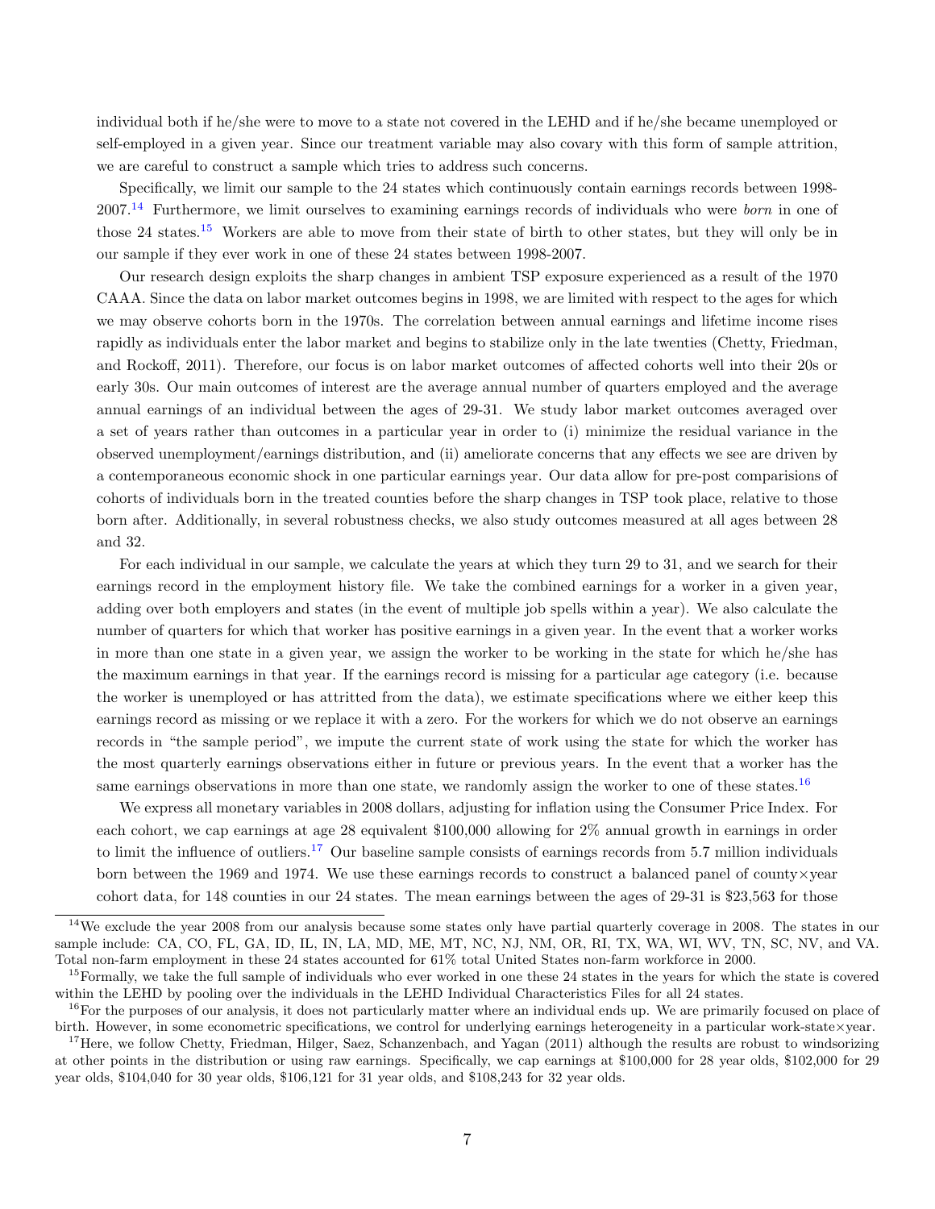individual both if he/she were to move to a state not covered in the LEHD and if he/she became unemployed or self-employed in a given year. Since our treatment variable may also covary with this form of sample attrition, we are careful to construct a sample which tries to address such concerns.

Specifically, we limit our sample to the 24 states which continuously contain earnings records between 1998-2007.[14] Furthermore, we limit ourselves to examining earnings records of individuals who were *born* in one of those 24 states.[15] Workers are able to move from their state of birth to other states, but they will only be in our sample if they ever work in one of these 24 states between 1998-2007.

Our research design exploits the sharp changes in ambient TSP exposure experienced as a result of the 1970 CAAA. Since the data on labor market outcomes begins in 1998, we are limited with respect to the ages for which we may observe cohorts born in the 1970s. The correlation between annual earnings and lifetime income rises rapidly as individuals enter the labor market and begins to stabilize only in the late twenties (Chetty, Friedman, and Rockoff, 2011). Therefore, our focus is on labor market outcomes of affected cohorts well into their 20s or early 30s. Our main outcomes of interest are the average annual number of quarters employed and the average annual earnings of an individual between the ages of 29-31. We study labor market outcomes averaged over a set of years rather than outcomes in a particular year in order to (i) minimize the residual variance in the observed unemployment/earnings distribution, and (ii) ameliorate concerns that any effects we see are driven by a contemporaneous economic shock in one particular earnings year. Our data allow for pre-post comparisions of cohorts of individuals born in the treated counties before the sharp changes in TSP took place, relative to those born after. Additionally, in several robustness checks, we also study outcomes measured at all ages between 28 and 32.

For each individual in our sample, we calculate the years at which they turn 29 to 31, and we search for their earnings record in the employment history file. We take the combined earnings for a worker in a given year, adding over both employers and states (in the event of multiple job spells within a year). We also calculate the number of quarters for which that worker has positive earnings in a given year. In the event that a worker works in more than one state in a given year, we assign the worker to be working in the state for which he/she has the maximum earnings in that year. If the earnings record is missing for a particular age category (i.e. because the worker is unemployed or has attritted from the data), we estimate specifications where we either keep this earnings record as missing or we replace it with a zero. For the workers for which we do not observe an earnings records in "the sample period", we impute the current state of work using the state for which the worker has the most quarterly earnings observations either in future or previous years. In the event that a worker has the same earnings observations in more than one state, we randomly assign the worker to one of these states.[16]

We express all monetary variables in 2008 dollars, adjusting for inflation using the Consumer Price Index. For each cohort, we cap earnings at age 28 equivalent \$100,000 allowing for 2% annual growth in earnings in order to limit the influence of outliers.[17] Our baseline sample consists of earnings records from 5.7 million individuals born between the 1969 and 1974. We use these earnings records to construct a balanced panel of county×year cohort data, for 148 counties in our 24 states. The mean earnings between the ages of 29-31 is \$23,563 for those

[14] We exclude the year 2008 from our analysis because some states only have partial quarterly coverage in 2008. The states in our sample include: CA, CO, FL, GA, ID, IL, IN, LA, MD, ME, MT, NC, NJ, NM, OR, RI, TX, WA, WI, WV, TN, SC, NV, and VA. Total non-farm employment in these 24 states accounted for 61% total United States non-farm workforce in 2000.

[15] Formally, we take the full sample of individuals who ever worked in one these 24 states in the years for which the state is covered within the LEHD by pooling over the individuals in the LEHD Individual Characteristics Files for all 24 states.

[16] For the purposes of our analysis, it does not particularly matter where an individual ends up. We are primarily focused on place of birth. However, in some econometric specifications, we control for underlying earnings heterogeneity in a particular work-state×year.

[17] Here, we follow Chetty, Friedman, Hilger, Saez, Schanzenbach, and Yagan (2011) although the results are robust to windsorizing at other points in the distribution or using raw earnings. Specifically, we cap earnings at \$100,000 for 28 year olds, \$102,000 for 29 year olds, \$104,040 for 30 year olds, \$106,121 for 31 year olds, and \$108,243 for 32 year olds.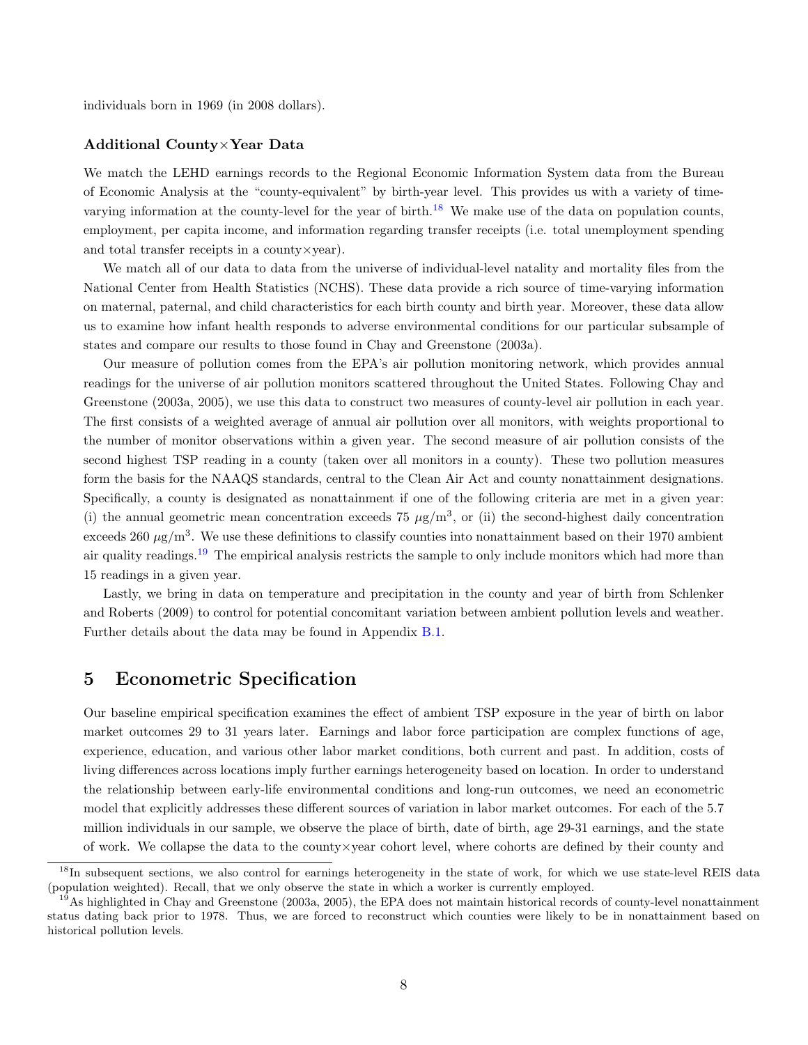individuals born in 1969 (in 2008 dollars).

### Additional County×Year Data

We match the LEHD earnings records to the Regional Economic Information System data from the Bureau of Economic Analysis at the "county-equivalent" by birth-year level. This provides us with a variety of time-varying information at the county-level for the year of birth.[18] We make use of the data on population counts, employment, per capita income, and information regarding transfer receipts (i.e. total unemployment spending and total transfer receipts in a county×year).

We match all of our data to data from the universe of individual-level natality and mortality files from the National Center from Health Statistics (NCHS). These data provide a rich source of time-varying information on maternal, paternal, and child characteristics for each birth county and birth year. Moreover, these data allow us to examine how infant health responds to adverse environmental conditions for our particular subsample of states and compare our results to those found in Chay and Greenstone (2003a).

Our measure of pollution comes from the EPA's air pollution monitoring network, which provides annual readings for the universe of air pollution monitors scattered throughout the United States. Following Chay and Greenstone (2003a, 2005), we use this data to construct two measures of county-level air pollution in each year. The first consists of a weighted average of annual air pollution over all monitors, with weights proportional to the number of monitor observations within a given year. The second measure of air pollution consists of the second highest TSP reading in a county (taken over all monitors in a county). These two pollution measures form the basis for the NAAQS standards, central to the Clean Air Act and county nonattainment designations. Specifically, a county is designated as nonattainment if one of the following criteria are met in a given year: (i) the annual geometric mean concentration exceeds 75 $\mu$g/m$^3$, or (ii) the second-highest daily concentration exceeds 260 $\mu$g/m$^3$. We use these definitions to classify counties into nonattainment based on their 1970 ambient air quality readings.[19] The empirical analysis restricts the sample to only include monitors which had more than 15 readings in a given year.

Lastly, we bring in data on temperature and precipitation in the county and year of birth from Schlenker and Roberts (2009) to control for potential concomitant variation between ambient pollution levels and weather. Further details about the data may be found in Appendix B.1.

## 5 Econometric Specification

Our baseline empirical specification examines the effect of ambient TSP exposure in the year of birth on labor market outcomes 29 to 31 years later. Earnings and labor force participation are complex functions of age, experience, education, and various other labor market conditions, both current and past. In addition, costs of living differences across locations imply further earnings heterogeneity based on location. In order to understand the relationship between early-life environmental conditions and long-run outcomes, we need an econometric model that explicitly addresses these different sources of variation in labor market outcomes. For each of the 5.7 million individuals in our sample, we observe the place of birth, date of birth, age 29-31 earnings, and the state of work. We collapse the data to the county×year cohort level, where cohorts are defined by their county and

[18] In subsequent sections, we also control for earnings heterogeneity in the state of work, for which we use state-level REIS data (population weighted). Recall, that we only observe the state in which a worker is currently employed.

[19] As highlighted in Chay and Greenstone (2003a, 2005), the EPA does not maintain historical records of county-level nonattainment status dating back prior to 1978. Thus, we are forced to reconstruct which counties were likely to be in nonattainment based on historical pollution levels.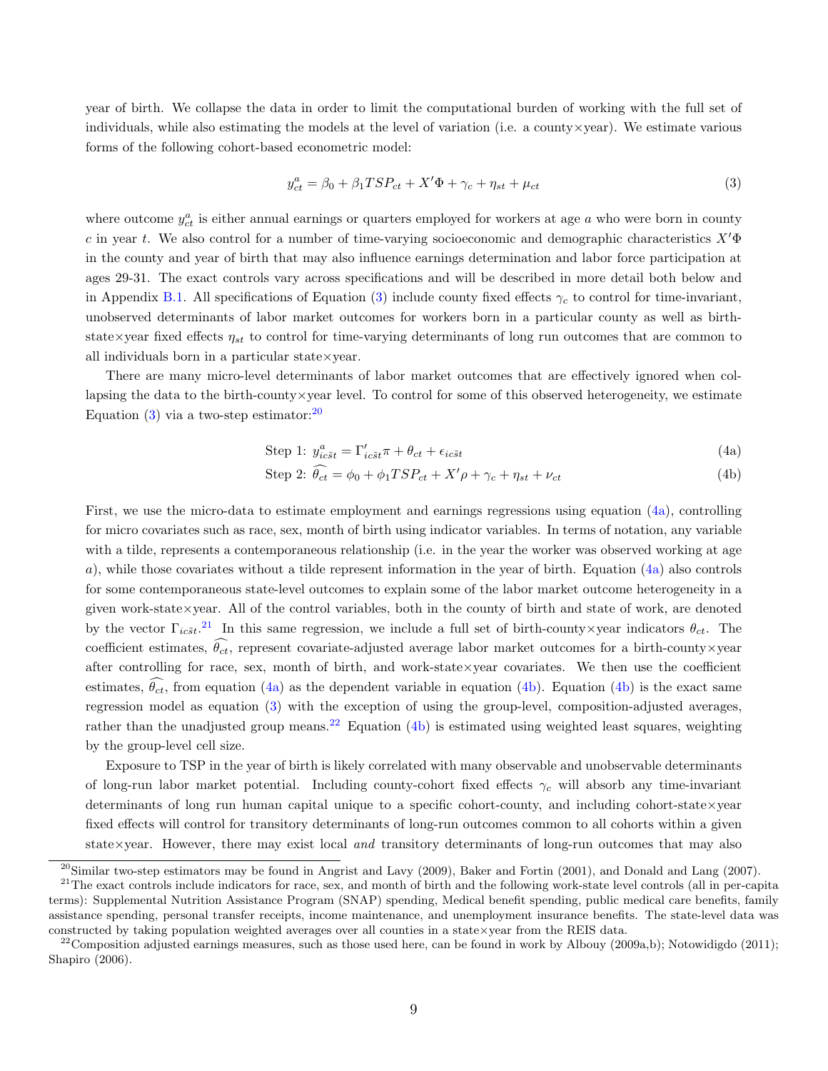year of birth. We collapse the data in order to limit the computational burden of working with the full set of individuals, while also estimating the models at the level of variation (i.e. a county×year). We estimate various forms of the following cohort-based econometric model:

$$y^a_{ct} = \beta_0 + \beta_1 TSP_{ct} + X'\Phi + \gamma_c + \eta_{st} + \mu_{ct} \tag{3}$$

where outcome $y^a_{ct}$ is either annual earnings or quarters employed for workers at age $a$ who were born in county $c$ in year $t$. We also control for a number of time-varying socioeconomic and demographic characteristics $X'\Phi$ in the county and year of birth that may also influence earnings determination and labor force participation at ages 29-31. The exact controls vary across specifications and will be described in more detail both below and in Appendix B.1. All specifications of Equation (3) include county fixed effects $\gamma_c$ to control for time-invariant, unobserved determinants of labor market outcomes for workers born in a particular county as well as birth-state×year fixed effects $\eta_{st}$ to control for time-varying determinants of long run outcomes that are common to all individuals born in a particular state×year.

There are many micro-level determinants of labor market outcomes that are effectively ignored when collapsing the data to the birth-county×year level. To control for some of this observed heterogeneity, we estimate Equation (3) via a two-step estimator:[20]

$$\text{Step 1: } y^a_{ic\tilde{s}t} = \Gamma'_{ic\tilde{s}t}\pi + \theta_{ct} + \epsilon_{ic\tilde{s}t} \tag{4a}$$

$$\text{Step 2: } \widehat{\theta_{ct}} = \phi_0 + \phi_1 TSP_{ct} + X'\rho + \gamma_c + \eta_{st} + \nu_{ct} \tag{4b}$$

First, we use the micro-data to estimate employment and earnings regressions using equation (4a), controlling for micro covariates such as race, sex, month of birth using indicator variables. In terms of notation, any variable with a tilde, represents a contemporaneous relationship (i.e. in the year the worker was observed working at age $a$), while those covariates without a tilde represent information in the year of birth. Equation (4a) also controls for some contemporaneous state-level outcomes to explain some of the labor market outcome heterogeneity in a given work-state×year. All of the control variables, both in the county of birth and state of work, are denoted by the vector $\Gamma_{ic\tilde{s}t}$.[21] In this same regression, we include a full set of birth-county×year indicators $\theta_{ct}$. The coefficient estimates, $\widehat{\theta_{ct}}$, represent covariate-adjusted average labor market outcomes for a birth-county×year after controlling for race, sex, month of birth, and work-state×year covariates. We then use the coefficient estimates, $\widehat{\theta_{ct}}$, from equation (4a) as the dependent variable in equation (4b). Equation (4b) is the exact same regression model as equation (3) with the exception of using the group-level, composition-adjusted averages, rather than the unadjusted group means.[22] Equation (4b) is estimated using weighted least squares, weighting by the group-level cell size.

Exposure to TSP in the year of birth is likely correlated with many observable and unobservable determinants of long-run labor market potential. Including county-cohort fixed effects $\gamma_c$ will absorb any time-invariant determinants of long run human capital unique to a specific cohort-county, and including cohort-state×year fixed effects will control for transitory determinants of long-run outcomes common to all cohorts within a given state×year. However, there may exist local *and* transitory determinants of long-run outcomes that may also

[20] Similar two-step estimators may be found in Angrist and Lavy (2009), Baker and Fortin (2001), and Donald and Lang (2007).

[21] The exact controls include indicators for race, sex, and month of birth and the following work-state level controls (all in per-capita terms): Supplemental Nutrition Assistance Program (SNAP) spending, Medical benefit spending, public medical care benefits, family assistance spending, personal transfer receipts, income maintenance, and unemployment insurance benefits. The state-level data was constructed by taking population weighted averages over all counties in a state×year from the REIS data.

[22] Composition adjusted earnings measures, such as those used here, can be found in work by Albouy (2009a,b); Notowidigdo (2011); Shapiro (2006).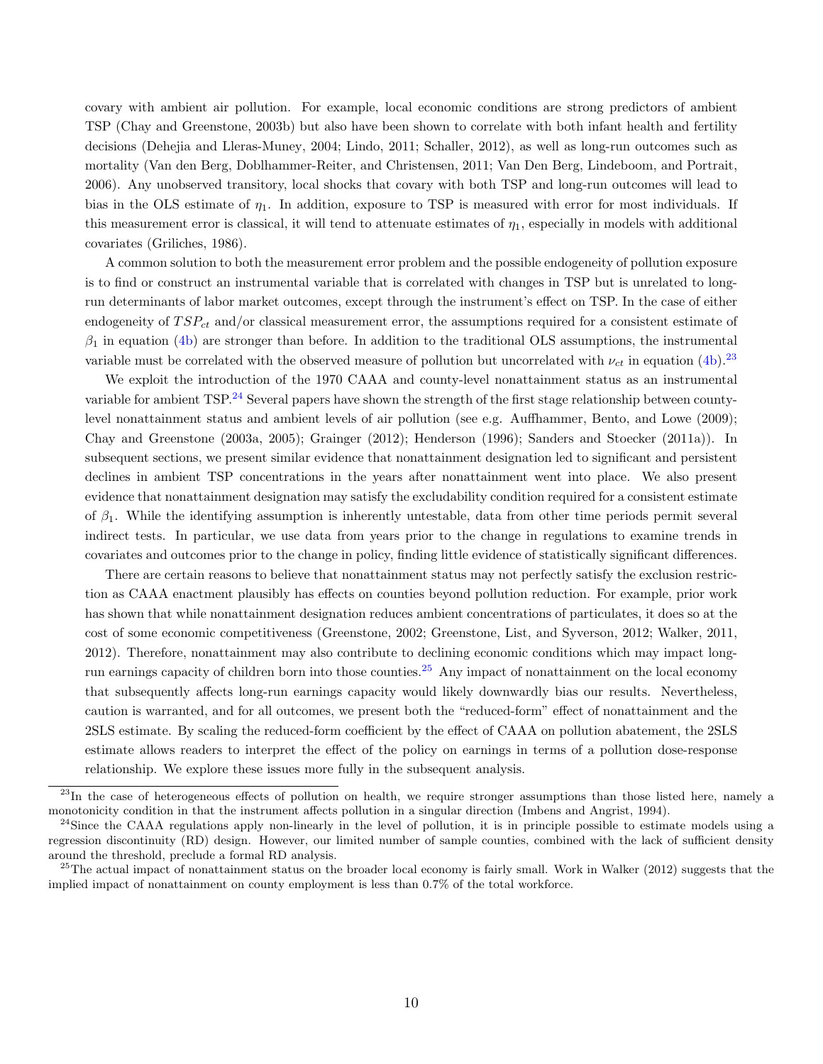covary with ambient air pollution. For example, local economic conditions are strong predictors of ambient TSP (Chay and Greenstone, 2003b) but also have been shown to correlate with both infant health and fertility decisions (Dehejia and Lleras-Muney, 2004; Lindo, 2011; Schaller, 2012), as well as long-run outcomes such as mortality (Van den Berg, Doblhammer-Reiter, and Christensen, 2011; Van Den Berg, Lindeboom, and Portrait, 2006). Any unobserved transitory, local shocks that covary with both TSP and long-run outcomes will lead to bias in the OLS estimate of $\eta_1$. In addition, exposure to TSP is measured with error for most individuals. If this measurement error is classical, it will tend to attenuate estimates of $\eta_1$, especially in models with additional covariates (Griliches, 1986).

A common solution to both the measurement error problem and the possible endogeneity of pollution exposure is to find or construct an instrumental variable that is correlated with changes in TSP but is unrelated to long-run determinants of labor market outcomes, except through the instrument's effect on TSP. In the case of either endogeneity of $TSP_{ct}$ and/or classical measurement error, the assumptions required for a consistent estimate of $\beta_1$ in equation (4b) are stronger than before. In addition to the traditional OLS assumptions, the instrumental variable must be correlated with the observed measure of pollution but uncorrelated with $\nu_{ct}$ in equation (4b).[23]

We exploit the introduction of the 1970 CAAA and county-level nonattainment status as an instrumental variable for ambient TSP.[24] Several papers have shown the strength of the first stage relationship between county-level nonattainment status and ambient levels of air pollution (see e.g. Auffhammer, Bento, and Lowe (2009); Chay and Greenstone (2003a, 2005); Grainger (2012); Henderson (1996); Sanders and Stoecker (2011a)). In subsequent sections, we present similar evidence that nonattainment designation led to significant and persistent declines in ambient TSP concentrations in the years after nonattainment went into place. We also present evidence that nonattainment designation may satisfy the excludability condition required for a consistent estimate of $\beta_1$. While the identifying assumption is inherently untestable, data from other time periods permit several indirect tests. In particular, we use data from years prior to the change in regulations to examine trends in covariates and outcomes prior to the change in policy, finding little evidence of statistically significant differences.

There are certain reasons to believe that nonattainment status may not perfectly satisfy the exclusion restriction as CAAA enactment plausibly has effects on counties beyond pollution reduction. For example, prior work has shown that while nonattainment designation reduces ambient concentrations of particulates, it does so at the cost of some economic competitiveness (Greenstone, 2002; Greenstone, List, and Syverson, 2012; Walker, 2011, 2012). Therefore, nonattainment may also contribute to declining economic conditions which may impact long-run earnings capacity of children born into those counties.[25] Any impact of nonattainment on the local economy that subsequently affects long-run earnings capacity would likely downwardly bias our results. Nevertheless, caution is warranted, and for all outcomes, we present both the "reduced-form" effect of nonattainment and the 2SLS estimate. By scaling the reduced-form coefficient by the effect of CAAA on pollution abatement, the 2SLS estimate allows readers to interpret the effect of the policy on earnings in terms of a pollution dose-response relationship. We explore these issues more fully in the subsequent analysis.

---

[23] In the case of heterogeneous effects of pollution on health, we require stronger assumptions than those listed here, namely a monotonicity condition in that the instrument affects pollution in a singular direction (Imbens and Angrist, 1994).

[24] Since the CAAA regulations apply non-linearly in the level of pollution, it is in principle possible to estimate models using a regression discontinuity (RD) design. However, our limited number of sample counties, combined with the lack of sufficient density around the threshold, preclude a formal RD analysis.

[25] The actual impact of nonattainment status on the broader local economy is fairly small. Work in Walker (2012) suggests that the implied impact of nonattainment on county employment is less than 0.7% of the total workforce.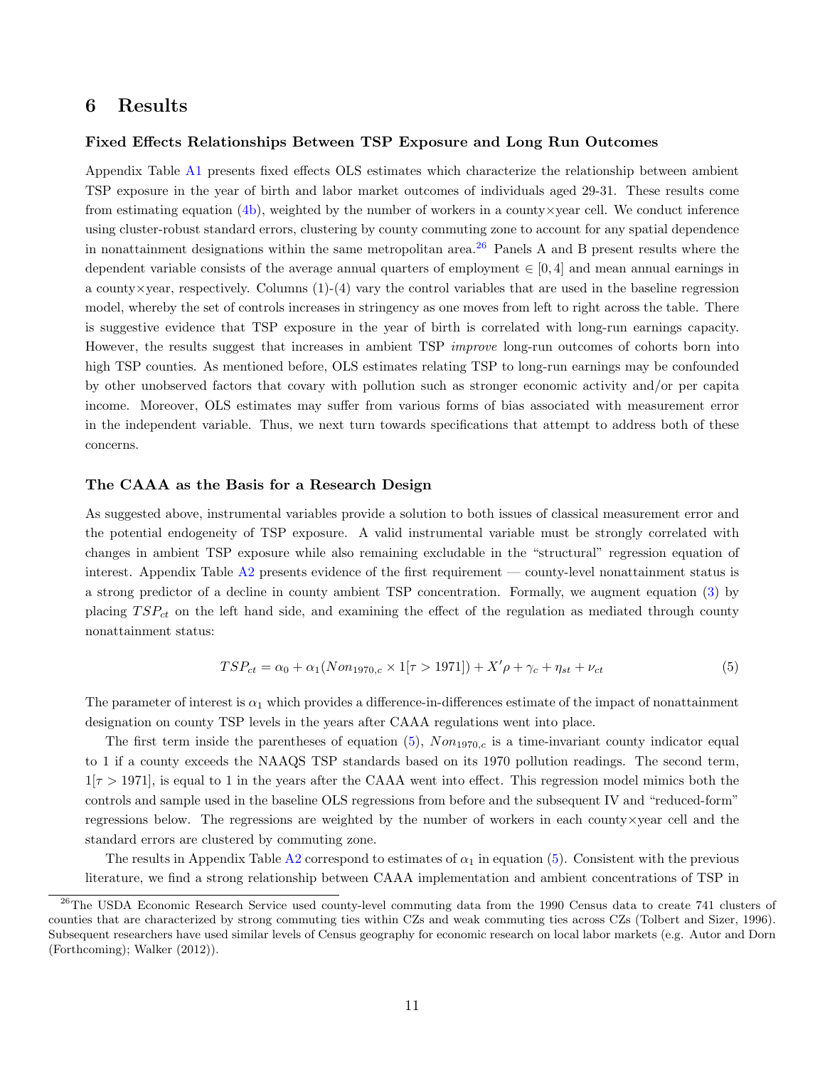## 6 Results

**Fixed Effects Relationships Between TSP Exposure and Long Run Outcomes**

Appendix Table A1 presents fixed effects OLS estimates which characterize the relationship between ambient TSP exposure in the year of birth and labor market outcomes of individuals aged 29-31. These results come from estimating equation (4b), weighted by the number of workers in a county×year cell. We conduct inference using cluster-robust standard errors, clustering by county commuting zone to account for any spatial dependence in nonattainment designations within the same metropolitan area.[26] Panels A and B present results where the dependent variable consists of the average annual quarters of employment $\in [0, 4]$ and mean annual earnings in a county×year, respectively. Columns (1)-(4) vary the control variables that are used in the baseline regression model, whereby the set of controls increases in stringency as one moves from left to right across the table. There is suggestive evidence that TSP exposure in the year of birth is correlated with long-run earnings capacity. However, the results suggest that increases in ambient TSP *improve* long-run outcomes of cohorts born into high TSP counties. As mentioned before, OLS estimates relating TSP to long-run earnings may be confounded by other unobserved factors that covary with pollution such as stronger economic activity and/or per capita income. Moreover, OLS estimates may suffer from various forms of bias associated with measurement error in the independent variable. Thus, we next turn towards specifications that attempt to address both of these concerns.

**The CAAA as the Basis for a Research Design**

As suggested above, instrumental variables provide a solution to both issues of classical measurement error and the potential endogeneity of TSP exposure. A valid instrumental variable must be strongly correlated with changes in ambient TSP exposure while also remaining excludable in the "structural" regression equation of interest. Appendix Table A2 presents evidence of the first requirement — county-level nonattainment status is a strong predictor of a decline in county ambient TSP concentration. Formally, we augment equation (3) by placing $TSP_{ct}$ on the left hand side, and examining the effect of the regulation as mediated through county nonattainment status:

$$TSP_{ct} = \alpha_0 + \alpha_1(Non_{1970,c} \times 1[\tau > 1971]) + X'\rho + \gamma_c + \eta_{st} + \nu_{ct} \tag{5}$$

The parameter of interest is $\alpha_1$ which provides a difference-in-differences estimate of the impact of nonattainment designation on county TSP levels in the years after CAAA regulations went into place.

The first term inside the parentheses of equation (5), $Non_{1970,c}$ is a time-invariant county indicator equal to 1 if a county exceeds the NAAQS TSP standards based on its 1970 pollution readings. The second term, $1[\tau > 1971]$, is equal to 1 in the years after the CAAA went into effect. This regression model mimics both the controls and sample used in the baseline OLS regressions from before and the subsequent IV and "reduced-form" regressions below. The regressions are weighted by the number of workers in each county×year cell and the standard errors are clustered by commuting zone.

The results in Appendix Table A2 correspond to estimates of $\alpha_1$ in equation (5). Consistent with the previous literature, we find a strong relationship between CAAA implementation and ambient concentrations of TSP in

[26] The USDA Economic Research Service used county-level commuting data from the 1990 Census data to create 741 clusters of counties that are characterized by strong commuting ties within CZs and weak commuting ties across CZs (Tolbert and Sizer, 1996). Subsequent researchers have used similar levels of Census geography for economic research on local labor markets (e.g. Autor and Dorn (Forthcoming); Walker (2012)).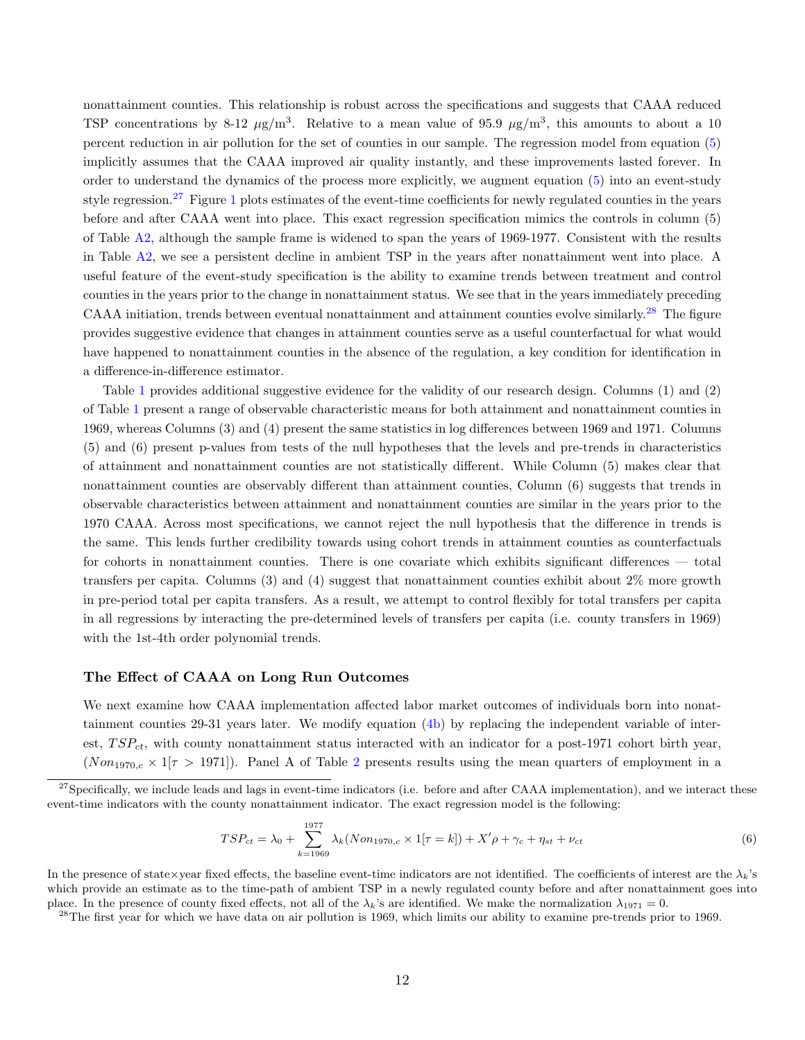nonattainment counties. This relationship is robust across the specifications and suggests that CAAA reduced TSP concentrations by 8-12 $\mu g/m^3$. Relative to a mean value of 95.9 $\mu g/m^3$, this amounts to about a 10 percent reduction in air pollution for the set of counties in our sample. The regression model from equation (5) implicitly assumes that the CAAA improved air quality instantly, and these improvements lasted forever. In order to understand the dynamics of the process more explicitly, we augment equation (5) into an event-study style regression.[27] Figure 1 plots estimates of the event-time coefficients for newly regulated counties in the years before and after CAAA went into place. This exact regression specification mimics the controls in column (5) of Table A2, although the sample frame is widened to span the years of 1969-1977. Consistent with the results in Table A2, we see a persistent decline in ambient TSP in the years after nonattainment went into place. A useful feature of the event-study specification is the ability to examine trends between treatment and control counties in the years prior to the change in nonattainment status. We see that in the years immediately preceding CAAA initiation, trends between eventual nonattainment and attainment counties evolve similarly.[28] The figure provides suggestive evidence that changes in attainment counties serve as a useful counterfactual for what would have happened to nonattainment counties in the absence of the regulation, a key condition for identification in a difference-in-difference estimator.

Table 1 provides additional suggestive evidence for the validity of our research design. Columns (1) and (2) of Table 1 present a range of observable characteristic means for both attainment and nonattainment counties in 1969, whereas Columns (3) and (4) present the same statistics in log differences between 1969 and 1971. Columns (5) and (6) present p-values from tests of the null hypotheses that the levels and pre-trends in characteristics of attainment and nonattainment counties are not statistically different. While Column (5) makes clear that nonattainment counties are observably different than attainment counties, Column (6) suggests that trends in observable characteristics between attainment and nonattainment counties are similar in the years prior to the 1970 CAAA. Across most specifications, we cannot reject the null hypothesis that the difference in trends is the same. This lends further credibility towards using cohort trends in attainment counties as counterfactuals for cohorts in nonattainment counties. There is one covariate which exhibits significant differences — total transfers per capita. Columns (3) and (4) suggest that nonattainment counties exhibit about 2% more growth in pre-period total per capita transfers. As a result, we attempt to control flexibly for total transfers per capita in all regressions by interacting the pre-determined levels of transfers per capita (i.e. county transfers in 1969) with the 1st-4th order polynomial trends.

### The Effect of CAAA on Long Run Outcomes

We next examine how CAAA implementation affected labor market outcomes of individuals born into nonattainment counties 29-31 years later. We modify equation (4b) by replacing the independent variable of interest, $TSP_{ct}$, with county nonattainment status interacted with an indicator for a post-1971 cohort birth year, $(Non_{1970,c} \times 1[\tau > 1971])$. Panel A of Table 2 presents results using the mean quarters of employment in a

---

[27] Specifically, we include leads and lags in event-time indicators (i.e. before and after CAAA implementation), and we interact these event-time indicators with the county nonattainment indicator. The exact regression model is the following:

$$TSP_{ct} = \lambda_0 + \sum_{k=1969}^{1977} \lambda_k (Non_{1970,c} \times 1[\tau = k]) + X'\rho + \gamma_c + \eta_{st} + \nu_{ct} \tag{6}$$

In the presence of state×year fixed effects, the baseline event-time indicators are not identified. The coefficients of interest are the $\lambda_k$'s which provide an estimate as to the time-path of ambient TSP in a newly regulated county before and after nonattainment goes into place. In the presence of county fixed effects, not all of the $\lambda_k$'s are identified. We make the normalization $\lambda_{1971} = 0$.

[28] The first year for which we have data on air pollution is 1969, which limits our ability to examine pre-trends prior to 1969.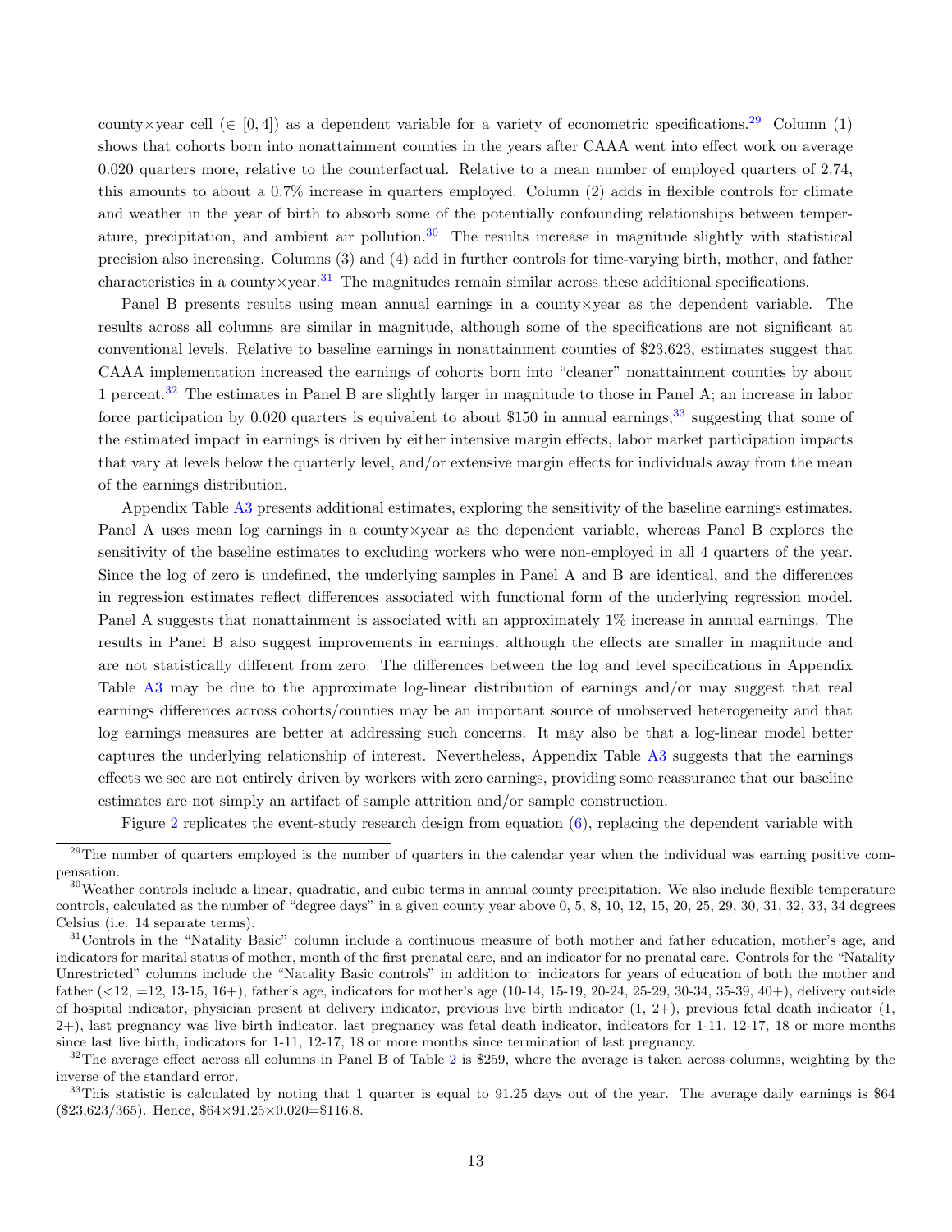county×year cell ($\in [0, 4]$) as a dependent variable for a variety of econometric specifications.[29] Column (1) shows that cohorts born into nonattainment counties in the years after CAAA went into effect work on average 0.020 quarters more, relative to the counterfactual. Relative to a mean number of employed quarters of 2.74, this amounts to about a 0.7% increase in quarters employed. Column (2) adds in flexible controls for climate and weather in the year of birth to absorb some of the potentially confounding relationships between temperature, precipitation, and ambient air pollution.[30] The results increase in magnitude slightly with statistical precision also increasing. Columns (3) and (4) add in further controls for time-varying birth, mother, and father characteristics in a county×year.[31] The magnitudes remain similar across these additional specifications.

Panel B presents results using mean annual earnings in a county×year as the dependent variable. The results across all columns are similar in magnitude, although some of the specifications are not significant at conventional levels. Relative to baseline earnings in nonattainment counties of $23,623, estimates suggest that CAAA implementation increased the earnings of cohorts born into "cleaner" nonattainment counties by about 1 percent.[32] The estimates in Panel B are slightly larger in magnitude to those in Panel A; an increase in labor force participation by 0.020 quarters is equivalent to about $150 in annual earnings,[33] suggesting that some of the estimated impact in earnings is driven by either intensive margin effects, labor market participation impacts that vary at levels below the quarterly level, and/or extensive margin effects for individuals away from the mean of the earnings distribution.

Appendix Table A3 presents additional estimates, exploring the sensitivity of the baseline earnings estimates. Panel A uses mean log earnings in a county×year as the dependent variable, whereas Panel B explores the sensitivity of the baseline estimates to excluding workers who were non-employed in all 4 quarters of the year. Since the log of zero is undefined, the underlying samples in Panel A and B are identical, and the differences in regression estimates reflect differences associated with functional form of the underlying regression model. Panel A suggests that nonattainment is associated with an approximately 1% increase in annual earnings. The results in Panel B also suggest improvements in earnings, although the effects are smaller in magnitude and are not statistically different from zero. The differences between the log and level specifications in Appendix Table A3 may be due to the approximate log-linear distribution of earnings and/or may suggest that real earnings differences across cohorts/counties may be an important source of unobserved heterogeneity and that log earnings measures are better at addressing such concerns. It may also be that a log-linear model better captures the underlying relationship of interest. Nevertheless, Appendix Table A3 suggests that the earnings effects we see are not entirely driven by workers with zero earnings, providing some reassurance that our baseline estimates are not simply an artifact of sample attrition and/or sample construction.

Figure 2 replicates the event-study research design from equation (6), replacing the dependent variable with

---

[29] The number of quarters employed is the number of quarters in the calendar year when the individual was earning positive compensation.

[30] Weather controls include a linear, quadratic, and cubic terms in annual county precipitation. We also include flexible temperature controls, calculated as the number of "degree days" in a given county year above 0, 5, 8, 10, 12, 15, 20, 25, 29, 30, 31, 32, 33, 34 degrees Celsius (i.e. 14 separate terms).

[31] Controls in the "Natality Basic" column include a continuous measure of both mother and father education, mother's age, and indicators for marital status of mother, month of the first prenatal care, and an indicator for no prenatal care. Controls for the "Natality Unrestricted" columns include the "Natality Basic controls" in addition to: indicators for years of education of both the mother and father (<12, =12, 13-15, 16+), father's age, indicators for mother's age (10-14, 15-19, 20-24, 25-29, 30-34, 35-39, 40+), delivery outside of hospital indicator, physician present at delivery indicator, previous live birth indicator (1, 2+), previous fetal death indicator (1, 2+), last pregnancy was live birth indicator, last pregnancy was fetal death indicator, indicators for 1-11, 12-17, 18 or more months since last live birth, indicators for 1-11, 12-17, 18 or more months since termination of last pregnancy.

[32] The average effect across all columns in Panel B of Table 2 is $259, where the average is taken across columns, weighting by the inverse of the standard error.

[33] This statistic is calculated by noting that 1 quarter is equal to 91.25 days out of the year. The average daily earnings is $64 ($23,623/365). Hence, $64×91.25×0.020=$116.8.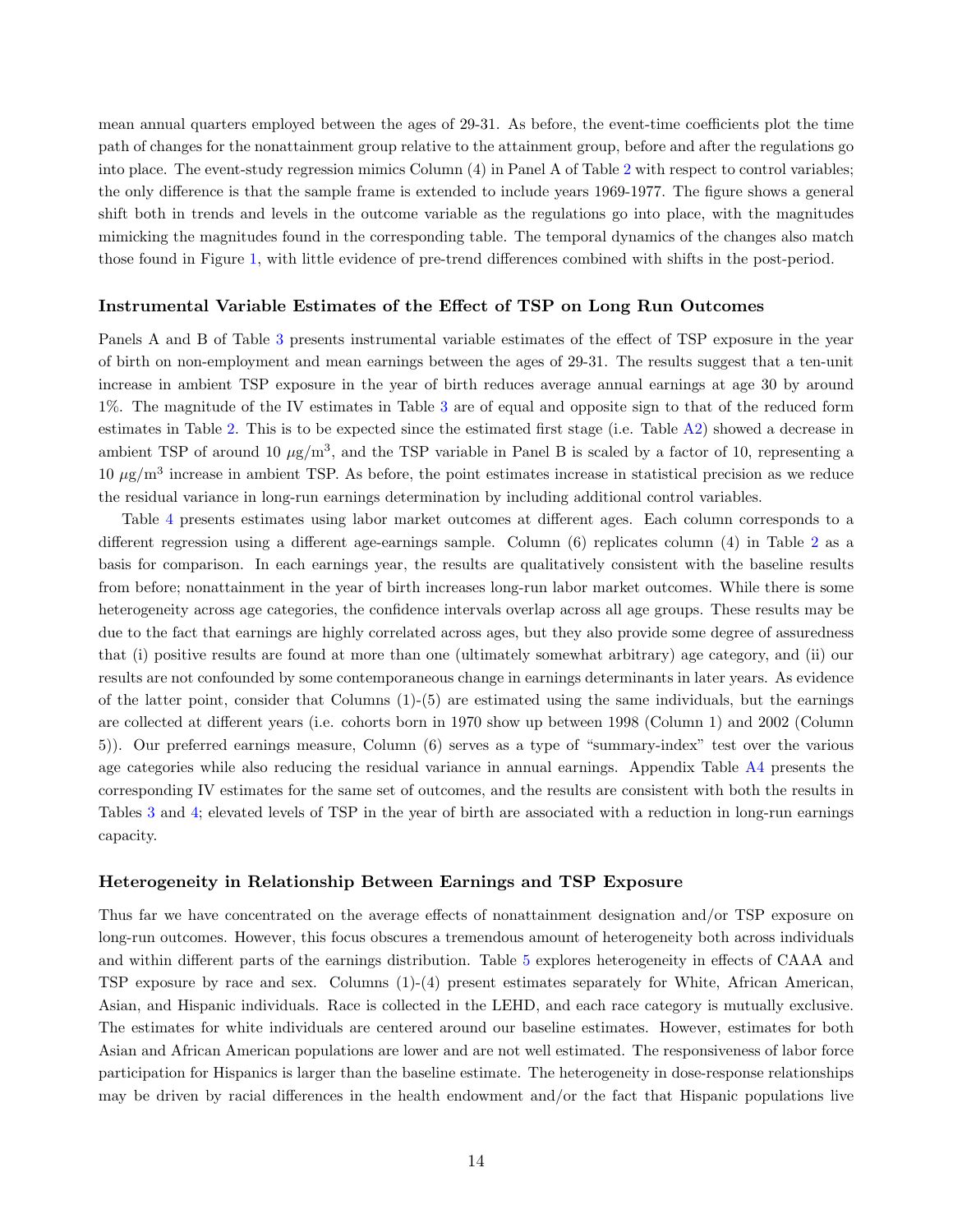mean annual quarters employed between the ages of 29-31. As before, the event-time coefficients plot the time path of changes for the nonattainment group relative to the attainment group, before and after the regulations go into place. The event-study regression mimics Column (4) in Panel A of Table 2 with respect to control variables; the only difference is that the sample frame is extended to include years 1969-1977. The figure shows a general shift both in trends and levels in the outcome variable as the regulations go into place, with the magnitudes mimicking the magnitudes found in the corresponding table. The temporal dynamics of the changes also match those found in Figure 1, with little evidence of pre-trend differences combined with shifts in the post-period.

### Instrumental Variable Estimates of the Effect of TSP on Long Run Outcomes

Panels A and B of Table 3 presents instrumental variable estimates of the effect of TSP exposure in the year of birth on non-employment and mean earnings between the ages of 29-31. The results suggest that a ten-unit increase in ambient TSP exposure in the year of birth reduces average annual earnings at age 30 by around 1%. The magnitude of the IV estimates in Table 3 are of equal and opposite sign to that of the reduced form estimates in Table 2. This is to be expected since the estimated first stage (i.e. Table A2) showed a decrease in ambient TSP of around 10 $\mu g/m^3$, and the TSP variable in Panel B is scaled by a factor of 10, representing a 10 $\mu g/m^3$ increase in ambient TSP. As before, the point estimates increase in statistical precision as we reduce the residual variance in long-run earnings determination by including additional control variables.

Table 4 presents estimates using labor market outcomes at different ages. Each column corresponds to a different regression using a different age-earnings sample. Column (6) replicates column (4) in Table 2 as a basis for comparison. In each earnings year, the results are qualitatively consistent with the baseline results from before; nonattainment in the year of birth increases long-run labor market outcomes. While there is some heterogeneity across age categories, the confidence intervals overlap across all age groups. These results may be due to the fact that earnings are highly correlated across ages, but they also provide some degree of assuredness that (i) positive results are found at more than one (ultimately somewhat arbitrary) age category, and (ii) our results are not confounded by some contemporaneous change in earnings determinants in later years. As evidence of the latter point, consider that Columns (1)-(5) are estimated using the same individuals, but the earnings are collected at different years (i.e. cohorts born in 1970 show up between 1998 (Column 1) and 2002 (Column 5)). Our preferred earnings measure, Column (6) serves as a type of "summary-index" test over the various age categories while also reducing the residual variance in annual earnings. Appendix Table A4 presents the corresponding IV estimates for the same set of outcomes, and the results are consistent with both the results in Tables 3 and 4; elevated levels of TSP in the year of birth are associated with a reduction in long-run earnings capacity.

### Heterogeneity in Relationship Between Earnings and TSP Exposure

Thus far we have concentrated on the average effects of nonattainment designation and/or TSP exposure on long-run outcomes. However, this focus obscures a tremendous amount of heterogeneity both across individuals and within different parts of the earnings distribution. Table 5 explores heterogeneity in effects of CAAA and TSP exposure by race and sex. Columns (1)-(4) present estimates separately for White, African American, Asian, and Hispanic individuals. Race is collected in the LEHD, and each race category is mutually exclusive. The estimates for white individuals are centered around our baseline estimates. However, estimates for both Asian and African American populations are lower and are not well estimated. The responsiveness of labor force participation for Hispanics is larger than the baseline estimate. The heterogeneity in dose-response relationships may be driven by racial differences in the health endowment and/or the fact that Hispanic populations live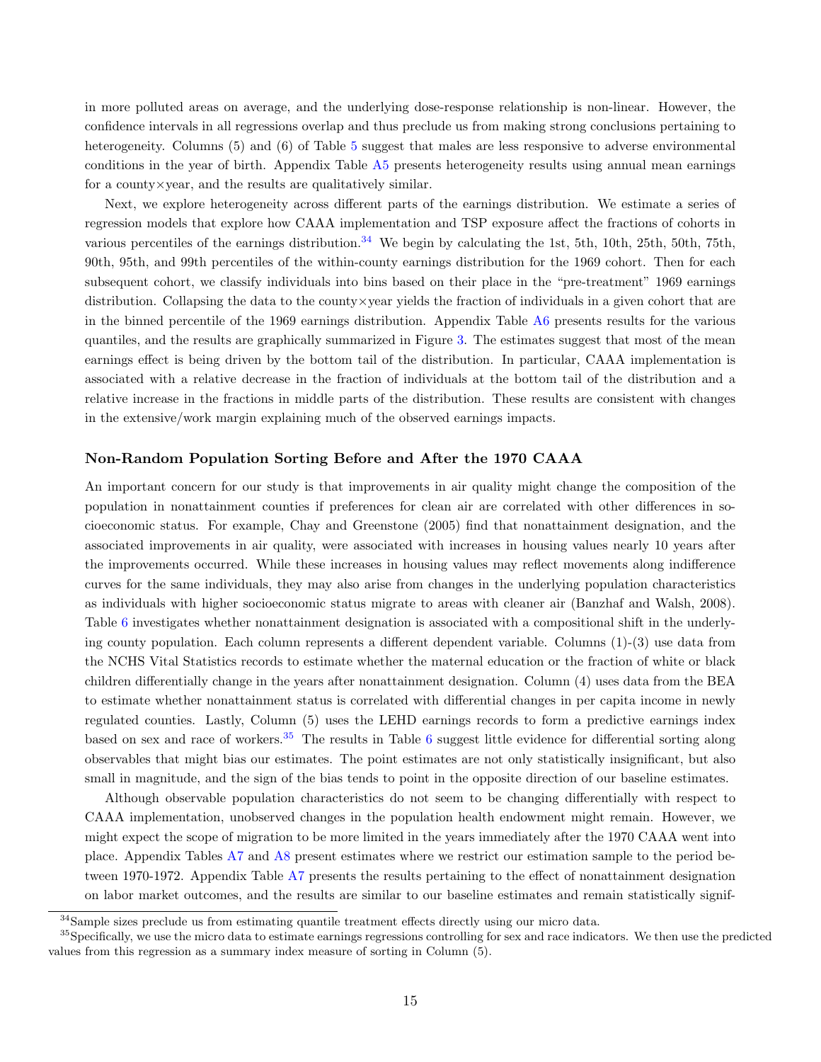in more polluted areas on average, and the underlying dose-response relationship is non-linear. However, the confidence intervals in all regressions overlap and thus preclude us from making strong conclusions pertaining to heterogeneity. Columns (5) and (6) of Table 5 suggest that males are less responsive to adverse environmental conditions in the year of birth. Appendix Table A5 presents heterogeneity results using annual mean earnings for a county×year, and the results are qualitatively similar.

Next, we explore heterogeneity across different parts of the earnings distribution. We estimate a series of regression models that explore how CAAA implementation and TSP exposure affect the fractions of cohorts in various percentiles of the earnings distribution.[34] We begin by calculating the 1st, 5th, 10th, 25th, 50th, 75th, 90th, 95th, and 99th percentiles of the within-county earnings distribution for the 1969 cohort. Then for each subsequent cohort, we classify individuals into bins based on their place in the "pre-treatment" 1969 earnings distribution. Collapsing the data to the county×year yields the fraction of individuals in a given cohort that are in the binned percentile of the 1969 earnings distribution. Appendix Table A6 presents results for the various quantiles, and the results are graphically summarized in Figure 3. The estimates suggest that most of the mean earnings effect is being driven by the bottom tail of the distribution. In particular, CAAA implementation is associated with a relative decrease in the fraction of individuals at the bottom tail of the distribution and a relative increase in the fractions in middle parts of the distribution. These results are consistent with changes in the extensive/work margin explaining much of the observed earnings impacts.

### Non-Random Population Sorting Before and After the 1970 CAAA

An important concern for our study is that improvements in air quality might change the composition of the population in nonattainment counties if preferences for clean air are correlated with other differences in socioeconomic status. For example, Chay and Greenstone (2005) find that nonattainment designation, and the associated improvements in air quality, were associated with increases in housing values nearly 10 years after the improvements occurred. While these increases in housing values may reflect movements along indifference curves for the same individuals, they may also arise from changes in the underlying population characteristics as individuals with higher socioeconomic status migrate to areas with cleaner air (Banzhaf and Walsh, 2008). Table 6 investigates whether nonattainment designation is associated with a compositional shift in the underlying county population. Each column represents a different dependent variable. Columns (1)-(3) use data from the NCHS Vital Statistics records to estimate whether the maternal education or the fraction of white or black children differentially change in the years after nonattainment designation. Column (4) uses data from the BEA to estimate whether nonattainment status is correlated with differential changes in per capita income in newly regulated counties. Lastly, Column (5) uses the LEHD earnings records to form a predictive earnings index based on sex and race of workers.[35] The results in Table 6 suggest little evidence for differential sorting along observables that might bias our estimates. The point estimates are not only statistically insignificant, but also small in magnitude, and the sign of the bias tends to point in the opposite direction of our baseline estimates.

Although observable population characteristics do not seem to be changing differentially with respect to CAAA implementation, unobserved changes in the population health endowment might remain. However, we might expect the scope of migration to be more limited in the years immediately after the 1970 CAAA went into place. Appendix Tables A7 and A8 present estimates where we restrict our estimation sample to the period between 1970-1972. Appendix Table A7 presents the results pertaining to the effect of nonattainment designation on labor market outcomes, and the results are similar to our baseline estimates and remain statistically signif-

---

[34] Sample sizes preclude us from estimating quantile treatment effects directly using our micro data.

[35] Specifically, we use the micro data to estimate earnings regressions controlling for sex and race indicators. We then use the predicted values from this regression as a summary index measure of sorting in Column (5).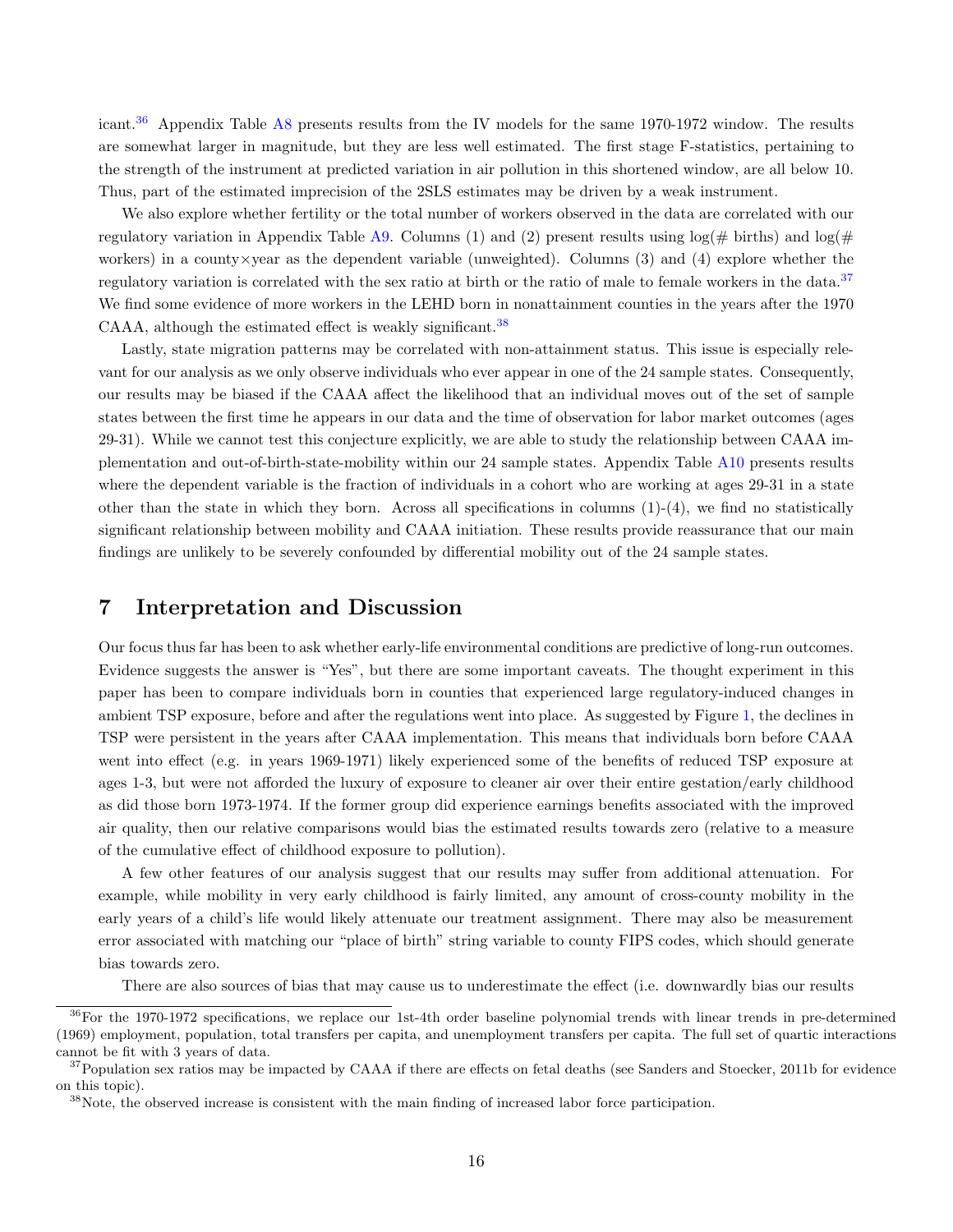icant.[36] Appendix Table A8 presents results from the IV models for the same 1970-1972 window. The results are somewhat larger in magnitude, but they are less well estimated. The first stage F-statistics, pertaining to the strength of the instrument at predicted variation in air pollution in this shortened window, are all below 10. Thus, part of the estimated imprecision of the 2SLS estimates may be driven by a weak instrument.

We also explore whether fertility or the total number of workers observed in the data are correlated with our regulatory variation in Appendix Table A9. Columns (1) and (2) present results using log(# births) and log(# workers) in a county×year as the dependent variable (unweighted). Columns (3) and (4) explore whether the regulatory variation is correlated with the sex ratio at birth or the ratio of male to female workers in the data.[37] We find some evidence of more workers in the LEHD born in nonattainment counties in the years after the 1970 CAAA, although the estimated effect is weakly significant.[38]

Lastly, state migration patterns may be correlated with non-attainment status. This issue is especially relevant for our analysis as we only observe individuals who ever appear in one of the 24 sample states. Consequently, our results may be biased if the CAAA affect the likelihood that an individual moves out of the set of sample states between the first time he appears in our data and the time of observation for labor market outcomes (ages 29-31). While we cannot test this conjecture explicitly, we are able to study the relationship between CAAA implementation and out-of-birth-state-mobility within our 24 sample states. Appendix Table A10 presents results where the dependent variable is the fraction of individuals in a cohort who are working at ages 29-31 in a state other than the state in which they born. Across all specifications in columns (1)-(4), we find no statistically significant relationship between mobility and CAAA initiation. These results provide reassurance that our main findings are unlikely to be severely confounded by differential mobility out of the 24 sample states.

# 7 Interpretation and Discussion

Our focus thus far has been to ask whether early-life environmental conditions are predictive of long-run outcomes. Evidence suggests the answer is "Yes", but there are some important caveats. The thought experiment in this paper has been to compare individuals born in counties that experienced large regulatory-induced changes in ambient TSP exposure, before and after the regulations went into place. As suggested by Figure 1, the declines in TSP were persistent in the years after CAAA implementation. This means that individuals born before CAAA went into effect (e.g. in years 1969-1971) likely experienced some of the benefits of reduced TSP exposure at ages 1-3, but were not afforded the luxury of exposure to cleaner air over their entire gestation/early childhood as did those born 1973-1974. If the former group did experience earnings benefits associated with the improved air quality, then our relative comparisons would bias the estimated results towards zero (relative to a measure of the cumulative effect of childhood exposure to pollution).

A few other features of our analysis suggest that our results may suffer from additional attenuation. For example, while mobility in very early childhood is fairly limited, any amount of cross-county mobility in the early years of a child's life would likely attenuate our treatment assignment. There may also be measurement error associated with matching our "place of birth" string variable to county FIPS codes, which should generate bias towards zero.

There are also sources of bias that may cause us to underestimate the effect (i.e. downwardly bias our results

[36] For the 1970-1972 specifications, we replace our 1st-4th order baseline polynomial trends with linear trends in pre-determined (1969) employment, population, total transfers per capita, and unemployment transfers per capita. The full set of quartic interactions cannot be fit with 3 years of data.

[37] Population sex ratios may be impacted by CAAA if there are effects on fetal deaths (see Sanders and Stoecker, 2011b for evidence on this topic).

[38] Note, the observed increase is consistent with the main finding of increased labor force participation.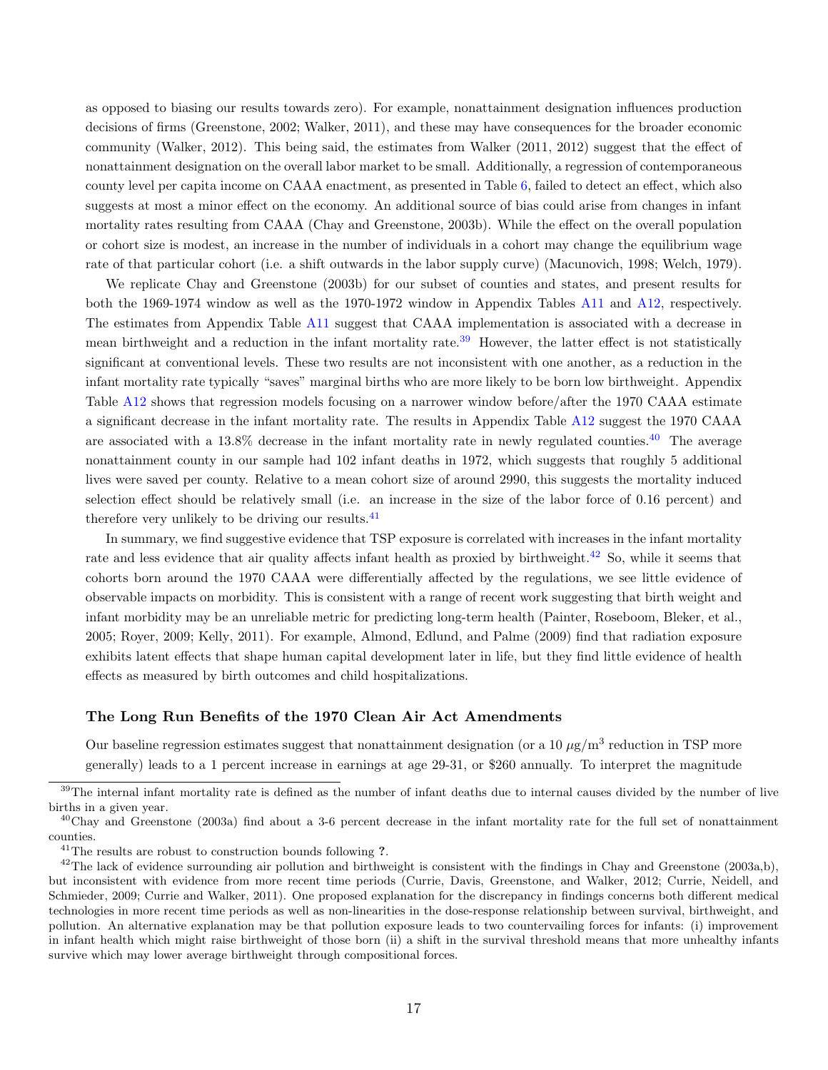as opposed to biasing our results towards zero). For example, nonattainment designation influences production decisions of firms (Greenstone, 2002; Walker, 2011), and these may have consequences for the broader economic community (Walker, 2012). This being said, the estimates from Walker (2011, 2012) suggest that the effect of nonattainment designation on the overall labor market to be small. Additionally, a regression of contemporaneous county level per capita income on CAAA enactment, as presented in Table 6, failed to detect an effect, which also suggests at most a minor effect on the economy. An additional source of bias could arise from changes in infant mortality rates resulting from CAAA (Chay and Greenstone, 2003b). While the effect on the overall population or cohort size is modest, an increase in the number of individuals in a cohort may change the equilibrium wage rate of that particular cohort (i.e. a shift outwards in the labor supply curve) (Macunovich, 1998; Welch, 1979).

We replicate Chay and Greenstone (2003b) for our subset of counties and states, and present results for both the 1969-1974 window as well as the 1970-1972 window in Appendix Tables A11 and A12, respectively. The estimates from Appendix Table A11 suggest that CAAA implementation is associated with a decrease in mean birthweight and a reduction in the infant mortality rate.[39] However, the latter effect is not statistically significant at conventional levels. These two results are not inconsistent with one another, as a reduction in the infant mortality rate typically "saves" marginal births who are more likely to be born low birthweight. Appendix Table A12 shows that regression models focusing on a narrower window before/after the 1970 CAAA estimate a significant decrease in the infant mortality rate. The results in Appendix Table A12 suggest the 1970 CAAA are associated with a 13.8% decrease in the infant mortality rate in newly regulated counties.[40] The average nonattainment county in our sample had 102 infant deaths in 1972, which suggests that roughly 5 additional lives were saved per county. Relative to a mean cohort size of around 2990, this suggests the mortality induced selection effect should be relatively small (i.e. an increase in the size of the labor force of 0.16 percent) and therefore very unlikely to be driving our results.[41]

In summary, we find suggestive evidence that TSP exposure is correlated with increases in the infant mortality rate and less evidence that air quality affects infant health as proxied by birthweight.[42] So, while it seems that cohorts born around the 1970 CAAA were differentially affected by the regulations, we see little evidence of observable impacts on morbidity. This is consistent with a range of recent work suggesting that birth weight and infant morbidity may be an unreliable metric for predicting long-term health (Painter, Roseboom, Bleker, et al., 2005; Royer, 2009; Kelly, 2011). For example, Almond, Edlund, and Palme (2009) find that radiation exposure exhibits latent effects that shape human capital development later in life, but they find little evidence of health effects as measured by birth outcomes and child hospitalizations.

### The Long Run Benefits of the 1970 Clean Air Act Amendments

Our baseline regression estimates suggest that nonattainment designation (or a 10 $\mu g/m^3$ reduction in TSP more generally) leads to a 1 percent increase in earnings at age 29-31, or \$260 annually. To interpret the magnitude

[39] The internal infant mortality rate is defined as the number of infant deaths due to internal causes divided by the number of live births in a given year.

[40] Chay and Greenstone (2003a) find about a 3-6 percent decrease in the infant mortality rate for the full set of nonattainment counties.

[41] The results are robust to construction bounds following **?**.

[42] The lack of evidence surrounding air pollution and birthweight is consistent with the findings in Chay and Greenstone (2003a,b), but inconsistent with evidence from more recent time periods (Currie, Davis, Greenstone, and Walker, 2012; Currie, Neidell, and Schmieder, 2009; Currie and Walker, 2011). One proposed explanation for the discrepancy in findings concerns both different medical technologies in more recent time periods as well as non-linearities in the dose-response relationship between survival, birthweight, and pollution. An alternative explanation may be that pollution exposure leads to two countervailing forces for infants: (i) improvement in infant health which might raise birthweight of those born (ii) a shift in the survival threshold means that more unhealthy infants survive which may lower average birthweight through compositional forces.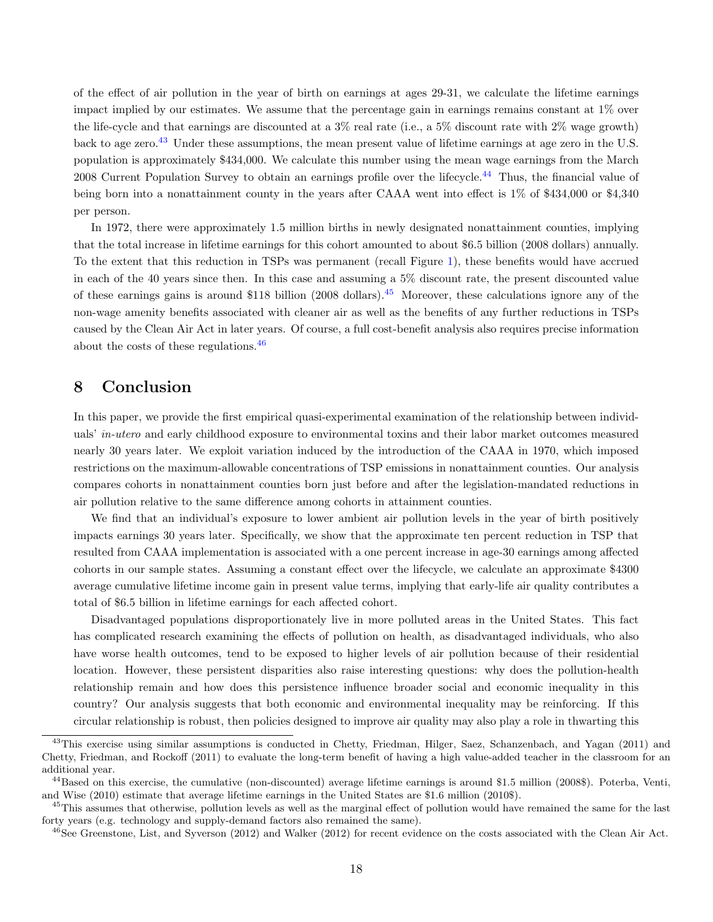of the effect of air pollution in the year of birth on earnings at ages 29-31, we calculate the lifetime earnings impact implied by our estimates. We assume that the percentage gain in earnings remains constant at 1% over the life-cycle and that earnings are discounted at a 3% real rate (i.e., a 5% discount rate with 2% wage growth) back to age zero.[43] Under these assumptions, the mean present value of lifetime earnings at age zero in the U.S. population is approximately $434,000. We calculate this number using the mean wage earnings from the March 2008 Current Population Survey to obtain an earnings profile over the lifecycle.[44] Thus, the financial value of being born into a nonattainment county in the years after CAAA went into effect is 1% of $434,000 or $4,340 per person.

In 1972, there were approximately 1.5 million births in newly designated nonattainment counties, implying that the total increase in lifetime earnings for this cohort amounted to about $6.5 billion (2008 dollars) annually. To the extent that this reduction in TSPs was permanent (recall Figure 1), these benefits would have accrued in each of the 40 years since then. In this case and assuming a 5% discount rate, the present discounted value of these earnings gains is around $118 billion (2008 dollars).[45] Moreover, these calculations ignore any of the non-wage amenity benefits associated with cleaner air as well as the benefits of any further reductions in TSPs caused by the Clean Air Act in later years. Of course, a full cost-benefit analysis also requires precise information about the costs of these regulations.[46]

## 8 Conclusion

In this paper, we provide the first empirical quasi-experimental examination of the relationship between individuals' *in-utero* and early childhood exposure to environmental toxins and their labor market outcomes measured nearly 30 years later. We exploit variation induced by the introduction of the CAAA in 1970, which imposed restrictions on the maximum-allowable concentrations of TSP emissions in nonattainment counties. Our analysis compares cohorts in nonattainment counties born just before and after the legislation-mandated reductions in air pollution relative to the same difference among cohorts in attainment counties.

We find that an individual's exposure to lower ambient air pollution levels in the year of birth positively impacts earnings 30 years later. Specifically, we show that the approximate ten percent reduction in TSP that resulted from CAAA implementation is associated with a one percent increase in age-30 earnings among affected cohorts in our sample states. Assuming a constant effect over the lifecycle, we calculate an approximate $4300 average cumulative lifetime income gain in present value terms, implying that early-life air quality contributes a total of $6.5 billion in lifetime earnings for each affected cohort.

Disadvantaged populations disproportionately live in more polluted areas in the United States. This fact has complicated research examining the effects of pollution on health, as disadvantaged individuals, who also have worse health outcomes, tend to be exposed to higher levels of air pollution because of their residential location. However, these persistent disparities also raise interesting questions: why does the pollution-health relationship remain and how does this persistence influence broader social and economic inequality in this country? Our analysis suggests that both economic and environmental inequality may be reinforcing. If this circular relationship is robust, then policies designed to improve air quality may also play a role in thwarting this

---

[43] This exercise using similar assumptions is conducted in Chetty, Friedman, Hilger, Saez, Schanzenbach, and Yagan (2011) and Chetty, Friedman, and Rockoff (2011) to evaluate the long-term benefit of having a high value-added teacher in the classroom for an additional year.

[44] Based on this exercise, the cumulative (non-discounted) average lifetime earnings is around $1.5 million (2008$). Poterba, Venti, and Wise (2010) estimate that average lifetime earnings in the United States are $1.6 million (2010$).

[45] This assumes that otherwise, pollution levels as well as the marginal effect of pollution would have remained the same for the last forty years (e.g. technology and supply-demand factors also remained the same).

[46] See Greenstone, List, and Syverson (2012) and Walker (2012) for recent evidence on the costs associated with the Clean Air Act.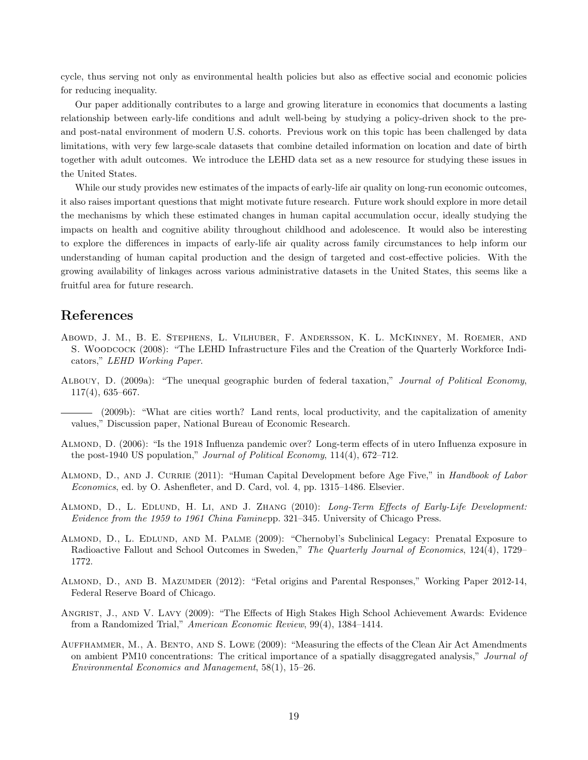cycle, thus serving not only as environmental health policies but also as effective social and economic policies for reducing inequality.

Our paper additionally contributes to a large and growing literature in economics that documents a lasting relationship between early-life conditions and adult well-being by studying a policy-driven shock to the pre- and post-natal environment of modern U.S. cohorts. Previous work on this topic has been challenged by data limitations, with very few large-scale datasets that combine detailed information on location and date of birth together with adult outcomes. We introduce the LEHD data set as a new resource for studying these issues in the United States.

While our study provides new estimates of the impacts of early-life air quality on long-run economic outcomes, it also raises important questions that might motivate future research. Future work should explore in more detail the mechanisms by which these estimated changes in human capital accumulation occur, ideally studying the impacts on health and cognitive ability throughout childhood and adolescence. It would also be interesting to explore the differences in impacts of early-life air quality across family circumstances to help inform our understanding of human capital production and the design of targeted and cost-effective policies. With the growing availability of linkages across various administrative datasets in the United States, this seems like a fruitful area for future research.

# References

Abowd, J. M., B. E. Stephens, L. Vilhuber, F. Andersson, K. L. McKinney, M. Roemer, and S. Woodcock (2008): "The LEHD Infrastructure Files and the Creation of the Quarterly Workforce Indicators," *LEHD Working Paper*.

Albouy, D. (2009a): "The unequal geographic burden of federal taxation," *Journal of Political Economy*, 117(4), 635–667.

——— (2009b): "What are cities worth? Land rents, local productivity, and the capitalization of amenity values," Discussion paper, National Bureau of Economic Research.

Almond, D. (2006): "Is the 1918 Influenza pandemic over? Long-term effects of in utero Influenza exposure in the post-1940 US population," *Journal of Political Economy*, 114(4), 672–712.

Almond, D., and J. Currie (2011): "Human Capital Development before Age Five," in *Handbook of Labor Economics*, ed. by O. Ashenfleter, and D. Card, vol. 4, pp. 1315–1486. Elsevier.

Almond, D., L. Edlund, H. Li, and J. Zhang (2010): *Long-Term Effects of Early-Life Development: Evidence from the 1959 to 1961 China Famine*pp. 321–345. University of Chicago Press.

Almond, D., L. Edlund, and M. Palme (2009): "Chernobyl's Subclinical Legacy: Prenatal Exposure to Radioactive Fallout and School Outcomes in Sweden," *The Quarterly Journal of Economics*, 124(4), 1729–1772.

Almond, D., and B. Mazumder (2012): "Fetal origins and Parental Responses," Working Paper 2012-14, Federal Reserve Board of Chicago.

Angrist, J., and V. Lavy (2009): "The Effects of High Stakes High School Achievement Awards: Evidence from a Randomized Trial," *American Economic Review*, 99(4), 1384–1414.

Auffhammer, M., A. Bento, and S. Lowe (2009): "Measuring the effects of the Clean Air Act Amendments on ambient PM10 concentrations: The critical importance of a spatially disaggregated analysis," *Journal of Environmental Economics and Management*, 58(1), 15–26.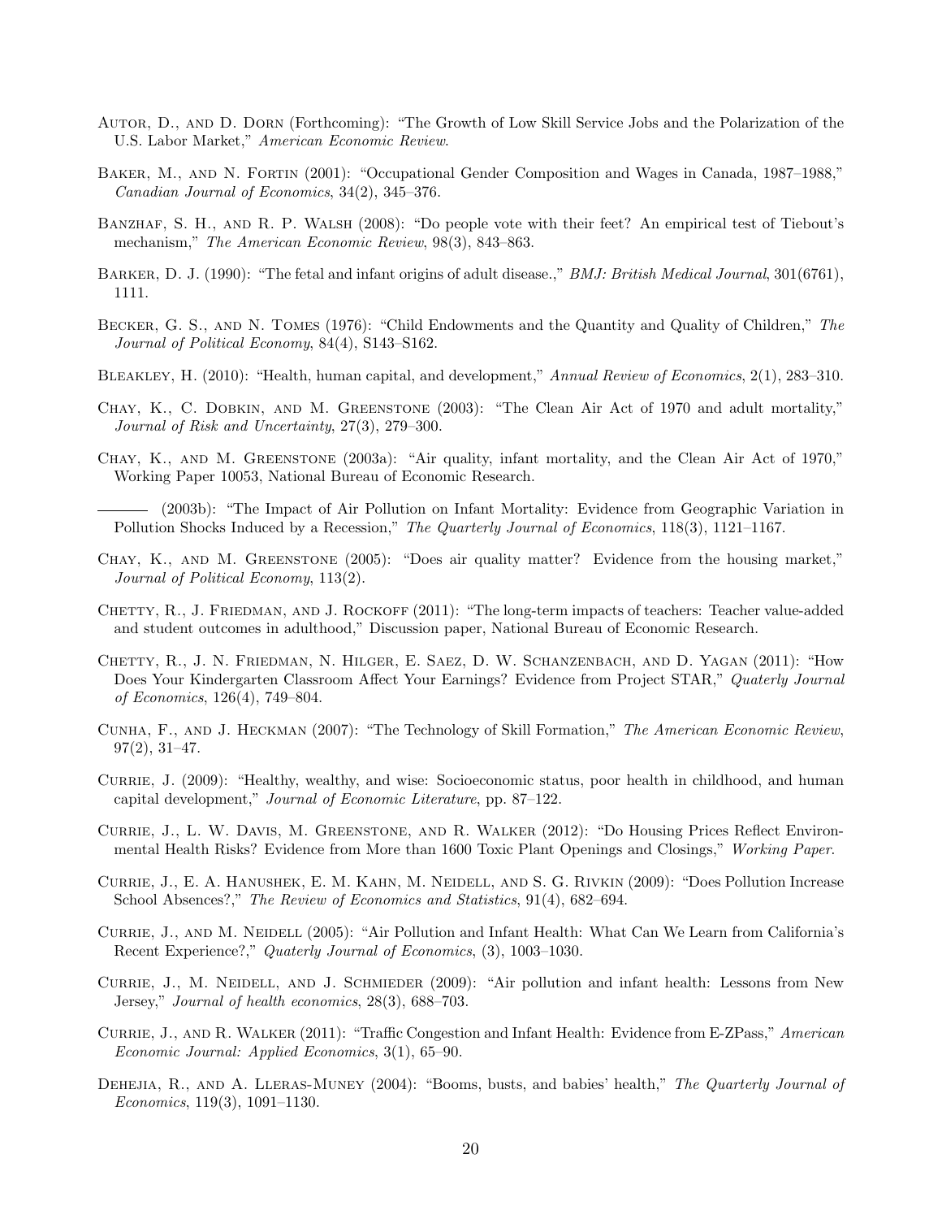Autor, D., and D. Dorn (Forthcoming): "The Growth of Low Skill Service Jobs and the Polarization of the U.S. Labor Market," *American Economic Review*.

Baker, M., and N. Fortin (2001): "Occupational Gender Composition and Wages in Canada, 1987–1988," *Canadian Journal of Economics*, 34(2), 345–376.

Banzhaf, S. H., and R. P. Walsh (2008): "Do people vote with their feet? An empirical test of Tiebout's mechanism," *The American Economic Review*, 98(3), 843–863.

Barker, D. J. (1990): "The fetal and infant origins of adult disease.," *BMJ: British Medical Journal*, 301(6761), 1111.

Becker, G. S., and N. Tomes (1976): "Child Endowments and the Quantity and Quality of Children," *The Journal of Political Economy*, 84(4), S143–S162.

Bleakley, H. (2010): "Health, human capital, and development," *Annual Review of Economics*, 2(1), 283–310.

Chay, K., C. Dobkin, and M. Greenstone (2003): "The Clean Air Act of 1970 and adult mortality," *Journal of Risk and Uncertainty*, 27(3), 279–300.

Chay, K., and M. Greenstone (2003a): "Air quality, infant mortality, and the Clean Air Act of 1970," Working Paper 10053, National Bureau of Economic Research.

——— (2003b): "The Impact of Air Pollution on Infant Mortality: Evidence from Geographic Variation in Pollution Shocks Induced by a Recession," *The Quarterly Journal of Economics*, 118(3), 1121–1167.

Chay, K., and M. Greenstone (2005): "Does air quality matter? Evidence from the housing market," *Journal of Political Economy*, 113(2).

Chetty, R., J. Friedman, and J. Rockoff (2011): "The long-term impacts of teachers: Teacher value-added and student outcomes in adulthood," Discussion paper, National Bureau of Economic Research.

Chetty, R., J. N. Friedman, N. Hilger, E. Saez, D. W. Schanzenbach, and D. Yagan (2011): "How Does Your Kindergarten Classroom Affect Your Earnings? Evidence from Project STAR," *Quaterly Journal of Economics*, 126(4), 749–804.

Cunha, F., and J. Heckman (2007): "The Technology of Skill Formation," *The American Economic Review*, 97(2), 31–47.

Currie, J. (2009): "Healthy, wealthy, and wise: Socioeconomic status, poor health in childhood, and human capital development," *Journal of Economic Literature*, pp. 87–122.

Currie, J., L. W. Davis, M. Greenstone, and R. Walker (2012): "Do Housing Prices Reflect Environmental Health Risks? Evidence from More than 1600 Toxic Plant Openings and Closings," *Working Paper*.

Currie, J., E. A. Hanushek, E. M. Kahn, M. Neidell, and S. G. Rivkin (2009): "Does Pollution Increase School Absences?," *The Review of Economics and Statistics*, 91(4), 682–694.

Currie, J., and M. Neidell (2005): "Air Pollution and Infant Health: What Can We Learn from California's Recent Experience?," *Quaterly Journal of Economics*, (3), 1003–1030.

Currie, J., M. Neidell, and J. Schmieder (2009): "Air pollution and infant health: Lessons from New Jersey," *Journal of health economics*, 28(3), 688–703.

Currie, J., and R. Walker (2011): "Traffic Congestion and Infant Health: Evidence from E-ZPass," *American Economic Journal: Applied Economics*, 3(1), 65–90.

Dehejia, R., and A. Lleras-Muney (2004): "Booms, busts, and babies' health," *The Quarterly Journal of Economics*, 119(3), 1091–1130.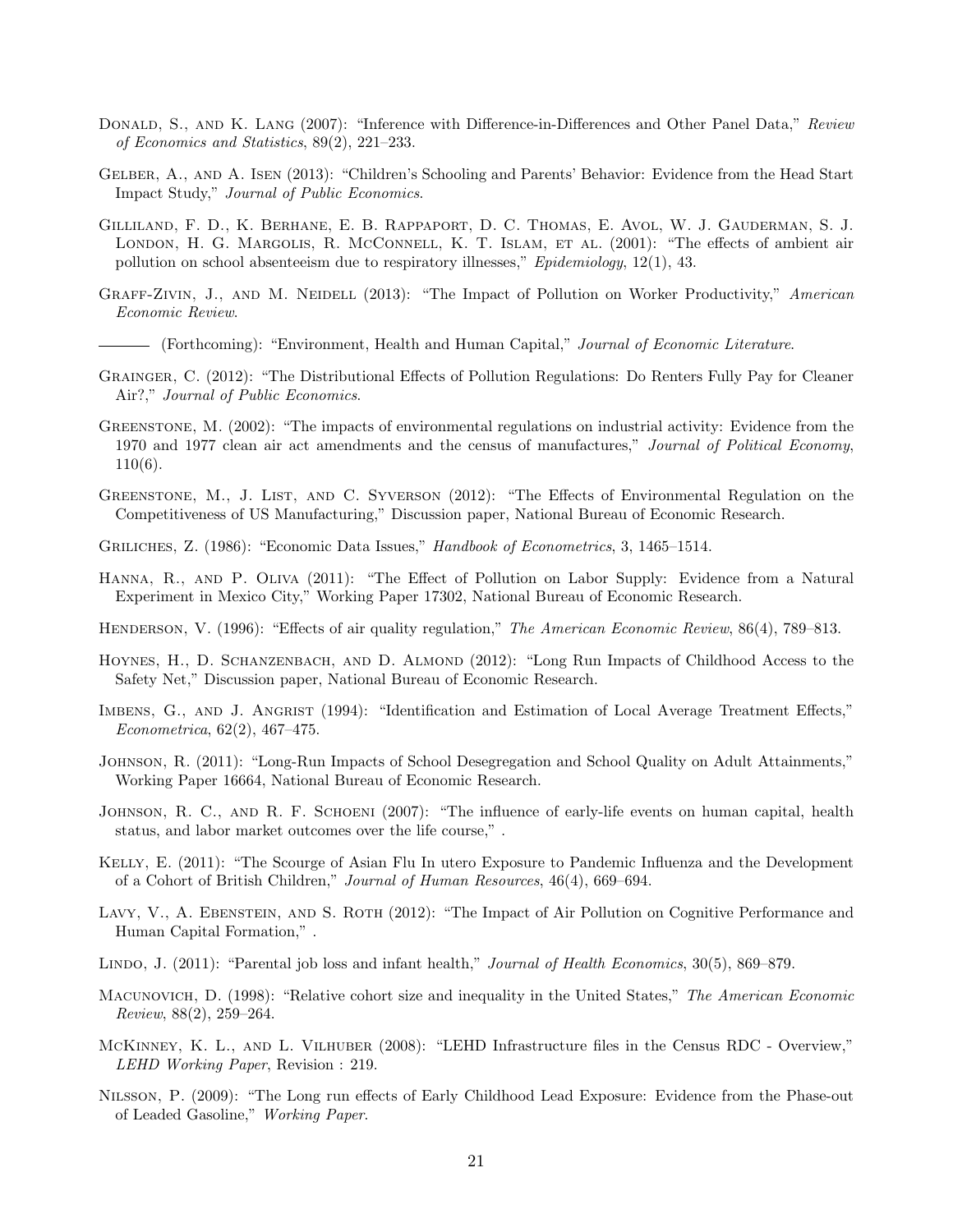Donald, S., and K. Lang (2007): "Inference with Difference-in-Differences and Other Panel Data," *Review of Economics and Statistics*, 89(2), 221–233.

Gelber, A., and A. Isen (2013): "Children's Schooling and Parents' Behavior: Evidence from the Head Start Impact Study," *Journal of Public Economics*.

Gilliland, F. D., K. Berhane, E. B. Rappaport, D. C. Thomas, E. Avol, W. J. Gauderman, S. J. London, H. G. Margolis, R. McConnell, K. T. Islam, et al. (2001): "The effects of ambient air pollution on school absenteeism due to respiratory illnesses," *Epidemiology*, 12(1), 43.

Graff-Zivin, J., and M. Neidell (2013): "The Impact of Pollution on Worker Productivity," *American Economic Review*.

——— (Forthcoming): "Environment, Health and Human Capital," *Journal of Economic Literature*.

Grainger, C. (2012): "The Distributional Effects of Pollution Regulations: Do Renters Fully Pay for Cleaner Air?," *Journal of Public Economics*.

Greenstone, M. (2002): "The impacts of environmental regulations on industrial activity: Evidence from the 1970 and 1977 clean air act amendments and the census of manufactures," *Journal of Political Economy*, 110(6).

Greenstone, M., J. List, and C. Syverson (2012): "The Effects of Environmental Regulation on the Competitiveness of US Manufacturing," Discussion paper, National Bureau of Economic Research.

Griliches, Z. (1986): "Economic Data Issues," *Handbook of Econometrics*, 3, 1465–1514.

Hanna, R., and P. Oliva (2011): "The Effect of Pollution on Labor Supply: Evidence from a Natural Experiment in Mexico City," Working Paper 17302, National Bureau of Economic Research.

Henderson, V. (1996): "Effects of air quality regulation," *The American Economic Review*, 86(4), 789–813.

Hoynes, H., D. Schanzenbach, and D. Almond (2012): "Long Run Impacts of Childhood Access to the Safety Net," Discussion paper, National Bureau of Economic Research.

Imbens, G., and J. Angrist (1994): "Identification and Estimation of Local Average Treatment Effects," *Econometrica*, 62(2), 467–475.

Johnson, R. (2011): "Long-Run Impacts of School Desegregation and School Quality on Adult Attainments," Working Paper 16664, National Bureau of Economic Research.

Johnson, R. C., and R. F. Schoeni (2007): "The influence of early-life events on human capital, health status, and labor market outcomes over the life course," .

Kelly, E. (2011): "The Scourge of Asian Flu In utero Exposure to Pandemic Influenza and the Development of a Cohort of British Children," *Journal of Human Resources*, 46(4), 669–694.

Lavy, V., A. Ebenstein, and S. Roth (2012): "The Impact of Air Pollution on Cognitive Performance and Human Capital Formation," .

Lindo, J. (2011): "Parental job loss and infant health," *Journal of Health Economics*, 30(5), 869–879.

Macunovich, D. (1998): "Relative cohort size and inequality in the United States," *The American Economic Review*, 88(2), 259–264.

McKinney, K. L., and L. Vilhuber (2008): "LEHD Infrastructure files in the Census RDC - Overview," *LEHD Working Paper*, Revision : 219.

Nilsson, P. (2009): "The Long run effects of Early Childhood Lead Exposure: Evidence from the Phase-out of Leaded Gasoline," *Working Paper*.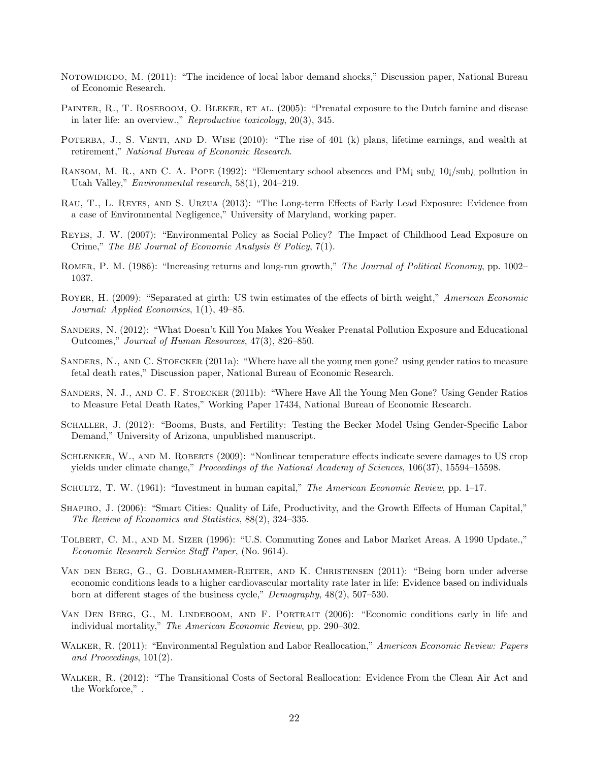Notowidigdo, M. (2011): "The incidence of local labor demand shocks," Discussion paper, National Bureau of Economic Research.

Painter, R., T. Roseboom, O. Bleker, et al. (2005): "Prenatal exposure to the Dutch famine and disease in later life: an overview.," *Reproductive toxicology*, 20(3), 345.

Poterba, J., S. Venti, and D. Wise (2010): "The rise of 401 (k) plans, lifetime earnings, and wealth at retirement," *National Bureau of Economic Research*.

Ransom, M. R., and C. A. Pope (1992): "Elementary school absences and PM¡ sub¿ 10¡/sub¿ pollution in Utah Valley," *Environmental research*, 58(1), 204–219.

Rau, T., L. Reyes, and S. Urzua (2013): "The Long-term Effects of Early Lead Exposure: Evidence from a case of Environmental Negligence," University of Maryland, working paper.

Reyes, J. W. (2007): "Environmental Policy as Social Policy? The Impact of Childhood Lead Exposure on Crime," *The BE Journal of Economic Analysis & Policy*, 7(1).

Romer, P. M. (1986): "Increasing returns and long-run growth," *The Journal of Political Economy*, pp. 1002–1037.

Royer, H. (2009): "Separated at girth: US twin estimates of the effects of birth weight," *American Economic Journal: Applied Economics*, 1(1), 49–85.

Sanders, N. (2012): "What Doesn't Kill You Makes You Weaker Prenatal Pollution Exposure and Educational Outcomes," *Journal of Human Resources*, 47(3), 826–850.

Sanders, N., and C. Stoecker (2011a): "Where have all the young men gone? using gender ratios to measure fetal death rates," Discussion paper, National Bureau of Economic Research.

Sanders, N. J., and C. F. Stoecker (2011b): "Where Have All the Young Men Gone? Using Gender Ratios to Measure Fetal Death Rates," Working Paper 17434, National Bureau of Economic Research.

Schaller, J. (2012): "Booms, Busts, and Fertility: Testing the Becker Model Using Gender-Specific Labor Demand," University of Arizona, unpublished manuscript.

Schlenker, W., and M. Roberts (2009): "Nonlinear temperature effects indicate severe damages to US crop yields under climate change," *Proceedings of the National Academy of Sciences*, 106(37), 15594–15598.

Schultz, T. W. (1961): "Investment in human capital," *The American Economic Review*, pp. 1–17.

Shapiro, J. (2006): "Smart Cities: Quality of Life, Productivity, and the Growth Effects of Human Capital," *The Review of Economics and Statistics*, 88(2), 324–335.

Tolbert, C. M., and M. Sizer (1996): "U.S. Commuting Zones and Labor Market Areas. A 1990 Update.," *Economic Research Service Staff Paper*, (No. 9614).

Van den Berg, G., G. Doblhammer-Reiter, and K. Christensen (2011): "Being born under adverse economic conditions leads to a higher cardiovascular mortality rate later in life: Evidence based on individuals born at different stages of the business cycle," *Demography*, 48(2), 507–530.

Van Den Berg, G., M. Lindeboom, and F. Portrait (2006): "Economic conditions early in life and individual mortality," *The American Economic Review*, pp. 290–302.

Walker, R. (2011): "Environmental Regulation and Labor Reallocation," *American Economic Review: Papers and Proceedings*, 101(2).

Walker, R. (2012): "The Transitional Costs of Sectoral Reallocation: Evidence From the Clean Air Act and the Workforce," .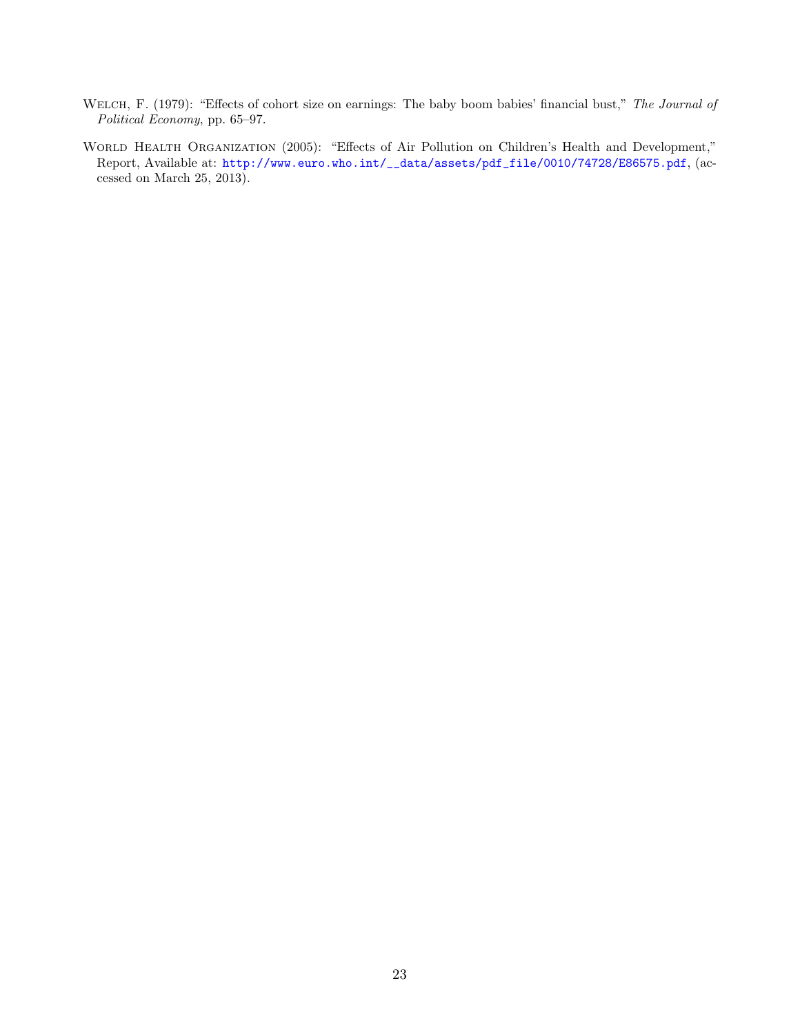Welch, F. (1979): "Effects of cohort size on earnings: The baby boom babies' financial bust," *The Journal of Political Economy*, pp. 65–97.

World Health Organization (2005): "Effects of Air Pollution on Children's Health and Development," Report, Available at: http://www.euro.who.int/__data/assets/pdf_file/0010/74728/E86575.pdf, (accessed on March 25, 2013).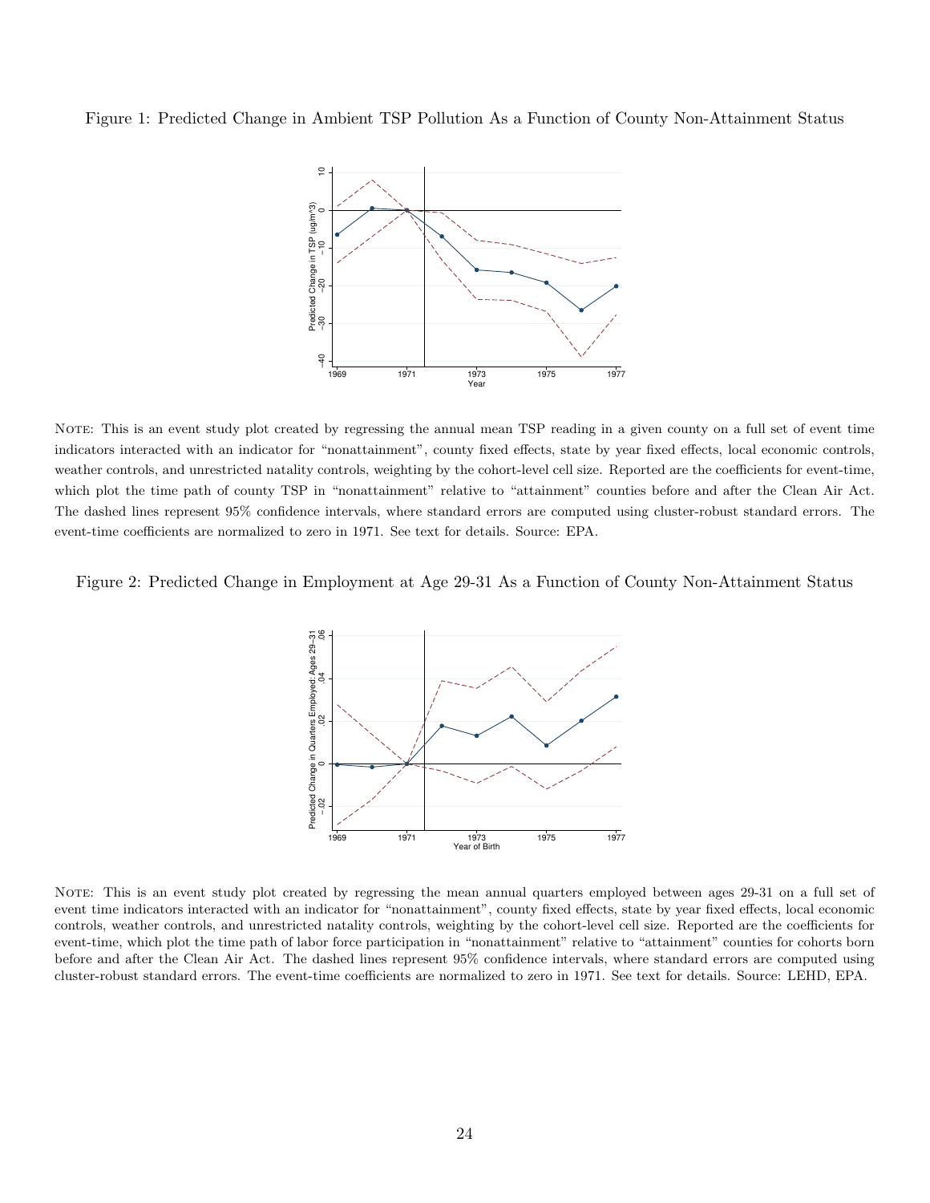Figure 1: Predicted Change in Ambient TSP Pollution As a Function of County Non-Attainment Status

NOTE: This is an event study plot created by regressing the annual mean TSP reading in a given county on a full set of event time indicators interacted with an indicator for "nonattainment", county fixed effects, state by year fixed effects, local economic controls, weather controls, and unrestricted natality controls, weighting by the cohort-level cell size. Reported are the coefficients for event-time, which plot the time path of county TSP in "nonattainment" relative to "attainment" counties before and after the Clean Air Act. The dashed lines represent 95% confidence intervals, where standard errors are computed using cluster-robust standard errors. The event-time coefficients are normalized to zero in 1971. See text for details. Source: EPA.

Figure 2: Predicted Change in Employment at Age 29-31 As a Function of County Non-Attainment Status

NOTE: This is an event study plot created by regressing the mean annual quarters employed between ages 29-31 on a full set of event time indicators interacted with an indicator for "nonattainment", county fixed effects, state by year fixed effects, local economic controls, weather controls, and unrestricted natality controls, weighting by the cohort-level cell size. Reported are the coefficients for event-time, which plot the time path of labor force participation in "nonattainment" relative to "attainment" counties for cohorts born before and after the Clean Air Act. The dashed lines represent 95% confidence intervals, where standard errors are computed using cluster-robust standard errors. The event-time coefficients are normalized to zero in 1971. See text for details. Source: LEHD, EPA.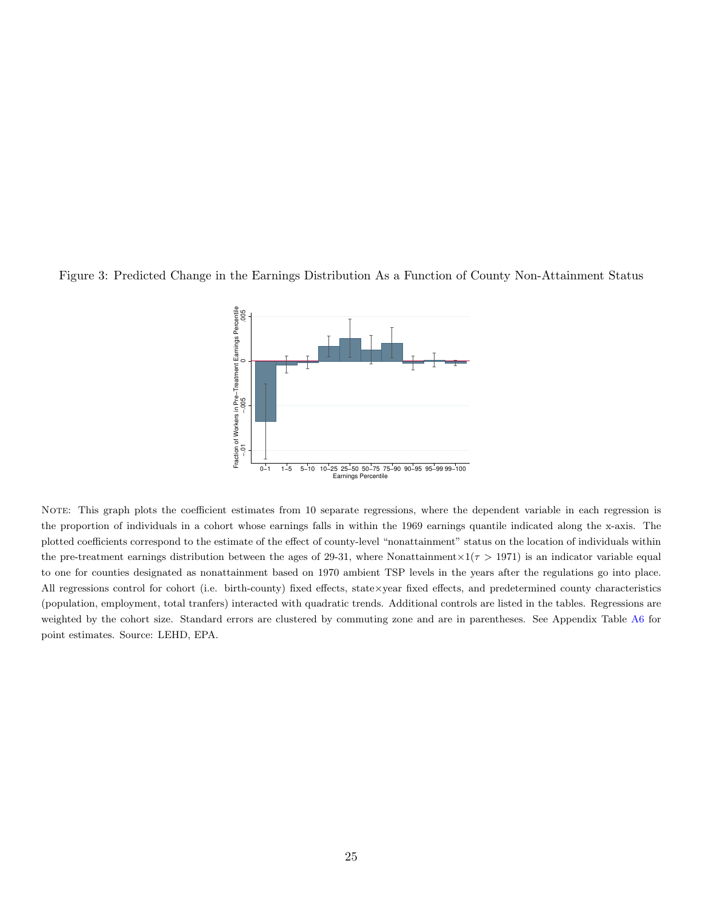Figure 3: Predicted Change in the Earnings Distribution As a Function of County Non-Attainment Status

NOTE: This graph plots the coefficient estimates from 10 separate regressions, where the dependent variable in each regression is the proportion of individuals in a cohort whose earnings falls in within the 1969 earnings quantile indicated along the x-axis. The plotted coefficients correspond to the estimate of the effect of county-level "nonattainment" status on the location of individuals within the pre-treatment earnings distribution between the ages of 29-31, where Nonattainment$\times 1(\tau > 1971)$ is an indicator variable equal to one for counties designated as nonattainment based on 1970 ambient TSP levels in the years after the regulations go into place. All regressions control for cohort (i.e. birth-county) fixed effects, state×year fixed effects, and predetermined county characteristics (population, employment, total tranfers) interacted with quadratic trends. Additional controls are listed in the tables. Regressions are weighted by the cohort size. Standard errors are clustered by commuting zone and are in parentheses. See Appendix Table A6 for point estimates. Source: LEHD, EPA.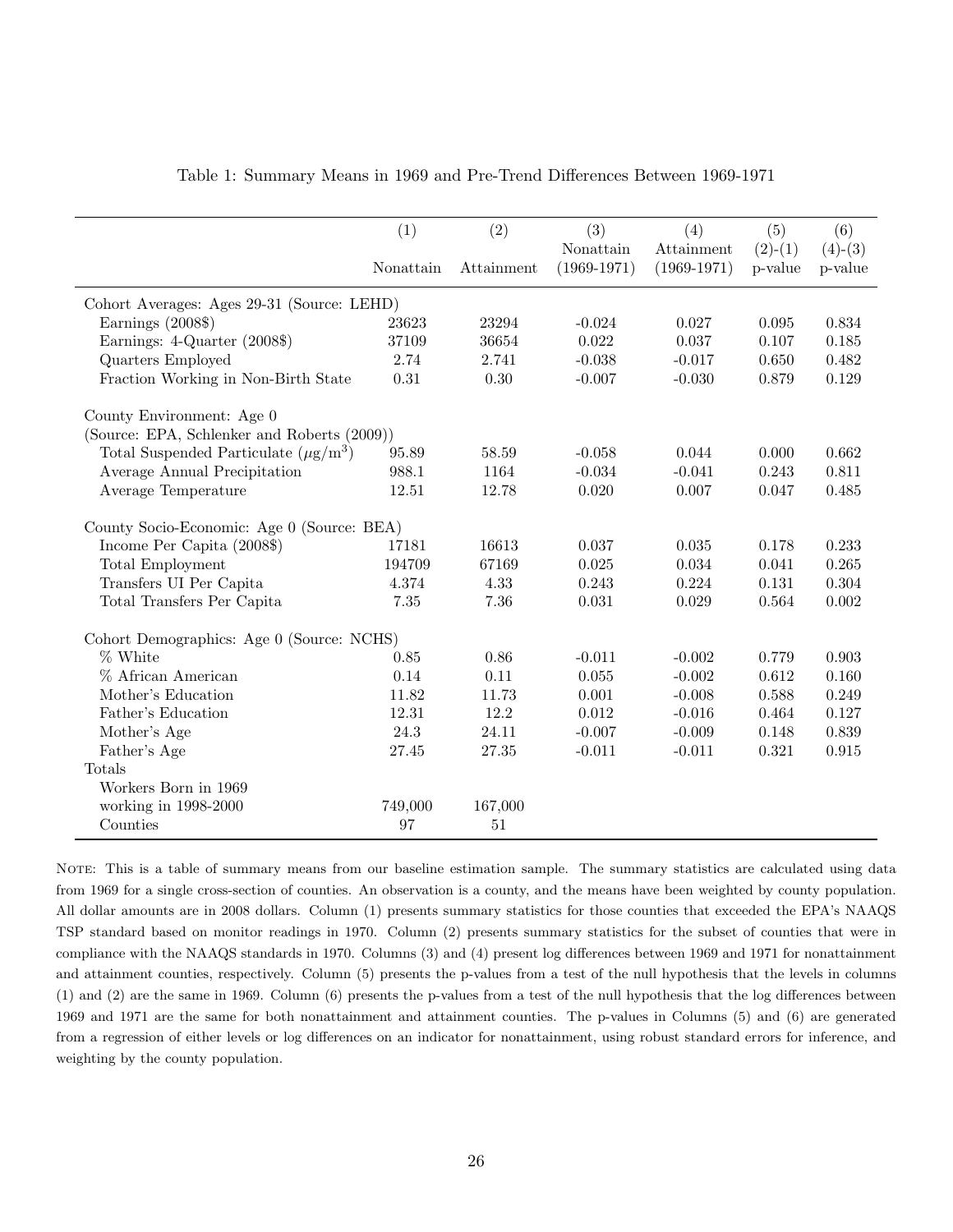Table 1: Summary Means in 1969 and Pre-Trend Differences Between 1969-1971

| | (1) | (2) | (3) | (4) | (5) | (6) |
|---|---|---|---|---|---|---|
| | Nonattain | Attainment | Nonattain (1969-1971) | Attainment (1969-1971) | (2)-(1) p-value | (4)-(3) p-value |
| Cohort Averages: Ages 29-31 (Source: LEHD) | | | | | | |
| Earnings (2008$) | 23623 | 23294 | -0.024 | 0.027 | 0.095 | 0.834 |
| Earnings: 4-Quarter (2008$) | 37109 | 36654 | 0.022 | 0.037 | 0.107 | 0.185 |
| Quarters Employed | 2.74 | 2.741 | -0.038 | -0.017 | 0.650 | 0.482 |
| Fraction Working in Non-Birth State | 0.31 | 0.30 | -0.007 | -0.030 | 0.879 | 0.129 |
| County Environment: Age 0 (Source: EPA, Schlenker and Roberts (2009)) | | | | | | |
| Total Suspended Particulate ($\mu g/m^3$) | 95.89 | 58.59 | -0.058 | 0.044 | 0.000 | 0.662 |
| Average Annual Precipitation | 988.1 | 1164 | -0.034 | -0.041 | 0.243 | 0.811 |
| Average Temperature | 12.51 | 12.78 | 0.020 | 0.007 | 0.047 | 0.485 |
| County Socio-Economic: Age 0 (Source: BEA) | | | | | | |
| Income Per Capita (2008$) | 17181 | 16613 | 0.037 | 0.035 | 0.178 | 0.233 |
| Total Employment | 194709 | 67169 | 0.025 | 0.034 | 0.041 | 0.265 |
| Transfers UI Per Capita | 4.374 | 4.33 | 0.243 | 0.224 | 0.131 | 0.304 |
| Total Transfers Per Capita | 7.35 | 7.36 | 0.031 | 0.029 | 0.564 | 0.002 |
| Cohort Demographics: Age 0 (Source: NCHS) | | | | | | |
| % White | 0.85 | 0.86 | -0.011 | -0.002 | 0.779 | 0.903 |
| % African American | 0.14 | 0.11 | 0.055 | -0.002 | 0.612 | 0.160 |
| Mother's Education | 11.82 | 11.73 | 0.001 | -0.008 | 0.588 | 0.249 |
| Father's Education | 12.31 | 12.2 | 0.012 | -0.016 | 0.464 | 0.127 |
| Mother's Age | 24.3 | 24.11 | -0.007 | -0.009 | 0.148 | 0.839 |
| Father's Age | 27.45 | 27.35 | -0.011 | -0.011 | 0.321 | 0.915 |
| Totals | | | | | | |
| Workers Born in 1969 working in 1998-2000 | 749,000 | 167,000 | | | | |
| Counties | 97 | 51 | | | | |

NOTE: This is a table of summary means from our baseline estimation sample. The summary statistics are calculated using data from 1969 for a single cross-section of counties. An observation is a county, and the means have been weighted by county population. All dollar amounts are in 2008 dollars. Column (1) presents summary statistics for those counties that exceeded the EPA's NAAQS TSP standard based on monitor readings in 1970. Column (2) presents summary statistics for the subset of counties that were in compliance with the NAAQS standards in 1970. Columns (3) and (4) present log differences between 1969 and 1971 for nonattainment and attainment counties, respectively. Column (5) presents the p-values from a test of the null hypothesis that the levels in columns (1) and (2) are the same in 1969. Column (6) presents the p-values from a test of the null hypothesis that the log differences between 1969 and 1971 are the same for both nonattainment and attainment counties. The p-values in Columns (5) and (6) are generated from a regression of either levels or log differences on an indicator for nonattainment, using robust standard errors for inference, and weighting by the county population.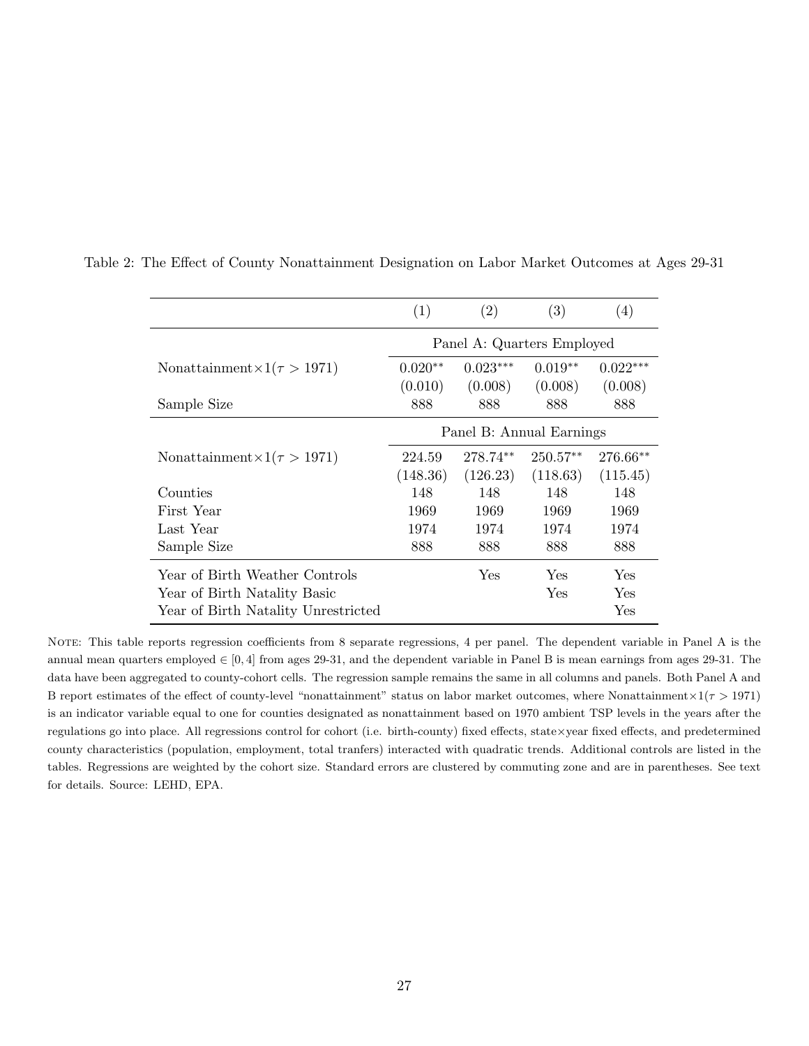Table 2: The Effect of County Nonattainment Designation on Labor Market Outcomes at Ages 29-31

| | (1) | (2) | (3) | (4) |
|---|---|---|---|---|
| | Panel A: Quarters Employed | | | |
| Nonattainment$\times 1(\tau > 1971)$ | $0.020^{**}$ | $0.023^{***}$ | $0.019^{**}$ | $0.022^{***}$ |
| | (0.010) | (0.008) | (0.008) | (0.008) |
| Sample Size | 888 | 888 | 888 | 888 |
| | Panel B: Annual Earnings | | | |
| Nonattainment$\times 1(\tau > 1971)$ | 224.59 | $278.74^{**}$ | $250.57^{**}$ | $276.66^{**}$ |
| | (148.36) | (126.23) | (118.63) | (115.45) |
| Counties | 148 | 148 | 148 | 148 |
| First Year | 1969 | 1969 | 1969 | 1969 |
| Last Year | 1974 | 1974 | 1974 | 1974 |
| Sample Size | 888 | 888 | 888 | 888 |
| Year of Birth Weather Controls | | Yes | Yes | Yes |
| Year of Birth Natality Basic | | | Yes | Yes |
| Year of Birth Natality Unrestricted | | | | Yes |

NOTE: This table reports regression coefficients from 8 separate regressions, 4 per panel. The dependent variable in Panel A is the annual mean quarters employed $\in [0, 4]$ from ages 29-31, and the dependent variable in Panel B is mean earnings from ages 29-31. The data have been aggregated to county-cohort cells. The regression sample remains the same in all columns and panels. Both Panel A and B report estimates of the effect of county-level "nonattainment" status on labor market outcomes, where Nonattainment$\times 1(\tau > 1971)$ is an indicator variable equal to one for counties designated as nonattainment based on 1970 ambient TSP levels in the years after the regulations go into place. All regressions control for cohort (i.e. birth-county) fixed effects, state×year fixed effects, and predetermined county characteristics (population, employment, total tranfers) interacted with quadratic trends. Additional controls are listed in the tables. Regressions are weighted by the cohort size. Standard errors are clustered by commuting zone and are in parentheses. See text for details. Source: LEHD, EPA.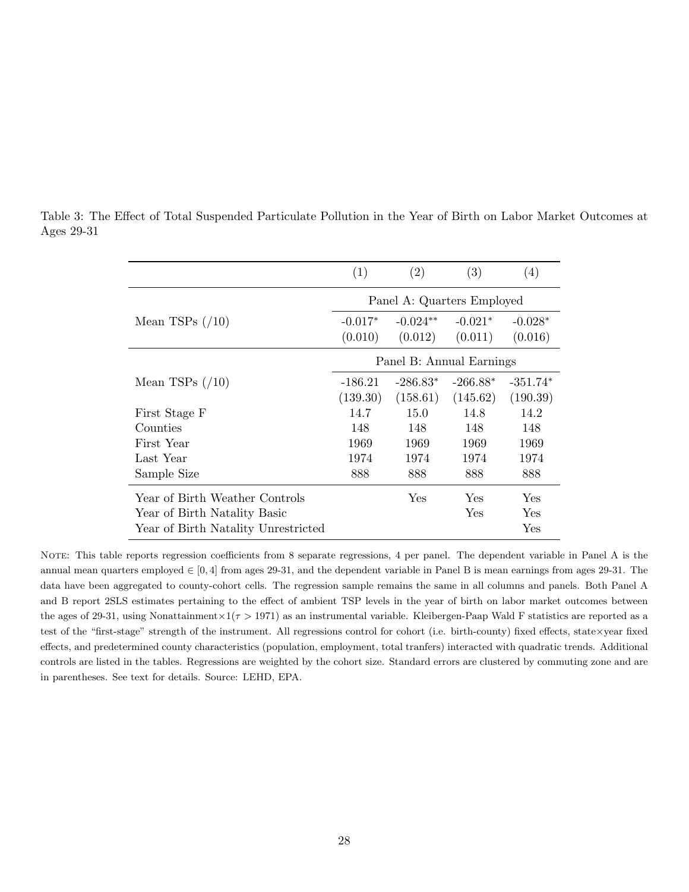Table 3: The Effect of Total Suspended Particulate Pollution in the Year of Birth on Labor Market Outcomes at Ages 29-31

| | (1) | (2) | (3) | (4) |
|---|---|---|---|---|
| | Panel A: Quarters Employed | | | |
| Mean TSPs (/10) | -0.017* | -0.024** | -0.021* | -0.028* |
| | (0.010) | (0.012) | (0.011) | (0.016) |
| | Panel B: Annual Earnings | | | |
| Mean TSPs (/10) | -186.21 | -286.83* | -266.88* | -351.74* |
| | (139.30) | (158.61) | (145.62) | (190.39) |
| First Stage F | 14.7 | 15.0 | 14.8 | 14.2 |
| Counties | 148 | 148 | 148 | 148 |
| First Year | 1969 | 1969 | 1969 | 1969 |
| Last Year | 1974 | 1974 | 1974 | 1974 |
| Sample Size | 888 | 888 | 888 | 888 |
| Year of Birth Weather Controls | | Yes | Yes | Yes |
| Year of Birth Natality Basic | | | Yes | Yes |
| Year of Birth Natality Unrestricted | | | | Yes |

NOTE: This table reports regression coefficients from 8 separate regressions, 4 per panel. The dependent variable in Panel A is the annual mean quarters employed $\in [0, 4]$ from ages 29-31, and the dependent variable in Panel B is mean earnings from ages 29-31. The data have been aggregated to county-cohort cells. The regression sample remains the same in all columns and panels. Both Panel A and B report 2SLS estimates pertaining to the effect of ambient TSP levels in the year of birth on labor market outcomes between the ages of 29-31, using Nonattainment$\times 1(\tau > 1971)$ as an instrumental variable. Kleibergen-Paap Wald F statistics are reported as a test of the "first-stage" strength of the instrument. All regressions control for cohort (i.e. birth-county) fixed effects, state$\times$year fixed effects, and predetermined county characteristics (population, employment, total tranfers) interacted with quadratic trends. Additional controls are listed in the tables. Regressions are weighted by the cohort size. Standard errors are clustered by commuting zone and are in parentheses. See text for details. Source: LEHD, EPA.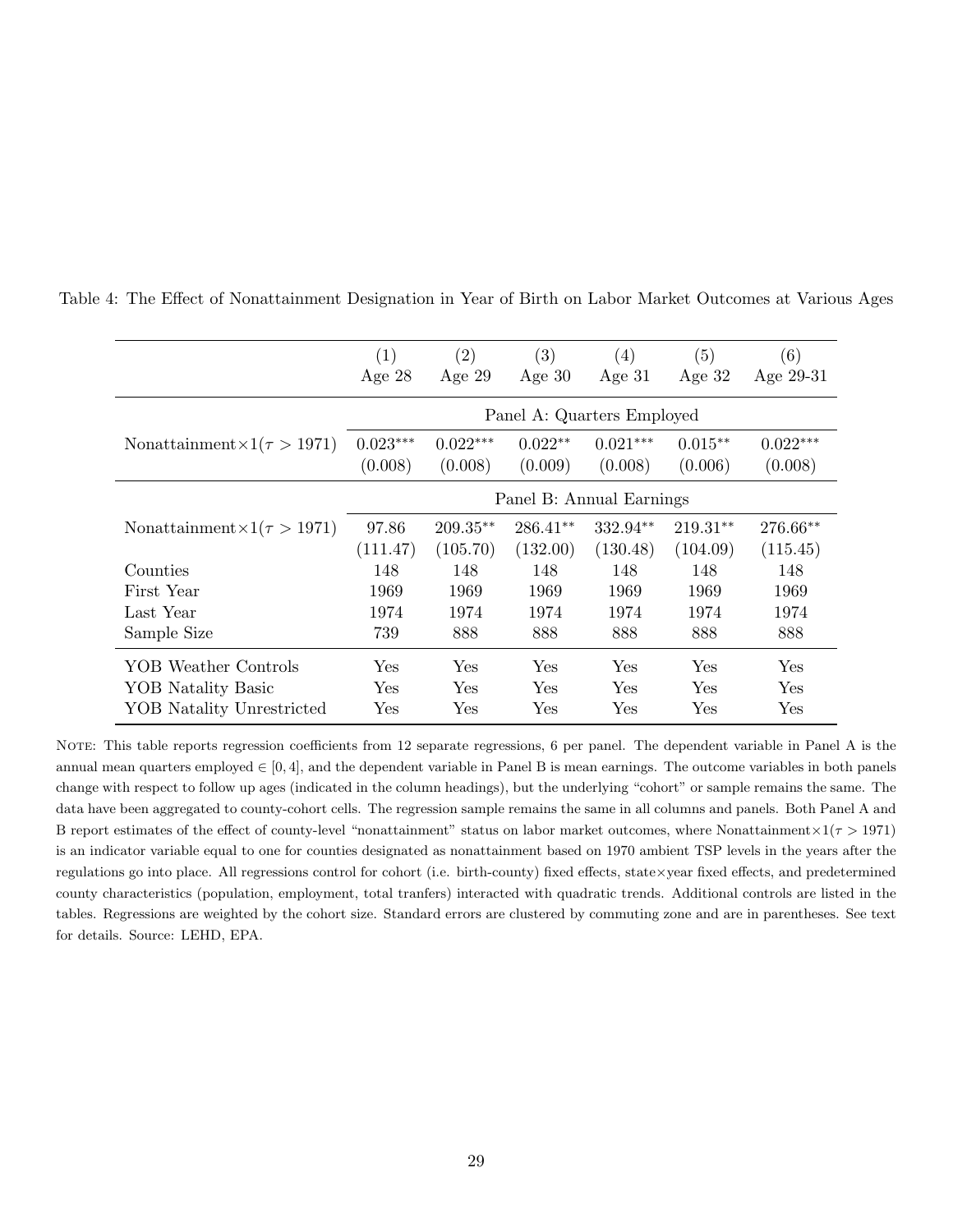Table 4: The Effect of Nonattainment Designation in Year of Birth on Labor Market Outcomes at Various Ages

| | (1)<br>Age 28 | (2)<br>Age 29 | (3)<br>Age 30 | (4)<br>Age 31 | (5)<br>Age 32 | (6)<br>Age 29-31 |
|---|---|---|---|---|---|---|
| | Panel A: Quarters Employed | | | | | |
| Nonattainment$\times 1(\tau > 1971)$ | 0.023*** | 0.022*** | 0.022** | 0.021*** | 0.015** | 0.022*** |
| | (0.008) | (0.008) | (0.009) | (0.008) | (0.006) | (0.008) |
| | Panel B: Annual Earnings | | | | | |
| Nonattainment$\times 1(\tau > 1971)$ | 97.86 | 209.35** | 286.41** | 332.94** | 219.31** | 276.66** |
| | (111.47) | (105.70) | (132.00) | (130.48) | (104.09) | (115.45) |
| Counties | 148 | 148 | 148 | 148 | 148 | 148 |
| First Year | 1969 | 1969 | 1969 | 1969 | 1969 | 1969 |
| Last Year | 1974 | 1974 | 1974 | 1974 | 1974 | 1974 |
| Sample Size | 739 | 888 | 888 | 888 | 888 | 888 |
| YOB Weather Controls | Yes | Yes | Yes | Yes | Yes | Yes |
| YOB Natality Basic | Yes | Yes | Yes | Yes | Yes | Yes |
| YOB Natality Unrestricted | Yes | Yes | Yes | Yes | Yes | Yes |

NOTE: This table reports regression coefficients from 12 separate regressions, 6 per panel. The dependent variable in Panel A is the annual mean quarters employed $\in [0, 4]$, and the dependent variable in Panel B is mean earnings. The outcome variables in both panels change with respect to follow up ages (indicated in the column headings), but the underlying "cohort" or sample remains the same. The data have been aggregated to county-cohort cells. The regression sample remains the same in all columns and panels. Both Panel A and B report estimates of the effect of county-level "nonattainment" status on labor market outcomes, where Nonattainment$\times 1(\tau > 1971)$ is an indicator variable equal to one for counties designated as nonattainment based on 1970 ambient TSP levels in the years after the regulations go into place. All regressions control for cohort (i.e. birth-county) fixed effects, state×year fixed effects, and predetermined county characteristics (population, employment, total tranfers) interacted with quadratic trends. Additional controls are listed in the tables. Regressions are weighted by the cohort size. Standard errors are clustered by commuting zone and are in parentheses. See text for details. Source: LEHD, EPA.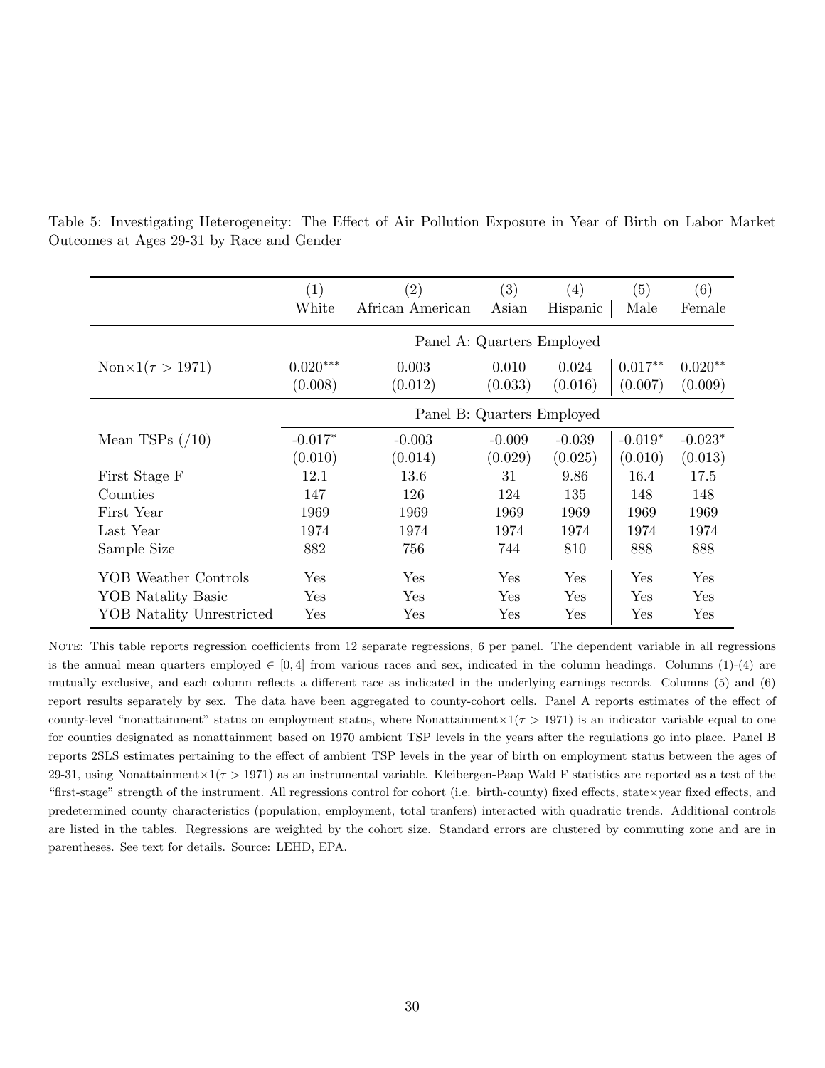Table 5: Investigating Heterogeneity: The Effect of Air Pollution Exposure in Year of Birth on Labor Market Outcomes at Ages 29-31 by Race and Gender

| | (1) White | (2) African American | (3) Asian | (4) Hispanic | (5) Male | (6) Female |
|---|---|---|---|---|---|---|
| | Panel A: Quarters Employed | | | | | |
| Non$\times 1(\tau > 1971)$ | $0.020^{***}$ | 0.003 | 0.010 | 0.024 | $0.017^{**}$ | $0.020^{**}$ |
| | (0.008) | (0.012) | (0.033) | (0.016) | (0.007) | (0.009) |
| | Panel B: Quarters Employed | | | | | |
| Mean TSPs (/10) | $-0.017^{*}$ | -0.003 | -0.009 | -0.039 | $-0.019^{*}$ | $-0.023^{*}$ |
| | (0.010) | (0.014) | (0.029) | (0.025) | (0.010) | (0.013) |
| First Stage F | 12.1 | 13.6 | 31 | 9.86 | 16.4 | 17.5 |
| Counties | 147 | 126 | 124 | 135 | 148 | 148 |
| First Year | 1969 | 1969 | 1969 | 1969 | 1969 | 1969 |
| Last Year | 1974 | 1974 | 1974 | 1974 | 1974 | 1974 |
| Sample Size | 882 | 756 | 744 | 810 | 888 | 888 |
| YOB Weather Controls | Yes | Yes | Yes | Yes | Yes | Yes |
| YOB Natality Basic | Yes | Yes | Yes | Yes | Yes | Yes |
| YOB Natality Unrestricted | Yes | Yes | Yes | Yes | Yes | Yes |

NOTE: This table reports regression coefficients from 12 separate regressions, 6 per panel. The dependent variable in all regressions is the annual mean quarters employed $\in [0, 4]$ from various races and sex, indicated in the column headings. Columns (1)-(4) are mutually exclusive, and each column reflects a different race as indicated in the underlying earnings records. Columns (5) and (6) report results separately by sex. The data have been aggregated to county-cohort cells. Panel A reports estimates of the effect of county-level "nonattainment" status on employment status, where Nonattainment$\times 1(\tau > 1971)$ is an indicator variable equal to one for counties designated as nonattainment based on 1970 ambient TSP levels in the years after the regulations go into place. Panel B reports 2SLS estimates pertaining to the effect of ambient TSP levels in the year of birth on employment status between the ages of 29-31, using Nonattainment$\times 1(\tau > 1971)$ as an instrumental variable. Kleibergen-Paap Wald F statistics are reported as a test of the "first-stage" strength of the instrument. All regressions control for cohort (i.e. birth-county) fixed effects, state×year fixed effects, and predetermined county characteristics (population, employment, total tranfers) interacted with quadratic trends. Additional controls are listed in the tables. Regressions are weighted by the cohort size. Standard errors are clustered by commuting zone and are in parentheses. See text for details. Source: LEHD, EPA.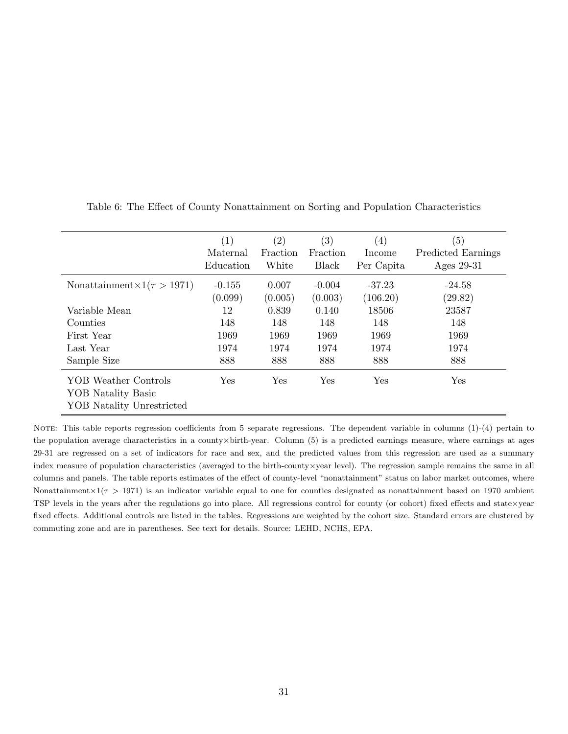Table 6: The Effect of County Nonattainment on Sorting and Population Characteristics

| | (1) Maternal Education | (2) Fraction White | (3) Fraction Black | (4) Income Per Capita | (5) Predicted Earnings Ages 29-31 |
|---|---|---|---|---|---|
| Nonattainment$\times 1(\tau > 1971)$ | -0.155 | 0.007 | -0.004 | -37.23 | -24.58 |
| | (0.099) | (0.005) | (0.003) | (106.20) | (29.82) |
| Variable Mean | 12 | 0.839 | 0.140 | 18506 | 23587 |
| Counties | 148 | 148 | 148 | 148 | 148 |
| First Year | 1969 | 1969 | 1969 | 1969 | 1969 |
| Last Year | 1974 | 1974 | 1974 | 1974 | 1974 |
| Sample Size | 888 | 888 | 888 | 888 | 888 |
| YOB Weather Controls | Yes | Yes | Yes | Yes | Yes |
| YOB Natality Basic | | | | | |
| YOB Natality Unrestricted | | | | | |

NOTE: This table reports regression coefficients from 5 separate regressions. The dependent variable in columns (1)-(4) pertain to the population average characteristics in a county×birth-year. Column (5) is a predicted earnings measure, where earnings at ages 29-31 are regressed on a set of indicators for race and sex, and the predicted values from this regression are used as a summary index measure of population characteristics (averaged to the birth-county×year level). The regression sample remains the same in all columns and panels. The table reports estimates of the effect of county-level "nonattainment" status on labor market outcomes, where Nonattainment$\times 1(\tau > 1971)$ is an indicator variable equal to one for counties designated as nonattainment based on 1970 ambient TSP levels in the years after the regulations go into place. All regressions control for county (or cohort) fixed effects and state×year fixed effects. Additional controls are listed in the tables. Regressions are weighted by the cohort size. Standard errors are clustered by commuting zone and are in parentheses. See text for details. Source: LEHD, NCHS, EPA.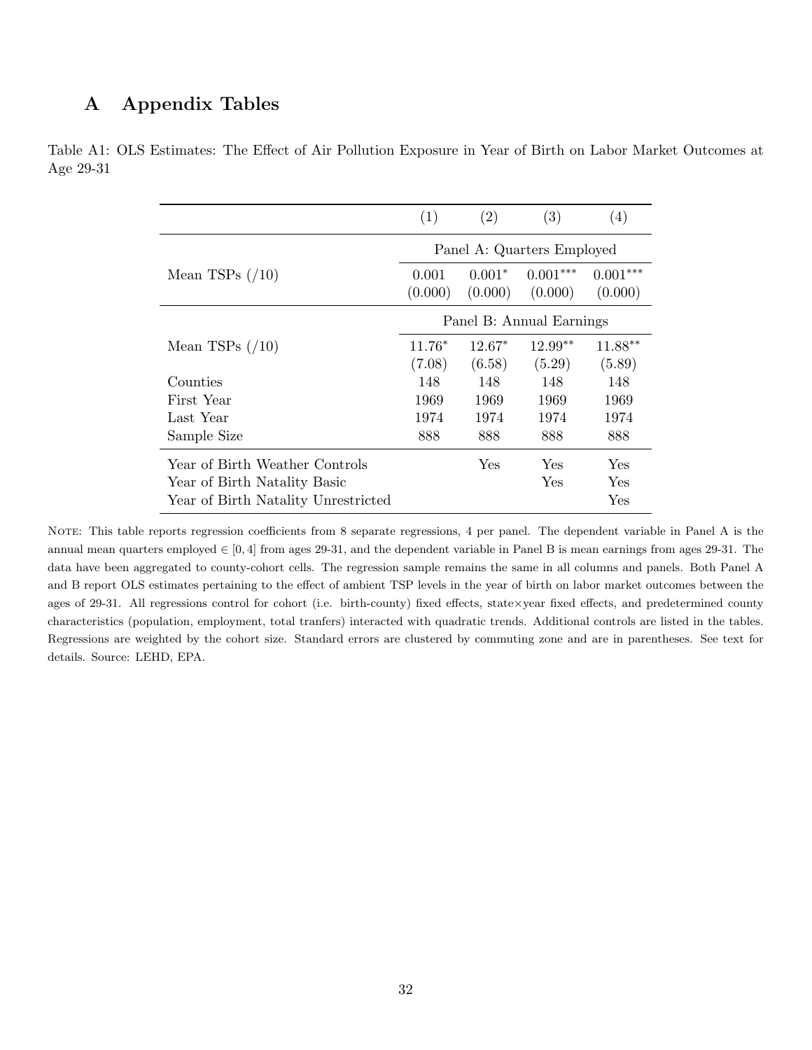# A Appendix Tables

Table A1: OLS Estimates: The Effect of Air Pollution Exposure in Year of Birth on Labor Market Outcomes at Age 29-31

| | (1) | (2) | (3) | (4) |
|---|---|---|---|---|
| | Panel A: Quarters Employed | | | |
| Mean TSPs (/10) | 0.001 | $0.001^{*}$ | $0.001^{***}$ | $0.001^{***}$ |
| | (0.000) | (0.000) | (0.000) | (0.000) |
| | Panel B: Annual Earnings | | | |
| Mean TSPs (/10) | $11.76^{*}$ | $12.67^{*}$ | $12.99^{**}$ | $11.88^{**}$ |
| | (7.08) | (6.58) | (5.29) | (5.89) |
| Counties | 148 | 148 | 148 | 148 |
| First Year | 1969 | 1969 | 1969 | 1969 |
| Last Year | 1974 | 1974 | 1974 | 1974 |
| Sample Size | 888 | 888 | 888 | 888 |
| Year of Birth Weather Controls | | Yes | Yes | Yes |
| Year of Birth Natality Basic | | | Yes | Yes |
| Year of Birth Natality Unrestricted | | | | Yes |

NOTE: This table reports regression coefficients from 8 separate regressions, 4 per panel. The dependent variable in Panel A is the annual mean quarters employed $\in [0, 4]$ from ages 29-31, and the dependent variable in Panel B is mean earnings from ages 29-31. The data have been aggregated to county-cohort cells. The regression sample remains the same in all columns and panels. Both Panel A and B report OLS estimates pertaining to the effect of ambient TSP levels in the year of birth on labor market outcomes between the ages of 29-31. All regressions control for cohort (i.e. birth-county) fixed effects, state×year fixed effects, and predetermined county characteristics (population, employment, total tranfers) interacted with quadratic trends. Additional controls are listed in the tables. Regressions are weighted by the cohort size. Standard errors are clustered by commuting zone and are in parentheses. See text for details. Source: LEHD, EPA.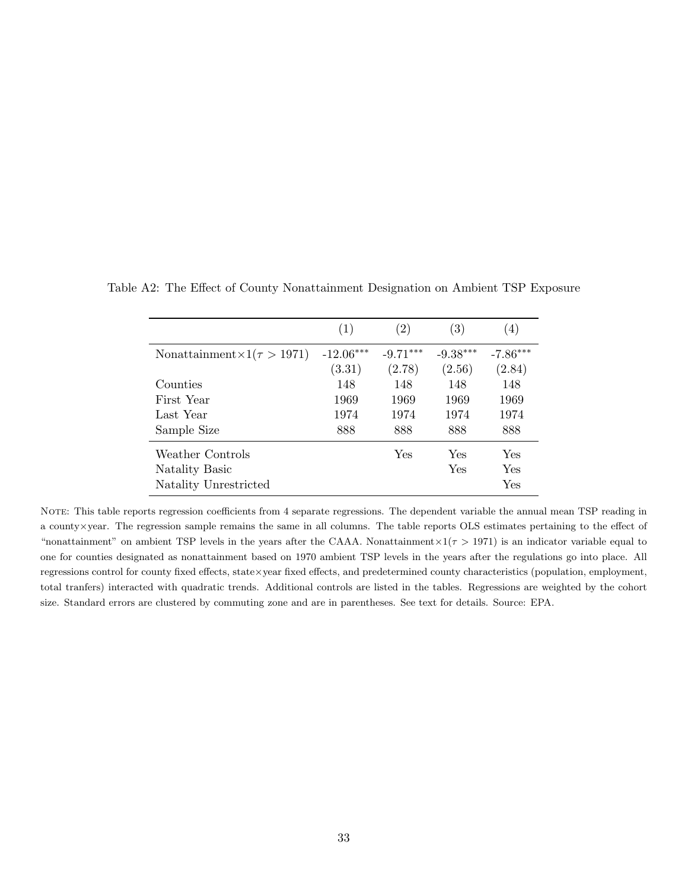Table A2: The Effect of County Nonattainment Design­ation on Ambient TSP Exposure

| | (1) | (2) | (3) | (4) |
|---|---|---|---|---|
| Nonattainment$\times 1(\tau > 1971)$ | -12.06*** | -9.71*** | -9.38*** | -7.86*** |
| | (3.31) | (2.78) | (2.56) | (2.84) |
| Counties | 148 | 148 | 148 | 148 |
| First Year | 1969 | 1969 | 1969 | 1969 |
| Last Year | 1974 | 1974 | 1974 | 1974 |
| Sample Size | 888 | 888 | 888 | 888 |
| Weather Controls | | Yes | Yes | Yes |
| Natality Basic | | | Yes | Yes |
| Natality Unrestricted | | | | Yes |

NOTE: This table reports regression coefficients from 4 separate regressions. The dependent variable the annual mean TSP reading in a county×year. The regression sample remains the same in all columns. The table reports OLS estimates pertaining to the effect of "nonattainment" on ambient TSP levels in the years after the CAAA. Nonattainment$\times 1(\tau > 1971)$ is an indicator variable equal to one for counties designated as nonattainment based on 1970 ambient TSP levels in the years after the regulations go into place. All regressions control for county fixed effects, state×year fixed effects, and predetermined county characteristics (population, employment, total tranfers) interacted with quadratic trends. Additional controls are listed in the tables. Regressions are weighted by the cohort size. Standard errors are clustered by commuting zone and are in parentheses. See text for details. Source: EPA.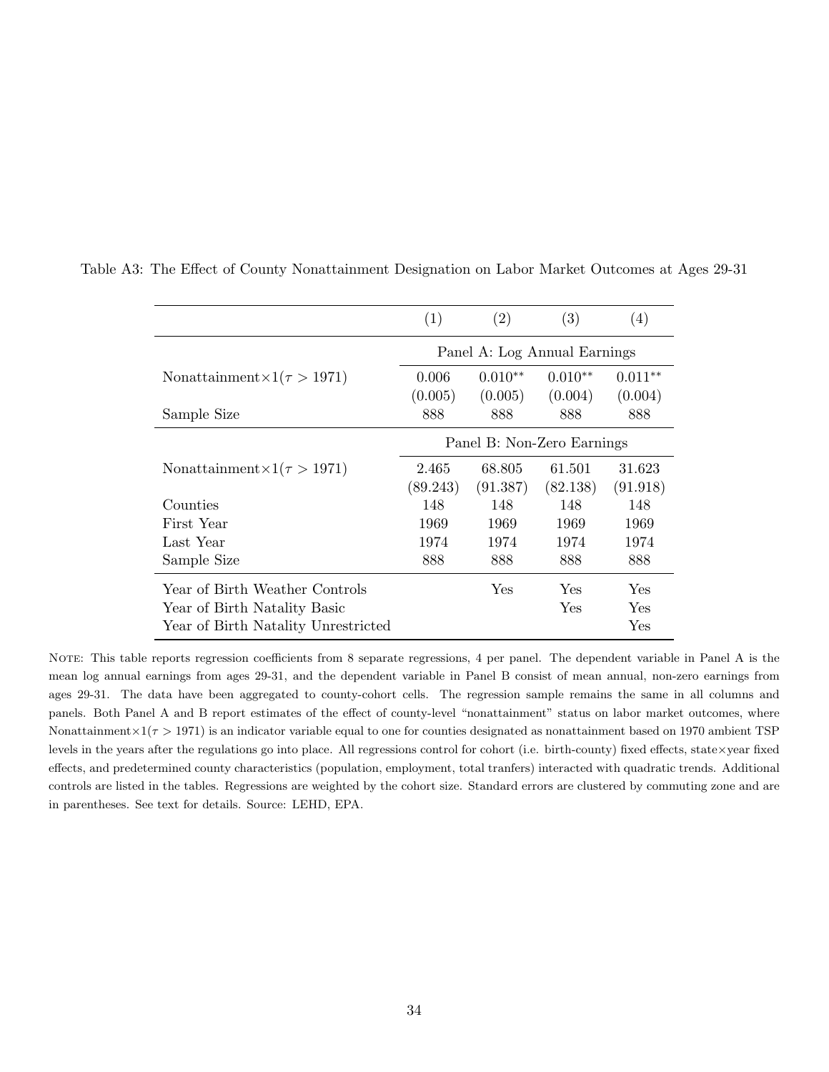Table A3: The Effect of County Nonattainment Designation on Labor Market Outcomes at Ages 29-31

| | (1) | (2) | (3) | (4) |
|---|---|---|---|---|
| | Panel A: Log Annual Earnings | | | |
| Nonattainment$\times 1(\tau > 1971)$ | 0.006 | $0.010^{**}$ | $0.010^{**}$ | $0.011^{**}$ |
| | (0.005) | (0.005) | (0.004) | (0.004) |
| Sample Size | 888 | 888 | 888 | 888 |
| | Panel B: Non-Zero Earnings | | | |
| Nonattainment$\times 1(\tau > 1971)$ | 2.465 | 68.805 | 61.501 | 31.623 |
| | (89.243) | (91.387) | (82.138) | (91.918) |
| Counties | 148 | 148 | 148 | 148 |
| First Year | 1969 | 1969 | 1969 | 1969 |
| Last Year | 1974 | 1974 | 1974 | 1974 |
| Sample Size | 888 | 888 | 888 | 888 |
| Year of Birth Weather Controls | | Yes | Yes | Yes |
| Year of Birth Natality Basic | | | Yes | Yes |
| Year of Birth Natality Unrestricted | | | | Yes |

NOTE: This table reports regression coefficients from 8 separate regressions, 4 per panel. The dependent variable in Panel A is the mean log annual earnings from ages 29-31, and the dependent variable in Panel B consist of mean annual, non-zero earnings from ages 29-31. The data have been aggregated to county-cohort cells. The regression sample remains the same in all columns and panels. Both Panel A and B report estimates of the effect of county-level "nonattainment" status on labor market outcomes, where Nonattainment$\times 1(\tau > 1971)$ is an indicator variable equal to one for counties designated as nonattainment based on 1970 ambient TSP levels in the years after the regulations go into place. All regressions control for cohort (i.e. birth-county) fixed effects, state$\times$year fixed effects, and predetermined county characteristics (population, employment, total tranfers) interacted with quadratic trends. Additional controls are listed in the tables. Regressions are weighted by the cohort size. Standard errors are clustered by commuting zone and are in parentheses. See text for details. Source: LEHD, EPA.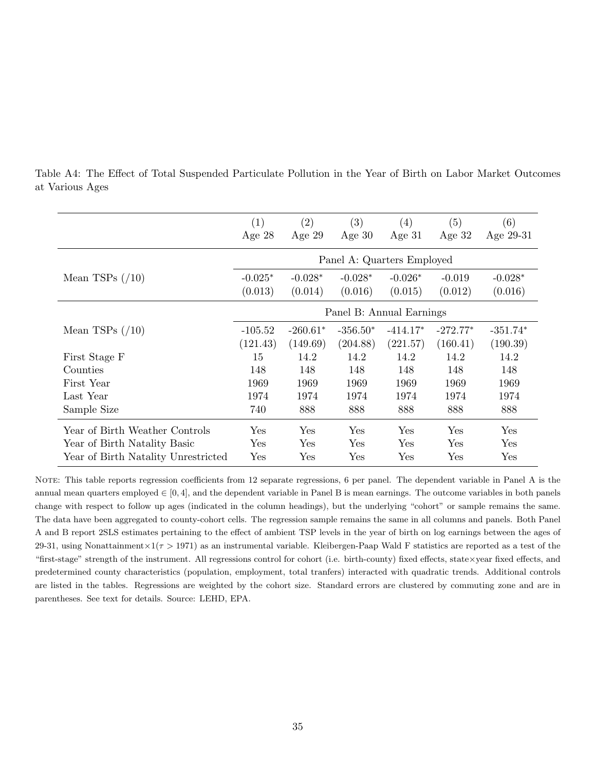Table A4: The Effect of Total Suspended Particulate Pollution in the Year of Birth on Labor Market Outcomes at Various Ages

| | (1) Age 28 | (2) Age 29 | (3) Age 30 | (4) Age 31 | (5) Age 32 | (6) Age 29-31 |
|---|---|---|---|---|---|---|
| | Panel A: Quarters Employed | | | | | |
| Mean TSPs (/10) | -0.025* | -0.028* | -0.028* | -0.026* | -0.019 | -0.028* |
| | (0.013) | (0.014) | (0.016) | (0.015) | (0.012) | (0.016) |
| | Panel B: Annual Earnings | | | | | |
| Mean TSPs (/10) | -105.52 | -260.61* | -356.50* | -414.17* | -272.77* | -351.74* |
| | (121.43) | (149.69) | (204.88) | (221.57) | (160.41) | (190.39) |
| First Stage F | 15 | 14.2 | 14.2 | 14.2 | 14.2 | 14.2 |
| Counties | 148 | 148 | 148 | 148 | 148 | 148 |
| First Year | 1969 | 1969 | 1969 | 1969 | 1969 | 1969 |
| Last Year | 1974 | 1974 | 1974 | 1974 | 1974 | 1974 |
| Sample Size | 740 | 888 | 888 | 888 | 888 | 888 |
| Year of Birth Weather Controls | Yes | Yes | Yes | Yes | Yes | Yes |
| Year of Birth Natality Basic | Yes | Yes | Yes | Yes | Yes | Yes |
| Year of Birth Natality Unrestricted | Yes | Yes | Yes | Yes | Yes | Yes |

NOTE: This table reports regression coefficients from 12 separate regressions, 6 per panel. The dependent variable in Panel A is the annual mean quarters employed $\in [0, 4]$, and the dependent variable in Panel B is mean earnings. The outcome variables in both panels change with respect to follow up ages (indicated in the column headings), but the underlying "cohort" or sample remains the same. The data have been aggregated to county-cohort cells. The regression sample remains the same in all columns and panels. Both Panel A and B report 2SLS estimates pertaining to the effect of ambient TSP levels in the year of birth on log earnings between the ages of 29-31, using Nonattainment$\times 1(\tau > 1971)$ as an instrumental variable. Kleibergen-Paap Wald F statistics are reported as a test of the "first-stage" strength of the instrument. All regressions control for cohort (i.e. birth-county) fixed effects, state$\times$year fixed effects, and predetermined county characteristics (population, employment, total tranfers) interacted with quadratic trends. Additional controls are listed in the tables. Regressions are weighted by the cohort size. Standard errors are clustered by commuting zone and are in parentheses. See text for details. Source: LEHD, EPA.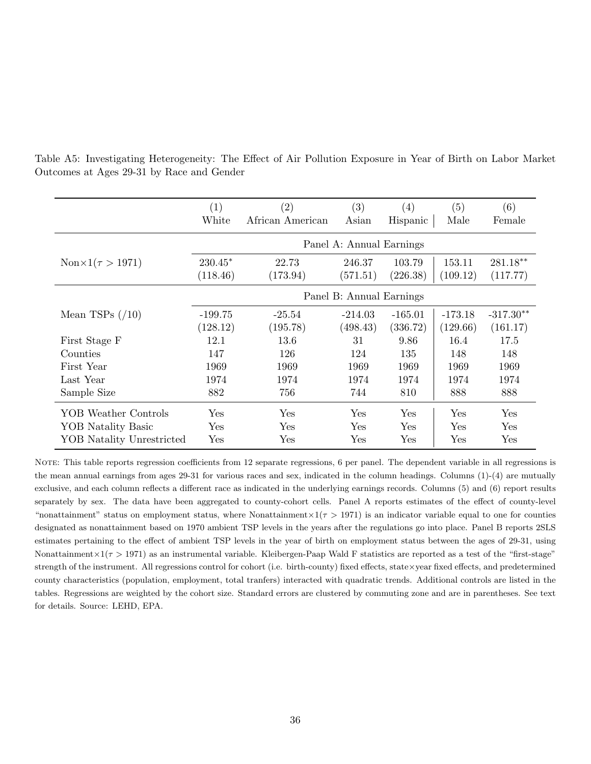Table A5: Investigating Heterogeneity: The Effect of Air Pollution Exposure in Year of Birth on Labor Market Outcomes at Ages 29-31 by Race and Gender

| | (1) White | (2) African American | (3) Asian | (4) Hispanic | (5) Male | (6) Female |
|---|---|---|---|---|---|---|
| | Panel A: Annual Earnings | | | | | |
| Non×$1(\tau > 1971)$ | 230.45$^{*}$ | 22.73 | 246.37 | 103.79 | 153.11 | 281.18$^{**}$ |
| | (118.46) | (173.94) | (571.51) | (226.38) | (109.12) | (117.77) |
| | Panel B: Annual Earnings | | | | | |
| Mean TSPs (/10) | -199.75 | -25.54 | -214.03 | -165.01 | -173.18 | -317.30$^{**}$ |
| | (128.12) | (195.78) | (498.43) | (336.72) | (129.66) | (161.17) |
| First Stage F | 12.1 | 13.6 | 31 | 9.86 | 16.4 | 17.5 |
| Counties | 147 | 126 | 124 | 135 | 148 | 148 |
| First Year | 1969 | 1969 | 1969 | 1969 | 1969 | 1969 |
| Last Year | 1974 | 1974 | 1974 | 1974 | 1974 | 1974 |
| Sample Size | 882 | 756 | 744 | 810 | 888 | 888 |
| YOB Weather Controls | Yes | Yes | Yes | Yes | Yes | Yes |
| YOB Natality Basic | Yes | Yes | Yes | Yes | Yes | Yes |
| YOB Natality Unrestricted | Yes | Yes | Yes | Yes | Yes | Yes |

NOTE: This table reports regression coefficients from 12 separate regressions, 6 per panel. The dependent variable in all regressions is the mean annual earnings from ages 29-31 for various races and sex, indicated in the column headings. Columns (1)-(4) are mutually exclusive, and each column reflects a different race as indicated in the underlying earnings records. Columns (5) and (6) report results separately by sex. The data have been aggregated to county-cohort cells. Panel A reports estimates of the effect of county-level "nonattainment" status on employment status, where Nonattainment×$1(\tau > 1971)$ is an indicator variable equal to one for counties designated as nonattainment based on 1970 ambient TSP levels in the years after the regulations go into place. Panel B reports 2SLS estimates pertaining to the effect of ambient TSP levels in the year of birth on employment status between the ages of 29-31, using Nonattainment×$1(\tau > 1971)$ as an instrumental variable. Kleibergen-Paap Wald F statistics are reported as a test of the "first-stage" strength of the instrument. All regressions control for cohort (i.e. birth-county) fixed effects, state×year fixed effects, and predetermined county characteristics (population, employment, total tranfers) interacted with quadratic trends. Additional controls are listed in the tables. Regressions are weighted by the cohort size. Standard errors are clustered by commuting zone and are in parentheses. See text for details. Source: LEHD, EPA.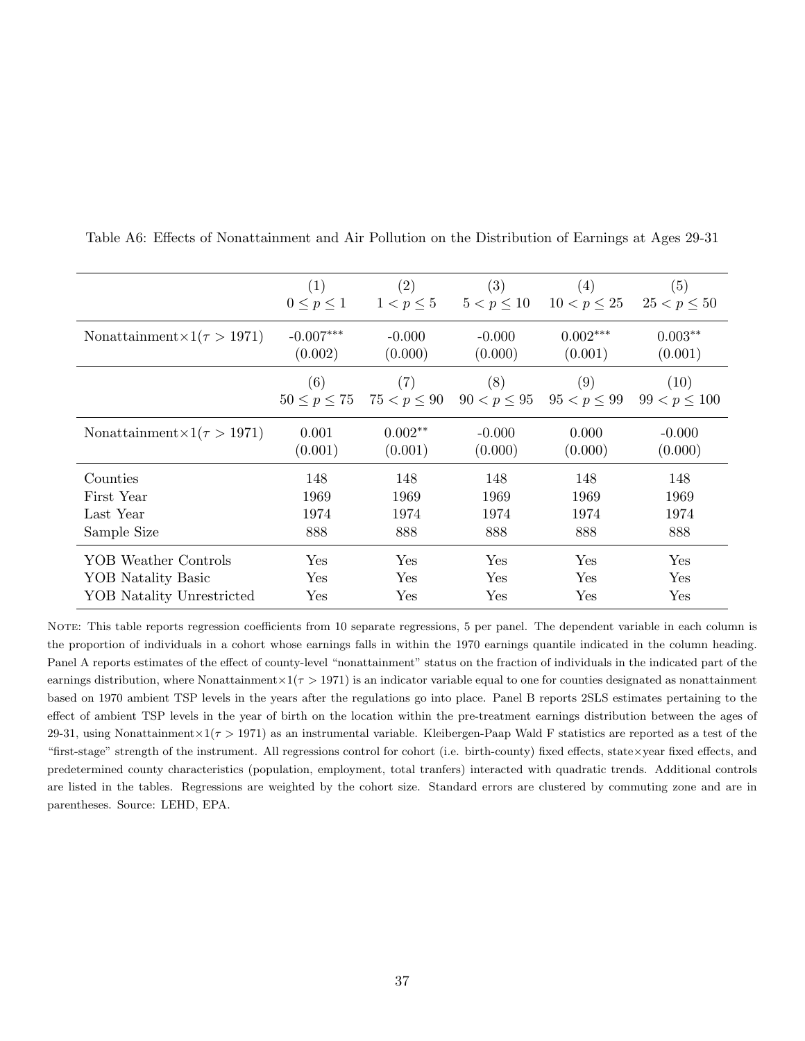Table A6: Effects of Nonattainment and Air Pollution on the Distribution of Earnings at Ages 29-31

| | (1) $0 \leq p \leq 1$ | (2) $1 < p \leq 5$ | (3) $5 < p \leq 10$ | (4) $10 < p \leq 25$ | (5) $25 < p \leq 50$ |
|---|---|---|---|---|---|
| Nonattainment$\times 1(\tau > 1971)$ | -0.007*** | -0.000 | -0.000 | 0.002*** | 0.003** |
| | (0.002) | (0.000) | (0.000) | (0.001) | (0.001) |
| | (6) $50 \leq p \leq 75$ | (7) $75 < p \leq 90$ | (8) $90 < p \leq 95$ | (9) $95 < p \leq 99$ | (10) $99 < p \leq 100$ |
| Nonattainment$\times 1(\tau > 1971)$ | 0.001 | 0.002** | -0.000 | 0.000 | -0.000 |
| | (0.001) | (0.001) | (0.000) | (0.000) | (0.000) |
| Counties | 148 | 148 | 148 | 148 | 148 |
| First Year | 1969 | 1969 | 1969 | 1969 | 1969 |
| Last Year | 1974 | 1974 | 1974 | 1974 | 1974 |
| Sample Size | 888 | 888 | 888 | 888 | 888 |
| YOB Weather Controls | Yes | Yes | Yes | Yes | Yes |
| YOB Natality Basic | Yes | Yes | Yes | Yes | Yes |
| YOB Natality Unrestricted | Yes | Yes | Yes | Yes | Yes |

NOTE: This table reports regression coefficients from 10 separate regressions, 5 per panel. The dependent variable in each column is the proportion of individuals in a cohort whose earnings falls in within the 1970 earnings quantile indicated in the column heading. Panel A reports estimates of the effect of county-level "nonattainment" status on the fraction of individuals in the indicated part of the earnings distribution, where Nonattainment$\times 1(\tau > 1971)$ is an indicator variable equal to one for counties designated as nonattainment based on 1970 ambient TSP levels in the years after the regulations go into place. Panel B reports 2SLS estimates pertaining to the effect of ambient TSP levels in the year of birth on the location within the pre-treatment earnings distribution between the ages of 29-31, using Nonattainment$\times 1(\tau > 1971)$ as an instrumental variable. Kleibergen-Paap Wald F statistics are reported as a test of the "first-stage" strength of the instrument. All regressions control for cohort (i.e. birth-county) fixed effects, state$\times$year fixed effects, and predetermined county characteristics (population, employment, total tranfers) interacted with quadratic trends. Additional controls are listed in the tables. Regressions are weighted by the cohort size. Standard errors are clustered by commuting zone and are in parentheses. Source: LEHD, EPA.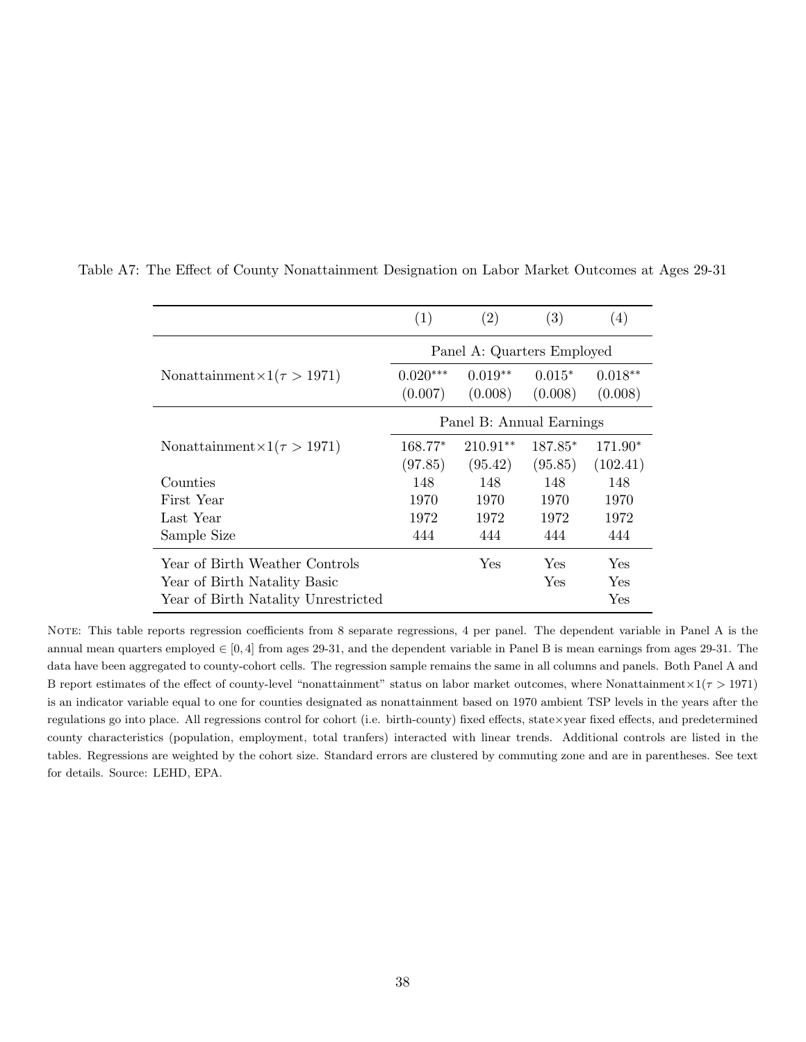Table A7: The Effect of County Nonattainment Designation on Labor Market Outcomes at Ages 29-31

| | (1) | (2) | (3) | (4) |
|---|---|---|---|---|
| | Panel A: Quarters Employed | | | |
| Nonattainment$\times 1(\tau > 1971)$ | $0.020^{***}$ | $0.019^{**}$ | $0.015^{*}$ | $0.018^{**}$ |
| | (0.007) | (0.008) | (0.008) | (0.008) |
| | Panel B: Annual Earnings | | | |
| Nonattainment$\times 1(\tau > 1971)$ | $168.77^{*}$ | $210.91^{**}$ | $187.85^{*}$ | $171.90^{*}$ |
| | (97.85) | (95.42) | (95.85) | (102.41) |
| Counties | 148 | 148 | 148 | 148 |
| First Year | 1970 | 1970 | 1970 | 1970 |
| Last Year | 1972 | 1972 | 1972 | 1972 |
| Sample Size | 444 | 444 | 444 | 444 |
| Year of Birth Weather Controls | | Yes | Yes | Yes |
| Year of Birth Natality Basic | | | Yes | Yes |
| Year of Birth Natality Unrestricted | | | | Yes |

NOTE: This table reports regression coefficients from 8 separate regressions, 4 per panel. The dependent variable in Panel A is the annual mean quarters employed $\in [0, 4]$ from ages 29-31, and the dependent variable in Panel B is mean earnings from ages 29-31. The data have been aggregated to county-cohort cells. The regression sample remains the same in all columns and panels. Both Panel A and B report estimates of the effect of county-level "nonattainment" status on labor market outcomes, where Nonattainment$\times 1(\tau > 1971)$ is an indicator variable equal to one for counties designated as nonattainment based on 1970 ambient TSP levels in the years after the regulations go into place. All regressions control for cohort (i.e. birth-county) fixed effects, state$\times$year fixed effects, and predetermined county characteristics (population, employment, total tranfers) interacted with linear trends. Additional controls are listed in the tables. Regressions are weighted by the cohort size. Standard errors are clustered by commuting zone and are in parentheses. See text for details. Source: LEHD, EPA.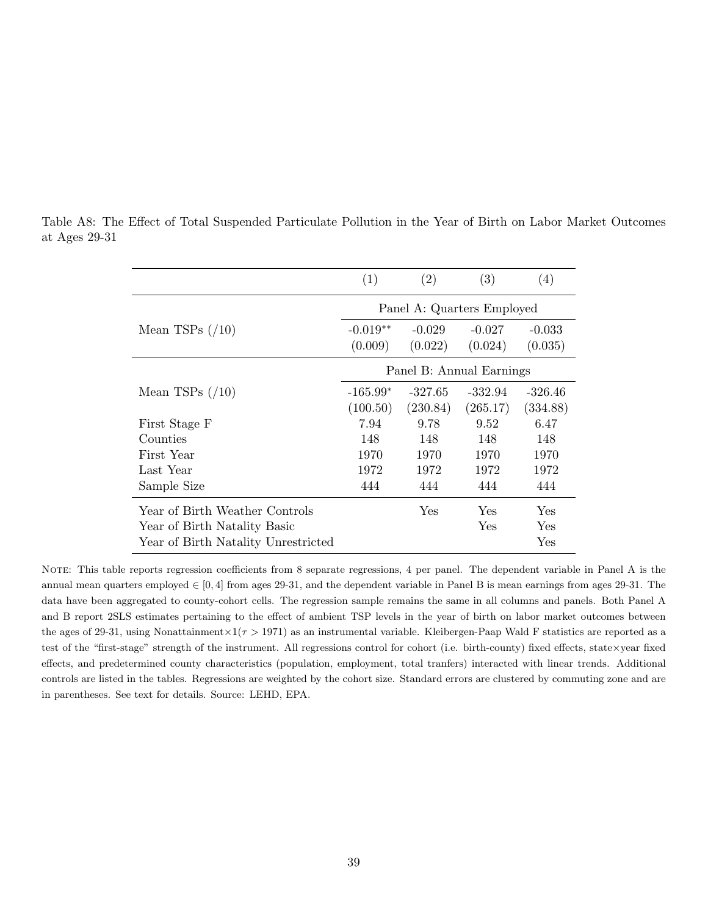Table A8: The Effect of Total Suspended Particulate Pollution in the Year of Birth on Labor Market Outcomes at Ages 29-31

| | (1) | (2) | (3) | (4) |
|---|---|---|---|---|
| | Panel A: Quarters Employed | | | |
| Mean TSPs (/10) | -0.019** | -0.029 | -0.027 | -0.033 |
| | (0.009) | (0.022) | (0.024) | (0.035) |
| | Panel B: Annual Earnings | | | |
| Mean TSPs (/10) | -165.99* | -327.65 | -332.94 | -326.46 |
| | (100.50) | (230.84) | (265.17) | (334.88) |
| First Stage F | 7.94 | 9.78 | 9.52 | 6.47 |
| Counties | 148 | 148 | 148 | 148 |
| First Year | 1970 | 1970 | 1970 | 1970 |
| Last Year | 1972 | 1972 | 1972 | 1972 |
| Sample Size | 444 | 444 | 444 | 444 |
| Year of Birth Weather Controls | | Yes | Yes | Yes |
| Year of Birth Natality Basic | | | Yes | Yes |
| Year of Birth Natality Unrestricted | | | | Yes |

NOTE: This table reports regression coefficients from 8 separate regressions, 4 per panel. The dependent variable in Panel A is the annual mean quarters employed $\in [0, 4]$ from ages 29-31, and the dependent variable in Panel B is mean earnings from ages 29-31. The data have been aggregated to county-cohort cells. The regression sample remains the same in all columns and panels. Both Panel A and B report 2SLS estimates pertaining to the effect of ambient TSP levels in the year of birth on labor market outcomes between the ages of 29-31, using Nonattainment$\times 1(\tau > 1971)$ as an instrumental variable. Kleibergen-Paap Wald F statistics are reported as a test of the "first-stage" strength of the instrument. All regressions control for cohort (i.e. birth-county) fixed effects, state×year fixed effects, and predetermined county characteristics (population, employment, total tranfers) interacted with linear trends. Additional controls are listed in the tables. Regressions are weighted by the cohort size. Standard errors are clustered by commuting zone and are in parentheses. See text for details. Source: LEHD, EPA.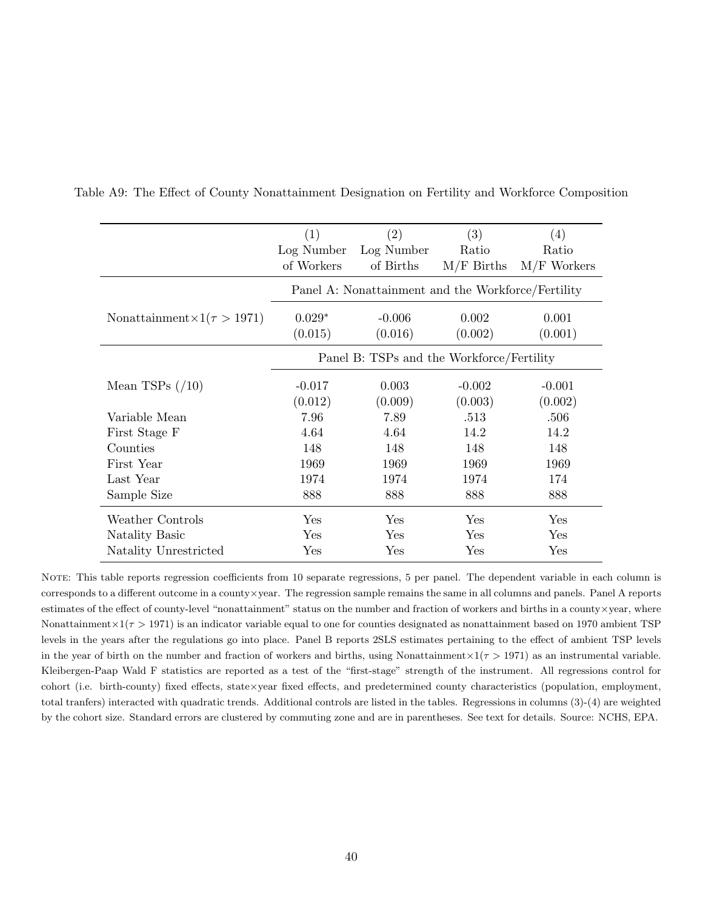Table A9: The Effect of County Nonattainment Designation on Fertility and Workforce Composition

| | (1) Log Number of Workers | (2) Log Number of Births | (3) Ratio M/F Births | (4) Ratio M/F Workers |
|---|---|---|---|---|
| | Panel A: Nonattainment and the Workforce/Fertility | | | |
| Nonattainment$\times 1(\tau > 1971)$ | $0.029^{*}$ | -0.006 | 0.002 | 0.001 |
| | (0.015) | (0.016) | (0.002) | (0.001) |
| | Panel B: TSPs and the Workforce/Fertility | | | |
| Mean TSPs (/10) | -0.017 | 0.003 | -0.002 | -0.001 |
| | (0.012) | (0.009) | (0.003) | (0.002) |
| Variable Mean | 7.96 | 7.89 | .513 | .506 |
| First Stage F | 4.64 | 4.64 | 14.2 | 14.2 |
| Counties | 148 | 148 | 148 | 148 |
| First Year | 1969 | 1969 | 1969 | 1969 |
| Last Year | 1974 | 1974 | 1974 | 174 |
| Sample Size | 888 | 888 | 888 | 888 |
| Weather Controls | Yes | Yes | Yes | Yes |
| Natality Basic | Yes | Yes | Yes | Yes |
| Natality Unrestricted | Yes | Yes | Yes | Yes |

NOTE: This table reports regression coefficients from 10 separate regressions, 5 per panel. The dependent variable in each column is corresponds to a different outcome in a county×year. The regression sample remains the same in all columns and panels. Panel A reports estimates of the effect of county-level "nonattainment" status on the number and fraction of workers and births in a county×year, where Nonattainment$\times 1(\tau > 1971)$ is an indicator variable equal to one for counties designated as nonattainment based on 1970 ambient TSP levels in the years after the regulations go into place. Panel B reports 2SLS estimates pertaining to the effect of ambient TSP levels in the year of birth on the number and fraction of workers and births, using Nonattainment$\times 1(\tau > 1971)$ as an instrumental variable. Kleibergen-Paap Wald F statistics are reported as a test of the "first-stage" strength of the instrument. All regressions control for cohort (i.e. birth-county) fixed effects, state×year fixed effects, and predetermined county characteristics (population, employment, total tranfers) interacted with quadratic trends. Additional controls are listed in the tables. Regressions in columns (3)-(4) are weighted by the cohort size. Standard errors are clustered by commuting zone and are in parentheses. See text for details. Source: NCHS, EPA.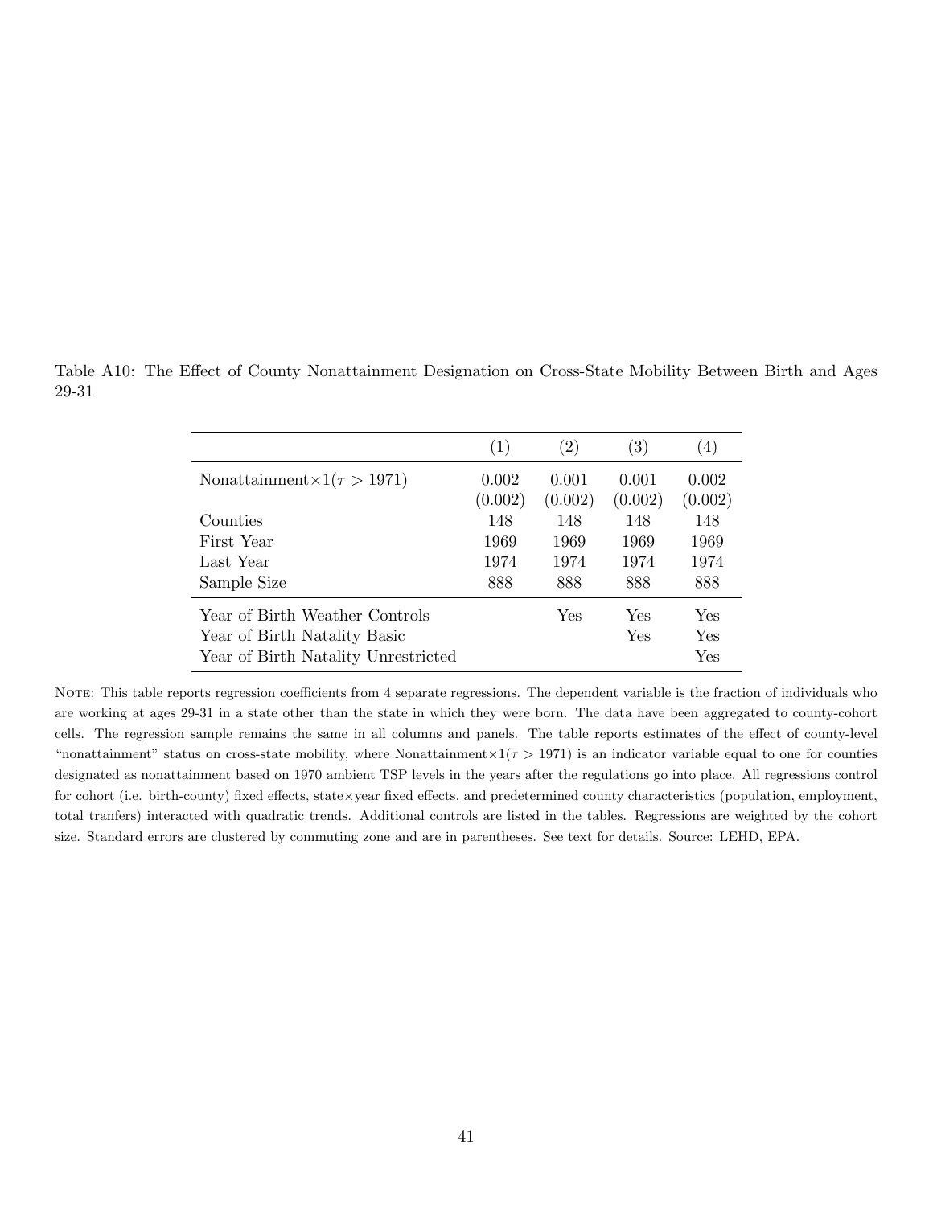Table A10: The Effect of County Nonattainment Designation on Cross-State Mobility Between Birth and Ages 29-31

| | (1) | (2) | (3) | (4) |
|---|---|---|---|---|
| Nonattainment$\times 1(\tau > 1971)$ | 0.002 | 0.001 | 0.001 | 0.002 |
| | (0.002) | (0.002) | (0.002) | (0.002) |
| Counties | 148 | 148 | 148 | 148 |
| First Year | 1969 | 1969 | 1969 | 1969 |
| Last Year | 1974 | 1974 | 1974 | 1974 |
| Sample Size | 888 | 888 | 888 | 888 |
| Year of Birth Weather Controls | | Yes | Yes | Yes |
| Year of Birth Natality Basic | | | Yes | Yes |
| Year of Birth Natality Unrestricted | | | | Yes |

NOTE: This table reports regression coefficients from 4 separate regressions. The dependent variable is the fraction of individuals who are working at ages 29-31 in a state other than the state in which they were born. The data have been aggregated to county-cohort cells. The regression sample remains the same in all columns and panels. The table reports estimates of the effect of county-level "nonattainment" status on cross-state mobility, where Nonattainment$\times 1(\tau > 1971)$ is an indicator variable equal to one for counties designated as nonattainment based on 1970 ambient TSP levels in the years after the regulations go into place. All regressions control for cohort (i.e. birth-county) fixed effects, state×year fixed effects, and predetermined county characteristics (population, employment, total tranfers) interacted with quadratic trends. Additional controls are listed in the tables. Regressions are weighted by the cohort size. Standard errors are clustered by commuting zone and are in parentheses. See text for details. Source: LEHD, EPA.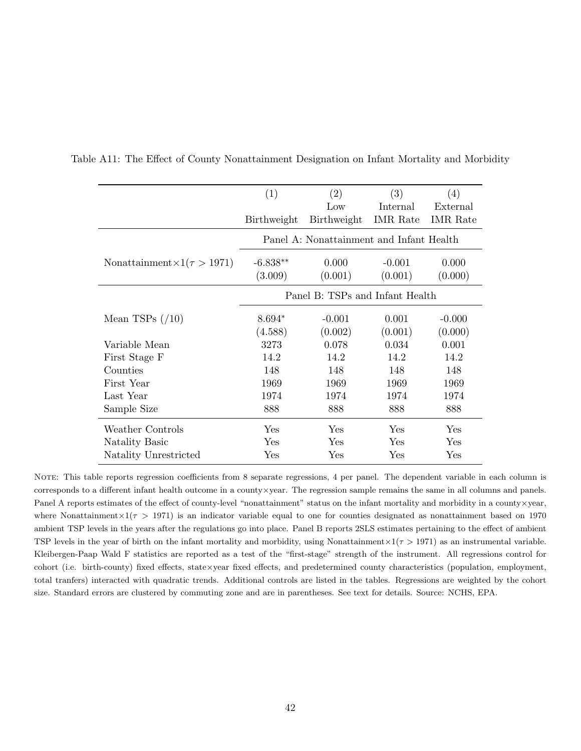Table A11: The Effect of County Nonattainment Designation on Infant Mortality and Morbidity

| | (1) | (2) | (3) | (4) |
|---|---|---|---|---|
| | Birthweight | Low Birthweight | Internal IMR Rate | External IMR Rate |
| | Panel A: Nonattainment and Infant Health | | | |
| Nonattainment$\times 1(\tau > 1971)$ | -6.838** | 0.000 | -0.001 | 0.000 |
| | (3.009) | (0.001) | (0.001) | (0.000) |
| | Panel B: TSPs and Infant Health | | | |
| Mean TSPs (/10) | 8.694* | -0.001 | 0.001 | -0.000 |
| | (4.588) | (0.002) | (0.001) | (0.000) |
| Variable Mean | 3273 | 0.078 | 0.034 | 0.001 |
| First Stage F | 14.2 | 14.2 | 14.2 | 14.2 |
| Counties | 148 | 148 | 148 | 148 |
| First Year | 1969 | 1969 | 1969 | 1969 |
| Last Year | 1974 | 1974 | 1974 | 1974 |
| Sample Size | 888 | 888 | 888 | 888 |
| Weather Controls | Yes | Yes | Yes | Yes |
| Natality Basic | Yes | Yes | Yes | Yes |
| Natality Unrestricted | Yes | Yes | Yes | Yes |

NOTE: This table reports regression coefficients from 8 separate regressions, 4 per panel. The dependent variable in each column is corresponds to a different infant health outcome in a county×year. The regression sample remains the same in all columns and panels. Panel A reports estimates of the effect of county-level "nonattainment" status on the infant mortality and morbidity in a county×year, where Nonattainment$\times 1(\tau > 1971)$ is an indicator variable equal to one for counties designated as nonattainment based on 1970 ambient TSP levels in the years after the regulations go into place. Panel B reports 2SLS estimates pertaining to the effect of ambient TSP levels in the year of birth on the infant mortality and morbidity, using Nonattainment$\times 1(\tau > 1971)$ as an instrumental variable. Kleibergen-Paap Wald F statistics are reported as a test of the "first-stage" strength of the instrument. All regressions control for cohort (i.e. birth-county) fixed effects, state×year fixed effects, and predetermined county characteristics (population, employment, total tranfers) interacted with quadratic trends. Additional controls are listed in the tables. Regressions are weighted by the cohort size. Standard errors are clustered by commuting zone and are in parentheses. See text for details. Source: NCHS, EPA.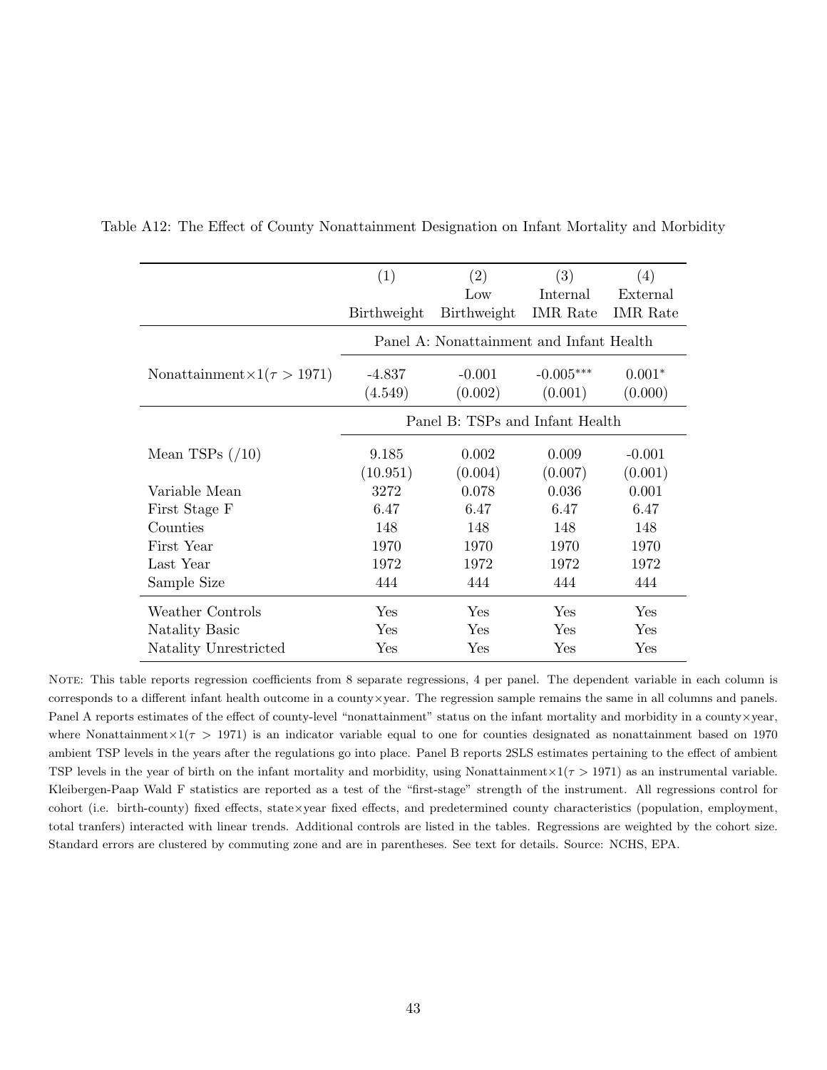Table A12: The Effect of County Nonattainment Designation on Infant Mortality and Morbidity

| | (1) | (2) | (3) | (4) |
|---|---|---|---|---|
| | Birthweight | Low Birthweight | Internal IMR Rate | External IMR Rate |
| | Panel A: Nonattainment and Infant Health | | | |
| Nonattainment$\times 1(\tau > 1971)$ | -4.837 | -0.001 | $-0.005^{***}$ | $0.001^{*}$ |
| | (4.549) | (0.002) | (0.001) | (0.000) |
| | Panel B: TSPs and Infant Health | | | |
| Mean TSPs (/10) | 9.185 | 0.002 | 0.009 | -0.001 |
| | (10.951) | (0.004) | (0.007) | (0.001) |
| Variable Mean | 3272 | 0.078 | 0.036 | 0.001 |
| First Stage F | 6.47 | 6.47 | 6.47 | 6.47 |
| Counties | 148 | 148 | 148 | 148 |
| First Year | 1970 | 1970 | 1970 | 1970 |
| Last Year | 1972 | 1972 | 1972 | 1972 |
| Sample Size | 444 | 444 | 444 | 444 |
| Weather Controls | Yes | Yes | Yes | Yes |
| Natality Basic | Yes | Yes | Yes | Yes |
| Natality Unrestricted | Yes | Yes | Yes | Yes |

Note: This table reports regression coefficients from 8 separate regressions, 4 per panel. The dependent variable in each column is corresponds to a different infant health outcome in a county×year. The regression sample remains the same in all columns and panels. Panel A reports estimates of the effect of county-level "nonattainment" status on the infant mortality and morbidity in a county×year, where Nonattainment$\times 1(\tau > 1971)$ is an indicator variable equal to one for counties designated as nonattainment based on 1970 ambient TSP levels in the years after the regulations go into place. Panel B reports 2SLS estimates pertaining to the effect of ambient TSP levels in the year of birth on the infant mortality and morbidity, using Nonattainment$\times 1(\tau > 1971)$ as an instrumental variable. Kleibergen-Paap Wald F statistics are reported as a test of the "first-stage" strength of the instrument. All regressions control for cohort (i.e. birth-county) fixed effects, state×year fixed effects, and predetermined county characteristics (population, employment, total tranfers) interacted with linear trends. Additional controls are listed in the tables. Regressions are weighted by the cohort size. Standard errors are clustered by commuting zone and are in parentheses. See text for details. Source: NCHS, EPA.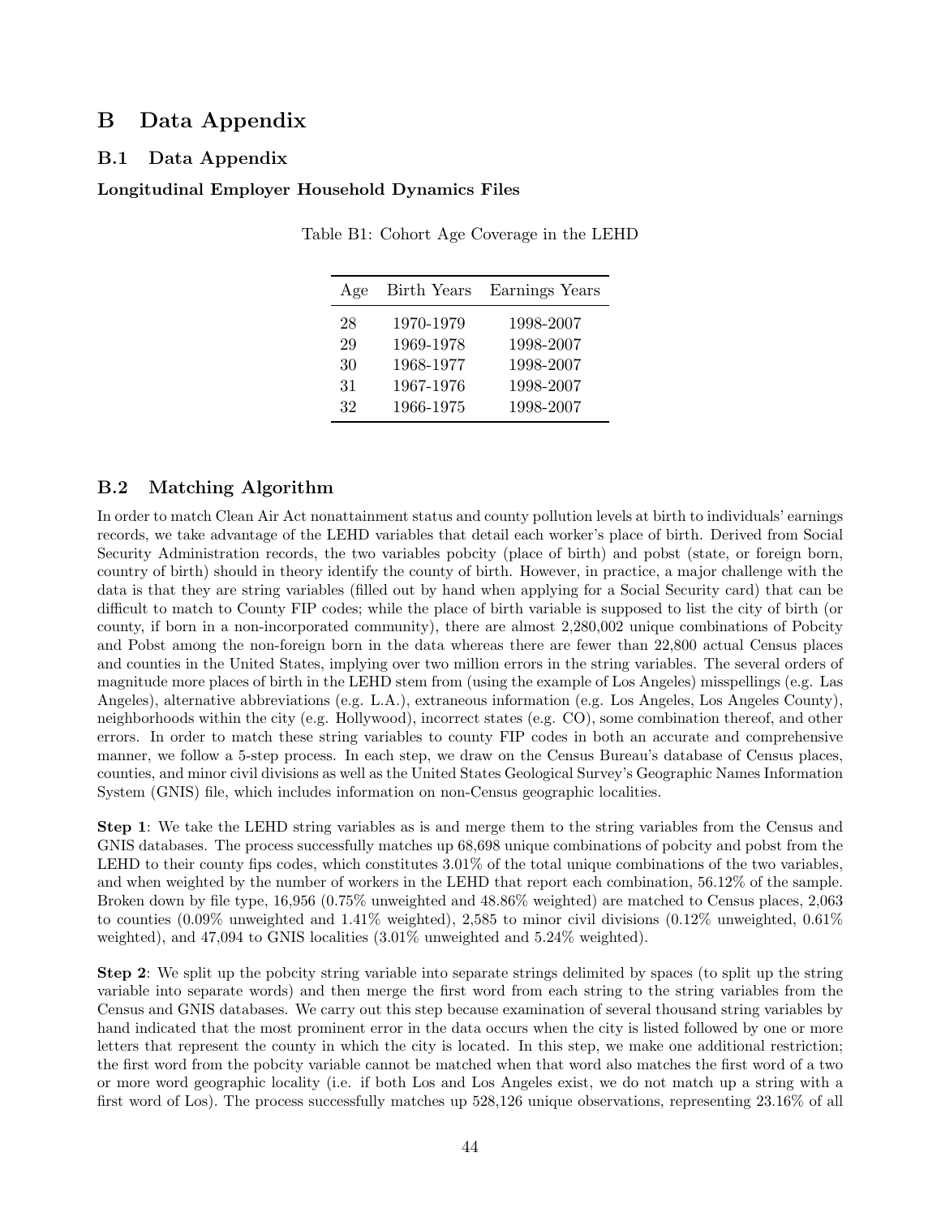# B Data Appendix

## B.1 Data Appendix

### Longitudinal Employer Household Dynamics Files

Table B1: Cohort Age Coverage in the LEHD

| Age | Birth Years | Earnings Years |
|---|---|---|
| 28 | 1970-1979 | 1998-2007 |
| 29 | 1969-1978 | 1998-2007 |
| 30 | 1968-1977 | 1998-2007 |
| 31 | 1967-1976 | 1998-2007 |
| 32 | 1966-1975 | 1998-2007 |

## B.2 Matching Algorithm

In order to match Clean Air Act nonattainment status and county pollution levels at birth to individuals' earnings records, we take advantage of the LEHD variables that detail each worker's place of birth. Derived from Social Security Administration records, the two variables pobcity (place of birth) and pobst (state, or foreign born, country of birth) should in theory identify the county of birth. However, in practice, a major challenge with the data is that they are string variables (filled out by hand when applying for a Social Security card) that can be difficult to match to County FIP codes; while the place of birth variable is supposed to list the city of birth (or county, if born in a non-incorporated community), there are almost 2,280,002 unique combinations of Pobcity and Pobst among the non-foreign born in the data whereas there are fewer than 22,800 actual Census places and counties in the United States, implying over two million errors in the string variables. The several orders of magnitude more places of birth in the LEHD stem from (using the example of Los Angeles) misspellings (e.g. Las Angeles), alternative abbreviations (e.g. L.A.), extraneous information (e.g. Los Angeles, Los Angeles County), neighborhoods within the city (e.g. Hollywood), incorrect states (e.g. CO), some combination thereof, and other errors. In order to match these string variables to county FIP codes in both an accurate and comprehensive manner, we follow a 5-step process. In each step, we draw on the Census Bureau's database of Census places, counties, and minor civil divisions as well as the United States Geological Survey's Geographic Names Information System (GNIS) file, which includes information on non-Census geographic localities.

**Step 1**: We take the LEHD string variables as is and merge them to the string variables from the Census and GNIS databases. The process successfully matches up 68,698 unique combinations of pobcity and pobst from the LEHD to their county fips codes, which constitutes 3.01% of the total unique combinations of the two variables, and when weighted by the number of workers in the LEHD that report each combination, 56.12% of the sample. Broken down by file type, 16,956 (0.75% unweighted and 48.86% weighted) are matched to Census places, 2,063 to counties (0.09% unweighted and 1.41% weighted), 2,585 to minor civil divisions (0.12% unweighted, 0.61% weighted), and 47,094 to GNIS localities (3.01% unweighted and 5.24% weighted).

**Step 2**: We split up the pobcity string variable into separate strings delimited by spaces (to split up the string variable into separate words) and then merge the first word from each string to the string variables from the Census and GNIS databases. We carry out this step because examination of several thousand string variables by hand indicated that the most prominent error in the data occurs when the city is listed followed by one or more letters that represent the county in which the city is located. In this step, we make one additional restriction; the first word from the pobcity variable cannot be matched when that word also matches the first word of a two or more word geographic locality (i.e. if both Los and Los Angeles exist, we do not match up a string with a first word of Los). The process successfully matches up 528,126 unique observations, representing 23.16% of all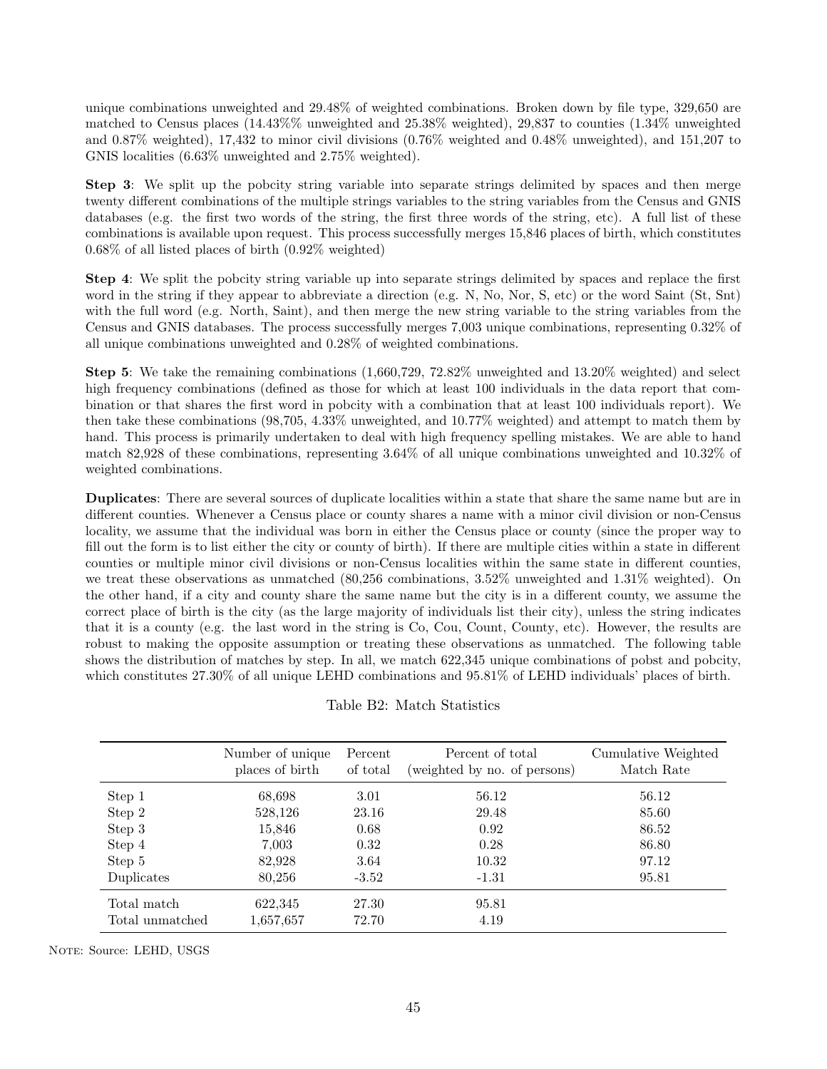unique combinations unweighted and 29.48% of weighted combinations. Broken down by file type, 329,650 are matched to Census places (14.43%% unweighted and 25.38% weighted), 29,837 to counties (1.34% unweighted and 0.87% weighted), 17,432 to minor civil divisions (0.76% weighted and 0.48% unweighted), and 151,207 to GNIS localities (6.63% unweighted and 2.75% weighted).

**Step 3**: We split up the pobcity string variable into separate strings delimited by spaces and then merge twenty different combinations of the multiple strings variables to the string variables from the Census and GNIS databases (e.g. the first two words of the string, the first three words of the string, etc). A full list of these combinations is available upon request. This process successfully merges 15,846 places of birth, which constitutes 0.68% of all listed places of birth (0.92% weighted)

**Step 4**: We split the pobcity string variable up into separate strings delimited by spaces and replace the first word in the string if they appear to abbreviate a direction (e.g. N, No, Nor, S, etc) or the word Saint (St, Snt) with the full word (e.g. North, Saint), and then merge the new string variable to the string variables from the Census and GNIS databases. The process successfully merges 7,003 unique combinations, representing 0.32% of all unique combinations unweighted and 0.28% of weighted combinations.

**Step 5**: We take the remaining combinations (1,660,729, 72.82% unweighted and 13.20% weighted) and select high frequency combinations (defined as those for which at least 100 individuals in the data report that combination or that shares the first word in pobcity with a combination that at least 100 individuals report). We then take these combinations (98,705, 4.33% unweighted, and 10.77% weighted) and attempt to match them by hand. This process is primarily undertaken to deal with high frequency spelling mistakes. We are able to hand match 82,928 of these combinations, representing 3.64% of all unique combinations unweighted and 10.32% of weighted combinations.

**Duplicates**: There are several sources of duplicate localities within a state that share the same name but are in different counties. Whenever a Census place or county shares a name with a minor civil division or non-Census locality, we assume that the individual was born in either the Census place or county (since the proper way to fill out the form is to list either the city or county of birth). If there are multiple cities within a state in different counties or multiple minor civil divisions or non-Census localities within the same state in different counties, we treat these observations as unmatched (80,256 combinations, 3.52% unweighted and 1.31% weighted). On the other hand, if a city and county share the same name but the city is in a different county, we assume the correct place of birth is the city (as the large majority of individuals list their city), unless the string indicates that it is a county (e.g. the last word in the string is Co, Cou, Count, County, etc). However, the results are robust to making the opposite assumption or treating these observations as unmatched. The following table shows the distribution of matches by step. In all, we match 622,345 unique combinations of pobst and pobcity, which constitutes 27.30% of all unique LEHD combinations and 95.81% of LEHD individuals' places of birth.

Table B2: Match Statistics

| | Number of unique places of birth | Percent of total | Percent of total (weighted by no. of persons) | Cumulative Weighted Match Rate |
|---|---|---|---|---|
| Step 1 | 68,698 | 3.01 | 56.12 | 56.12 |
| Step 2 | 528,126 | 23.16 | 29.48 | 85.60 |
| Step 3 | 15,846 | 0.68 | 0.92 | 86.52 |
| Step 4 | 7,003 | 0.32 | 0.28 | 86.80 |
| Step 5 | 82,928 | 3.64 | 10.32 | 97.12 |
| Duplicates | 80,256 | -3.52 | -1.31 | 95.81 |
| Total match | 622,345 | 27.30 | 95.81 | |
| Total unmatched | 1,657,657 | 72.70 | 4.19 | |

NOTE: Source: LEHD, USGS